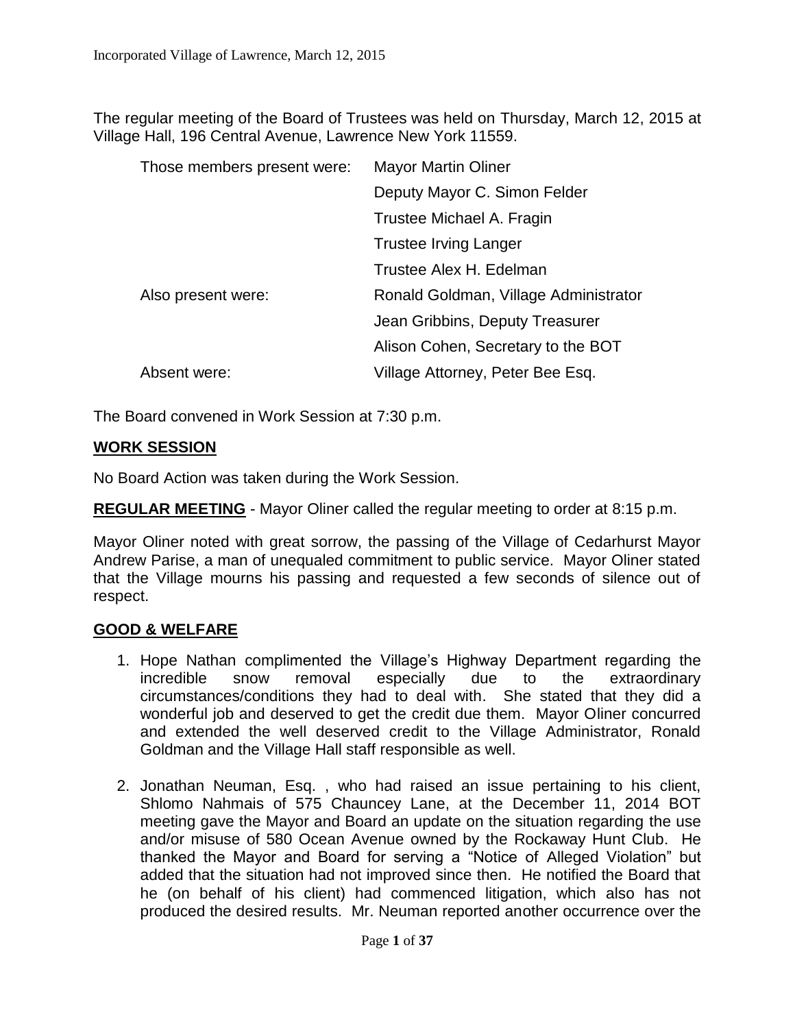The regular meeting of the Board of Trustees was held on Thursday, March 12, 2015 at Village Hall, 196 Central Avenue, Lawrence New York 11559.

| | |
|---|---|
| Those members present were: | Mayor Martin Oliner |
| | Deputy Mayor C. Simon Felder |
| | Trustee Michael A. Fragin |
| | Trustee Irving Langer |
| | Trustee Alex H. Edelman |
| Also present were: | Ronald Goldman, Village Administrator |
| | Jean Gribbins, Deputy Treasurer |
| | Alison Cohen, Secretary to the BOT |
| Absent were: | Village Attorney, Peter Bee Esq. |

The Board convened in Work Session at 7:30 p.m.

## WORK SESSION

No Board Action was taken during the Work Session.

**REGULAR MEETING** - Mayor Oliner called the regular meeting to order at 8:15 p.m.

Mayor Oliner noted with great sorrow, the passing of the Village of Cedarhurst Mayor Andrew Parise, a man of unequaled commitment to public service. Mayor Oliner stated that the Village mourns his passing and requested a few seconds of silence out of respect.

## GOOD & WELFARE

1. Hope Nathan complimented the Village's Highway Department regarding the incredible snow removal especially due to the extraordinary circumstances/conditions they had to deal with. She stated that they did a wonderful job and deserved to get the credit due them. Mayor Oliner concurred and extended the well deserved credit to the Village Administrator, Ronald Goldman and the Village Hall staff responsible as well.

2. Jonathan Neuman, Esq. , who had raised an issue pertaining to his client, Shlomo Nahmais of 575 Chauncey Lane, at the December 11, 2014 BOT meeting gave the Mayor and Board an update on the situation regarding the use and/or misuse of 580 Ocean Avenue owned by the Rockaway Hunt Club. He thanked the Mayor and Board for serving a "Notice of Alleged Violation" but added that the situation had not improved since then. He notified the Board that he (on behalf of his client) had commenced litigation, which also has not produced the desired results. Mr. Neuman reported another occurrence over the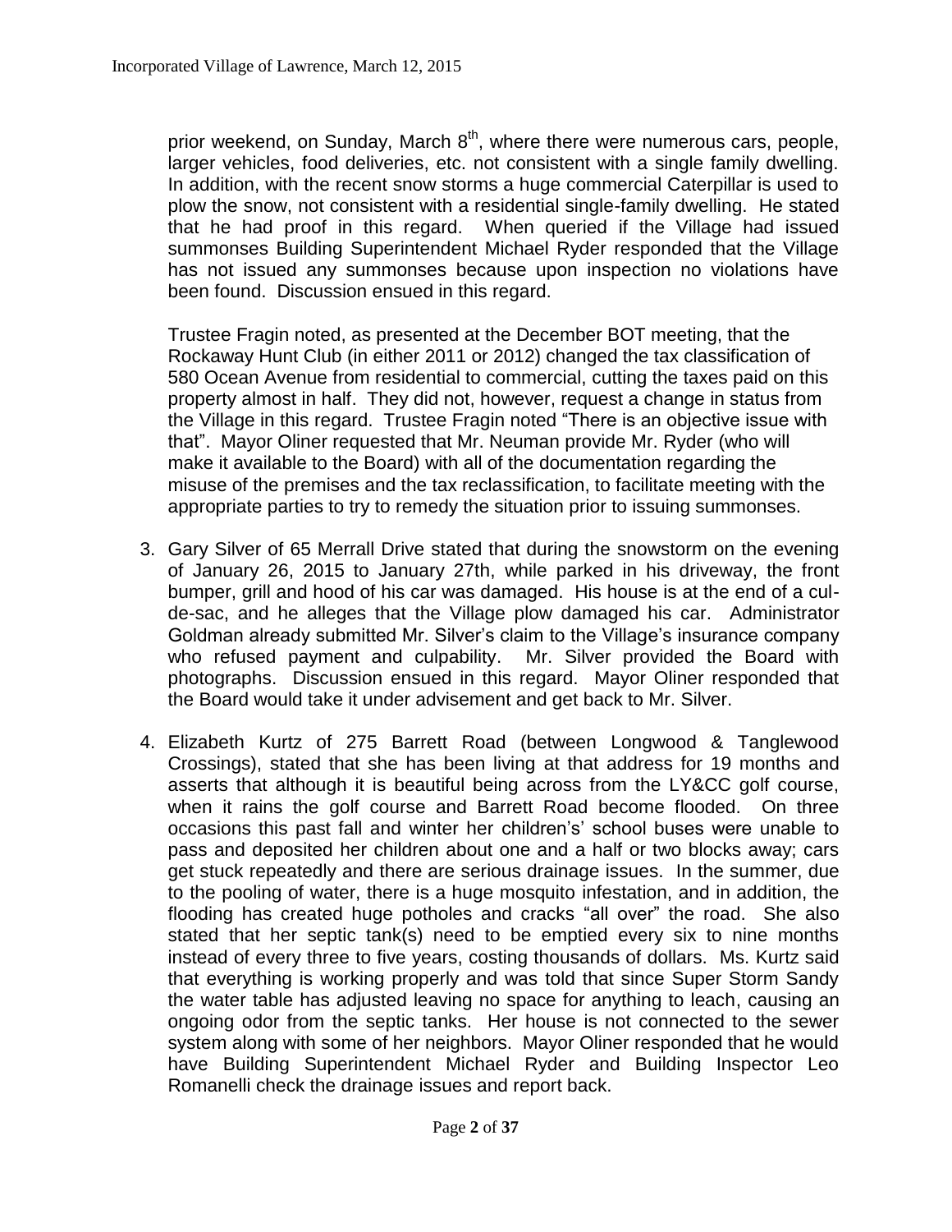prior weekend, on Sunday, March 8th, where there were numerous cars, people, larger vehicles, food deliveries, etc. not consistent with a single family dwelling. In addition, with the recent snow storms a huge commercial Caterpillar is used to plow the snow, not consistent with a residential single-family dwelling. He stated that he had proof in this regard. When queried if the Village had issued summonses Building Superintendent Michael Ryder responded that the Village has not issued any summonses because upon inspection no violations have been found. Discussion ensued in this regard.

Trustee Fragin noted, as presented at the December BOT meeting, that the Rockaway Hunt Club (in either 2011 or 2012) changed the tax classification of 580 Ocean Avenue from residential to commercial, cutting the taxes paid on this property almost in half. They did not, however, request a change in status from the Village in this regard. Trustee Fragin noted "There is an objective issue with that". Mayor Oliner requested that Mr. Neuman provide Mr. Ryder (who will make it available to the Board) with all of the documentation regarding the misuse of the premises and the tax reclassification, to facilitate meeting with the appropriate parties to try to remedy the situation prior to issuing summonses.

3. Gary Silver of 65 Merrall Drive stated that during the snowstorm on the evening of January 26, 2015 to January 27th, while parked in his driveway, the front bumper, grill and hood of his car was damaged. His house is at the end of a cul-de-sac, and he alleges that the Village plow damaged his car. Administrator Goldman already submitted Mr. Silver's claim to the Village's insurance company who refused payment and culpability. Mr. Silver provided the Board with photographs. Discussion ensued in this regard. Mayor Oliner responded that the Board would take it under advisement and get back to Mr. Silver.

4. Elizabeth Kurtz of 275 Barrett Road (between Longwood & Tanglewood Crossings), stated that she has been living at that address for 19 months and asserts that although it is beautiful being across from the LY&CC golf course, when it rains the golf course and Barrett Road become flooded. On three occasions this past fall and winter her children's' school buses were unable to pass and deposited her children about one and a half or two blocks away; cars get stuck repeatedly and there are serious drainage issues. In the summer, due to the pooling of water, there is a huge mosquito infestation, and in addition, the flooding has created huge potholes and cracks "all over" the road. She also stated that her septic tank(s) need to be emptied every six to nine months instead of every three to five years, costing thousands of dollars. Ms. Kurtz said that everything is working properly and was told that since Super Storm Sandy the water table has adjusted leaving no space for anything to leach, causing an ongoing odor from the septic tanks. Her house is not connected to the sewer system along with some of her neighbors. Mayor Oliner responded that he would have Building Superintendent Michael Ryder and Building Inspector Leo Romanelli check the drainage issues and report back.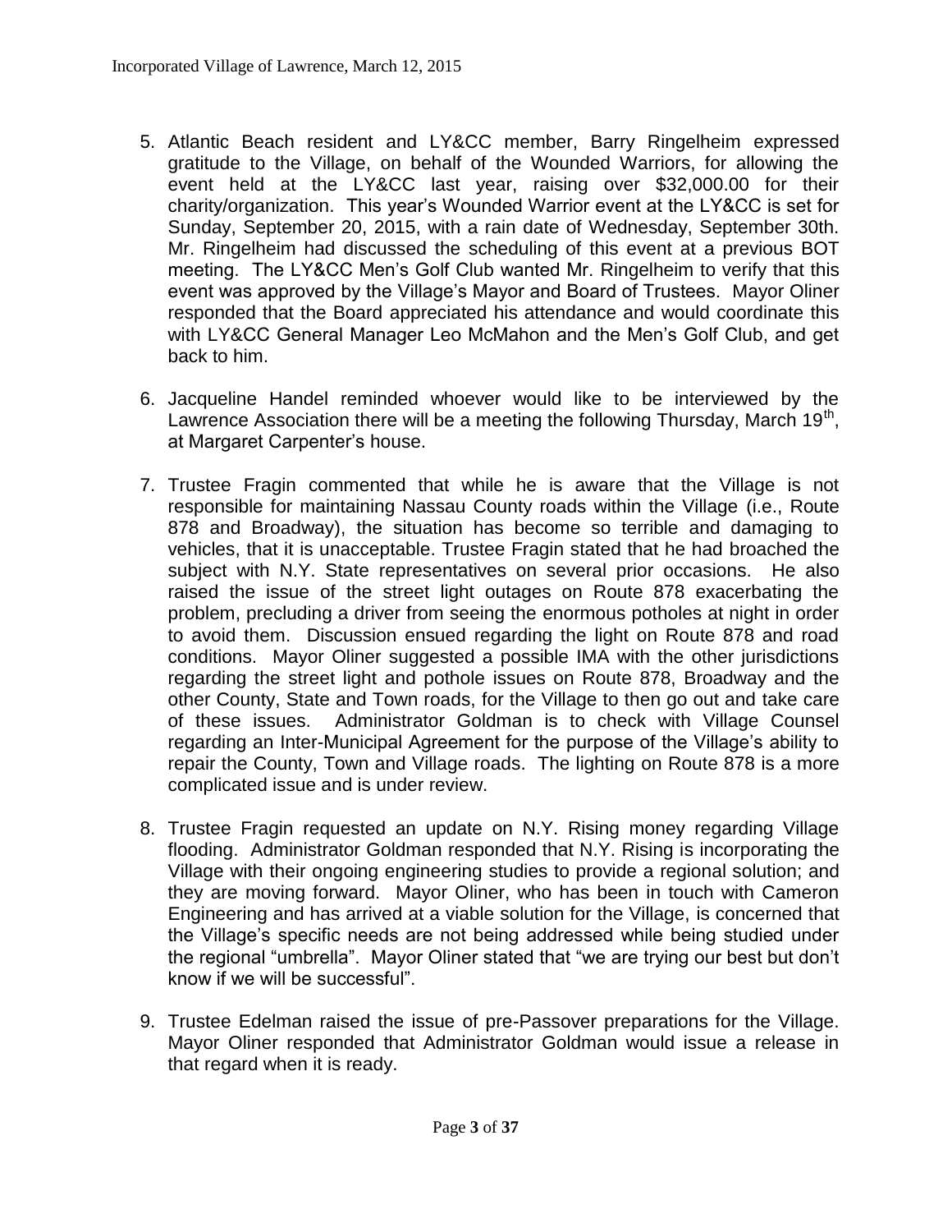5. Atlantic Beach resident and LY&CC member, Barry Ringelheim expressed gratitude to the Village, on behalf of the Wounded Warriors, for allowing the event held at the LY&CC last year, raising over $32,000.00 for their charity/organization. This year's Wounded Warrior event at the LY&CC is set for Sunday, September 20, 2015, with a rain date of Wednesday, September 30th. Mr. Ringelheim had discussed the scheduling of this event at a previous BOT meeting. The LY&CC Men's Golf Club wanted Mr. Ringelheim to verify that this event was approved by the Village's Mayor and Board of Trustees. Mayor Oliner responded that the Board appreciated his attendance and would coordinate this with LY&CC General Manager Leo McMahon and the Men's Golf Club, and get back to him.

6. Jacqueline Handel reminded whoever would like to be interviewed by the Lawrence Association there will be a meeting the following Thursday, March 19th, at Margaret Carpenter's house.

7. Trustee Fragin commented that while he is aware that the Village is not responsible for maintaining Nassau County roads within the Village (i.e., Route 878 and Broadway), the situation has become so terrible and damaging to vehicles, that it is unacceptable. Trustee Fragin stated that he had broached the subject with N.Y. State representatives on several prior occasions. He also raised the issue of the street light outages on Route 878 exacerbating the problem, precluding a driver from seeing the enormous potholes at night in order to avoid them. Discussion ensued regarding the light on Route 878 and road conditions. Mayor Oliner suggested a possible IMA with the other jurisdictions regarding the street light and pothole issues on Route 878, Broadway and the other County, State and Town roads, for the Village to then go out and take care of these issues. Administrator Goldman is to check with Village Counsel regarding an Inter-Municipal Agreement for the purpose of the Village's ability to repair the County, Town and Village roads. The lighting on Route 878 is a more complicated issue and is under review.

8. Trustee Fragin requested an update on N.Y. Rising money regarding Village flooding. Administrator Goldman responded that N.Y. Rising is incorporating the Village with their ongoing engineering studies to provide a regional solution; and they are moving forward. Mayor Oliner, who has been in touch with Cameron Engineering and has arrived at a viable solution for the Village, is concerned that the Village's specific needs are not being addressed while being studied under the regional "umbrella". Mayor Oliner stated that "we are trying our best but don't know if we will be successful".

9. Trustee Edelman raised the issue of pre-Passover preparations for the Village. Mayor Oliner responded that Administrator Goldman would issue a release in that regard when it is ready.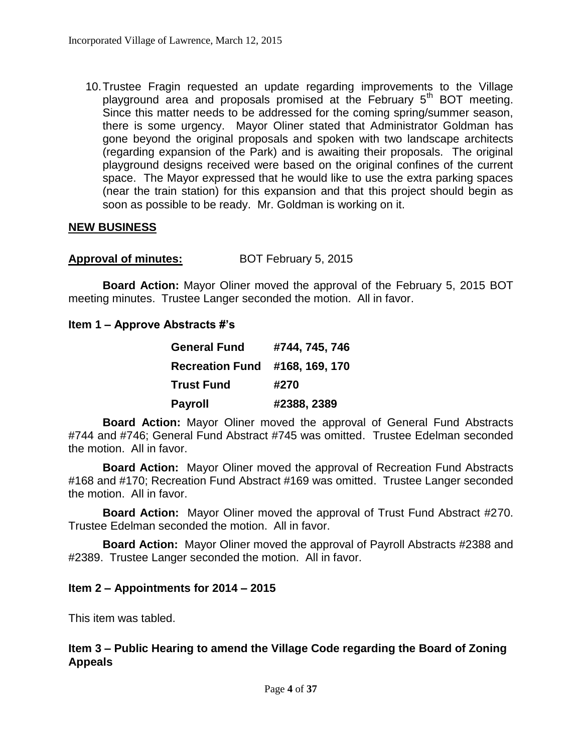10. Trustee Fragin requested an update regarding improvements to the Village playground area and proposals promised at the February 5th BOT meeting. Since this matter needs to be addressed for the coming spring/summer season, there is some urgency. Mayor Oliner stated that Administrator Goldman has gone beyond the original proposals and spoken with two landscape architects (regarding expansion of the Park) and is awaiting their proposals. The original playground designs received were based on the original confines of the current space. The Mayor expressed that he would like to use the extra parking spaces (near the train station) for this expansion and that this project should begin as soon as possible to be ready. Mr. Goldman is working on it.

## NEW BUSINESS

**Approval of minutes:** BOT February 5, 2015

**Board Action:** Mayor Oliner moved the approval of the February 5, 2015 BOT meeting minutes. Trustee Langer seconded the motion. All in favor.

### Item 1 – Approve Abstracts #'s

| | |
|---|---|
| **General Fund** | **#744, 745, 746** |
| **Recreation Fund** | **#168, 169, 170** |
| **Trust Fund** | **#270** |
| **Payroll** | **#2388, 2389** |

**Board Action:** Mayor Oliner moved the approval of General Fund Abstracts #744 and #746; General Fund Abstract #745 was omitted. Trustee Edelman seconded the motion. All in favor.

**Board Action:** Mayor Oliner moved the approval of Recreation Fund Abstracts #168 and #170; Recreation Fund Abstract #169 was omitted. Trustee Langer seconded the motion. All in favor.

**Board Action:** Mayor Oliner moved the approval of Trust Fund Abstract #270. Trustee Edelman seconded the motion. All in favor.

**Board Action:** Mayor Oliner moved the approval of Payroll Abstracts #2388 and #2389. Trustee Langer seconded the motion. All in favor.

### Item 2 – Appointments for 2014 – 2015

This item was tabled.

### Item 3 – Public Hearing to amend the Village Code regarding the Board of Zoning Appeals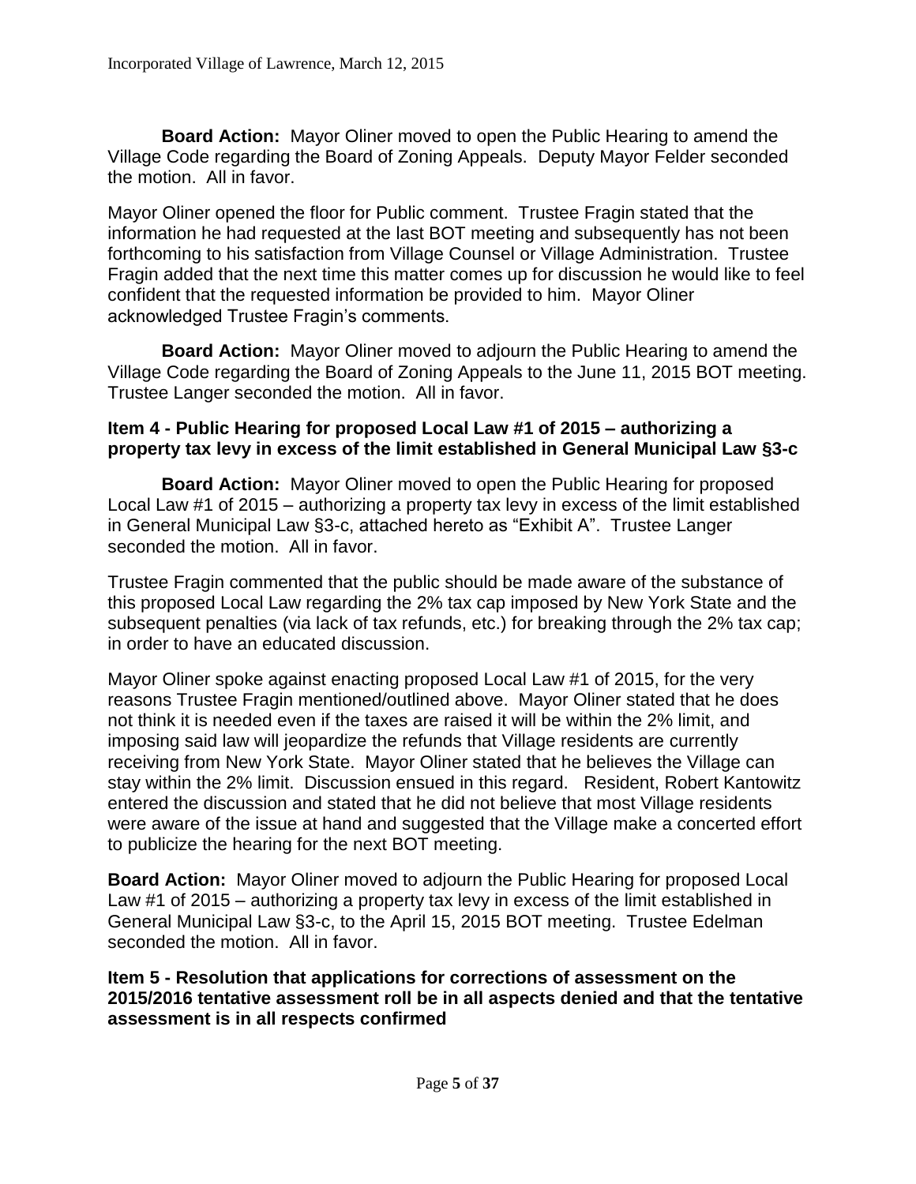**Board Action:** Mayor Oliner moved to open the Public Hearing to amend the Village Code regarding the Board of Zoning Appeals. Deputy Mayor Felder seconded the motion. All in favor.

Mayor Oliner opened the floor for Public comment. Trustee Fragin stated that the information he had requested at the last BOT meeting and subsequently has not been forthcoming to his satisfaction from Village Counsel or Village Administration. Trustee Fragin added that the next time this matter comes up for discussion he would like to feel confident that the requested information be provided to him. Mayor Oliner acknowledged Trustee Fragin's comments.

**Board Action:** Mayor Oliner moved to adjourn the Public Hearing to amend the Village Code regarding the Board of Zoning Appeals to the June 11, 2015 BOT meeting. Trustee Langer seconded the motion. All in favor.

**Item 4 - Public Hearing for proposed Local Law #1 of 2015 – authorizing a property tax levy in excess of the limit established in General Municipal Law §3-c**

**Board Action:** Mayor Oliner moved to open the Public Hearing for proposed Local Law #1 of 2015 – authorizing a property tax levy in excess of the limit established in General Municipal Law §3-c, attached hereto as "Exhibit A". Trustee Langer seconded the motion. All in favor.

Trustee Fragin commented that the public should be made aware of the substance of this proposed Local Law regarding the 2% tax cap imposed by New York State and the subsequent penalties (via lack of tax refunds, etc.) for breaking through the 2% tax cap; in order to have an educated discussion.

Mayor Oliner spoke against enacting proposed Local Law #1 of 2015, for the very reasons Trustee Fragin mentioned/outlined above. Mayor Oliner stated that he does not think it is needed even if the taxes are raised it will be within the 2% limit, and imposing said law will jeopardize the refunds that Village residents are currently receiving from New York State. Mayor Oliner stated that he believes the Village can stay within the 2% limit. Discussion ensued in this regard. Resident, Robert Kantowitz entered the discussion and stated that he did not believe that most Village residents were aware of the issue at hand and suggested that the Village make a concerted effort to publicize the hearing for the next BOT meeting.

**Board Action:** Mayor Oliner moved to adjourn the Public Hearing for proposed Local Law #1 of 2015 – authorizing a property tax levy in excess of the limit established in General Municipal Law §3-c, to the April 15, 2015 BOT meeting. Trustee Edelman seconded the motion. All in favor.

**Item 5 - Resolution that applications for corrections of assessment on the 2015/2016 tentative assessment roll be in all aspects denied and that the tentative assessment is in all respects confirmed**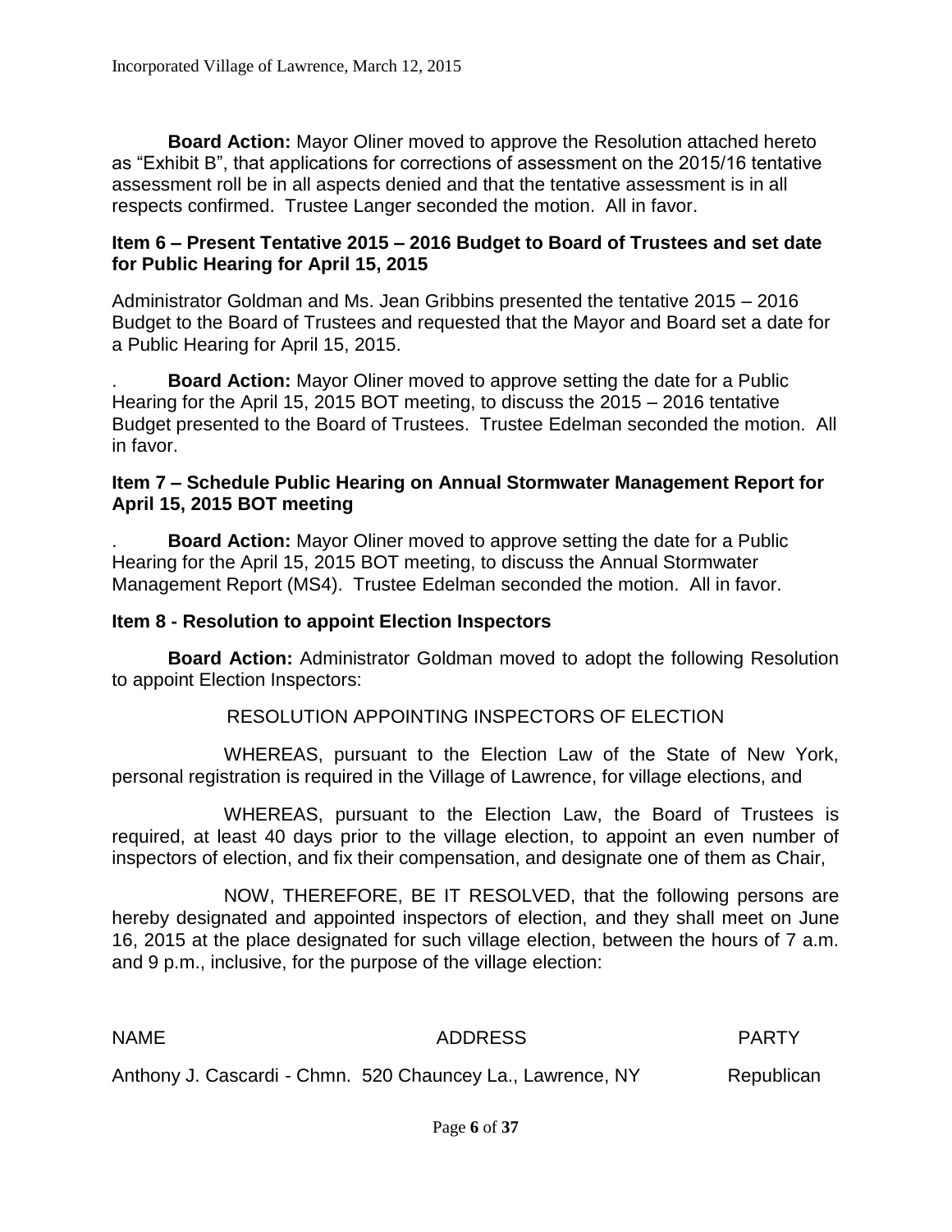**Board Action:** Mayor Oliner moved to approve the Resolution attached hereto as "Exhibit B", that applications for corrections of assessment on the 2015/16 tentative assessment roll be in all aspects denied and that the tentative assessment is in all respects confirmed. Trustee Langer seconded the motion. All in favor.

**Item 6 – Present Tentative 2015 – 2016 Budget to Board of Trustees and set date for Public Hearing for April 15, 2015**

Administrator Goldman and Ms. Jean Gribbins presented the tentative 2015 – 2016 Budget to the Board of Trustees and requested that the Mayor and Board set a date for a Public Hearing for April 15, 2015.

. **Board Action:** Mayor Oliner moved to approve setting the date for a Public Hearing for the April 15, 2015 BOT meeting, to discuss the 2015 – 2016 tentative Budget presented to the Board of Trustees. Trustee Edelman seconded the motion. All in favor.

**Item 7 – Schedule Public Hearing on Annual Stormwater Management Report for April 15, 2015 BOT meeting**

. **Board Action:** Mayor Oliner moved to approve setting the date for a Public Hearing for the April 15, 2015 BOT meeting, to discuss the Annual Stormwater Management Report (MS4). Trustee Edelman seconded the motion. All in favor.

**Item 8 - Resolution to appoint Election Inspectors**

**Board Action:** Administrator Goldman moved to adopt the following Resolution to appoint Election Inspectors:

RESOLUTION APPOINTING INSPECTORS OF ELECTION

WHEREAS, pursuant to the Election Law of the State of New York, personal registration is required in the Village of Lawrence, for village elections, and

WHEREAS, pursuant to the Election Law, the Board of Trustees is required, at least 40 days prior to the village election, to appoint an even number of inspectors of election, and fix their compensation, and designate one of them as Chair,

NOW, THEREFORE, BE IT RESOLVED, that the following persons are hereby designated and appointed inspectors of election, and they shall meet on June 16, 2015 at the place designated for such village election, between the hours of 7 a.m. and 9 p.m., inclusive, for the purpose of the village election:

| NAME | ADDRESS | PARTY |
|---|---|---|
| Anthony J. Cascardi - Chmn. | 520 Chauncey La., Lawrence, NY | Republican |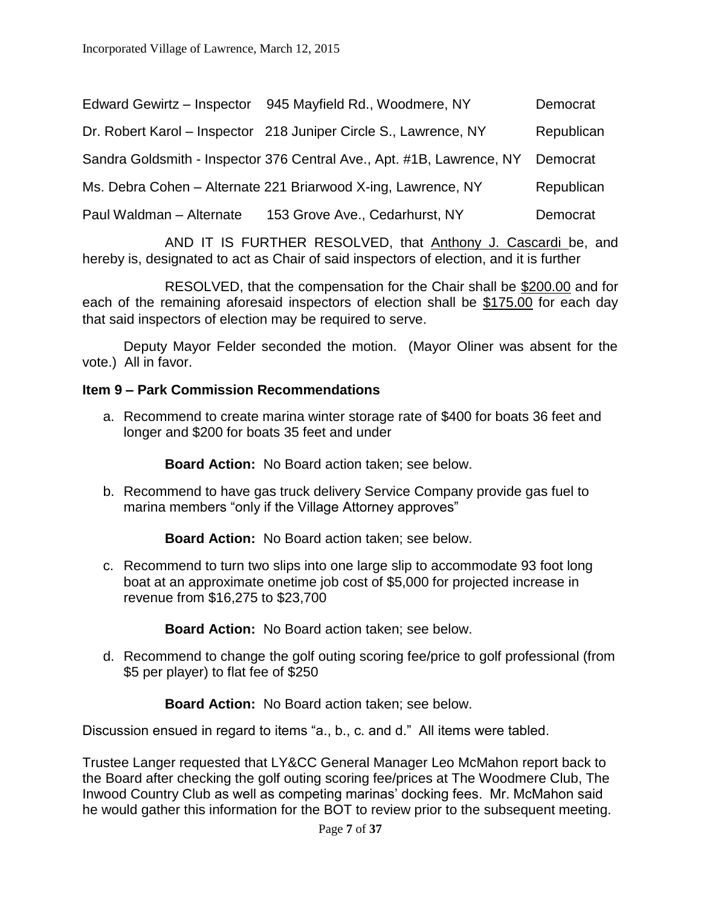| | | |
|---|---|---|
| Edward Gewirtz – Inspector | 945 Mayfield Rd., Woodmere, NY | Democrat |
| Dr. Robert Karol – Inspector | 218 Juniper Circle S., Lawrence, NY | Republican |
| Sandra Goldsmith - Inspector | 376 Central Ave., Apt. #1B, Lawrence, NY | Democrat |
| Ms. Debra Cohen – Alternate | 221 Briarwood X-ing, Lawrence, NY | Republican |
| Paul Waldman – Alternate | 153 Grove Ave., Cedarhurst, NY | Democrat |

AND IT IS FURTHER RESOLVED, that Anthony J. Cascardi be, and hereby is, designated to act as Chair of said inspectors of election, and it is further

RESOLVED, that the compensation for the Chair shall be $200.00 and for each of the remaining aforesaid inspectors of election shall be $175.00 for each day that said inspectors of election may be required to serve.

Deputy Mayor Felder seconded the motion. (Mayor Oliner was absent for the vote.) All in favor.

**Item 9 – Park Commission Recommendations**

a. Recommend to create marina winter storage rate of $400 for boats 36 feet and longer and $200 for boats 35 feet and under

   **Board Action:** No Board action taken; see below.

b. Recommend to have gas truck delivery Service Company provide gas fuel to marina members "only if the Village Attorney approves"

   **Board Action:** No Board action taken; see below.

c. Recommend to turn two slips into one large slip to accommodate 93 foot long boat at an approximate onetime job cost of $5,000 for projected increase in revenue from $16,275 to $23,700

   **Board Action:** No Board action taken; see below.

d. Recommend to change the golf outing scoring fee/price to golf professional (from $5 per player) to flat fee of $250

   **Board Action:** No Board action taken; see below.

Discussion ensued in regard to items "a., b., c. and d." All items were tabled.

Trustee Langer requested that LY&CC General Manager Leo McMahon report back to the Board after checking the golf outing scoring fee/prices at The Woodmere Club, The Inwood Country Club as well as competing marinas' docking fees. Mr. McMahon said he would gather this information for the BOT to review prior to the subsequent meeting.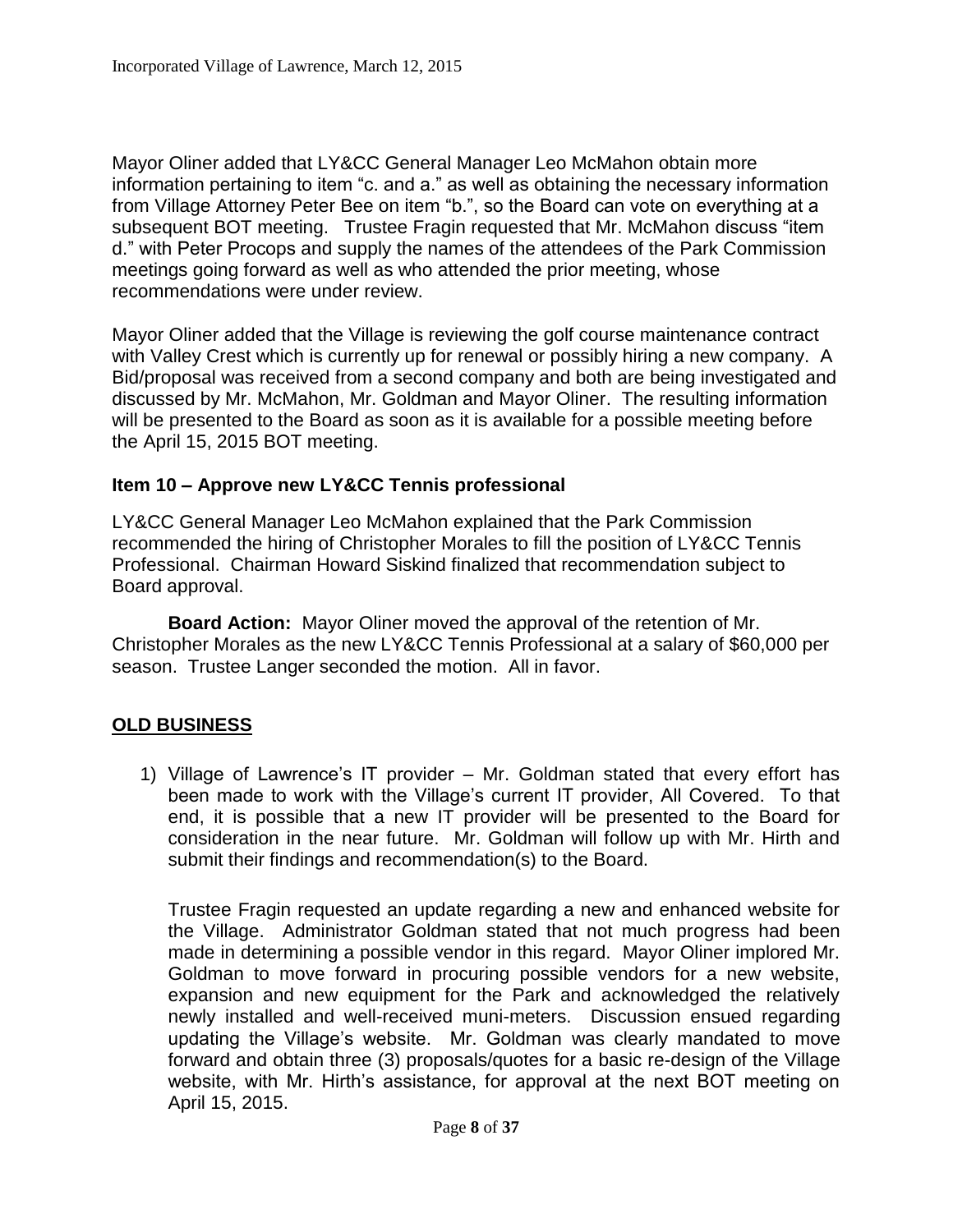Mayor Oliner added that LY&CC General Manager Leo McMahon obtain more information pertaining to item "c. and a." as well as obtaining the necessary information from Village Attorney Peter Bee on item "b.", so the Board can vote on everything at a subsequent BOT meeting. Trustee Fragin requested that Mr. McMahon discuss "item d." with Peter Procops and supply the names of the attendees of the Park Commission meetings going forward as well as who attended the prior meeting, whose recommendations were under review.

Mayor Oliner added that the Village is reviewing the golf course maintenance contract with Valley Crest which is currently up for renewal or possibly hiring a new company. A Bid/proposal was received from a second company and both are being investigated and discussed by Mr. McMahon, Mr. Goldman and Mayor Oliner. The resulting information will be presented to the Board as soon as it is available for a possible meeting before the April 15, 2015 BOT meeting.

### Item 10 – Approve new LY&CC Tennis professional

LY&CC General Manager Leo McMahon explained that the Park Commission recommended the hiring of Christopher Morales to fill the position of LY&CC Tennis Professional. Chairman Howard Siskind finalized that recommendation subject to Board approval.

**Board Action:** Mayor Oliner moved the approval of the retention of Mr. Christopher Morales as the new LY&CC Tennis Professional at a salary of $60,000 per season. Trustee Langer seconded the motion. All in favor.

## OLD BUSINESS

1) Village of Lawrence's IT provider – Mr. Goldman stated that every effort has been made to work with the Village's current IT provider, All Covered. To that end, it is possible that a new IT provider will be presented to the Board for consideration in the near future. Mr. Goldman will follow up with Mr. Hirth and submit their findings and recommendation(s) to the Board.

   Trustee Fragin requested an update regarding a new and enhanced website for the Village. Administrator Goldman stated that not much progress had been made in determining a possible vendor in this regard. Mayor Oliner implored Mr. Goldman to move forward in procuring possible vendors for a new website, expansion and new equipment for the Park and acknowledged the relatively newly installed and well-received muni-meters. Discussion ensued regarding updating the Village's website. Mr. Goldman was clearly mandated to move forward and obtain three (3) proposals/quotes for a basic re-design of the Village website, with Mr. Hirth's assistance, for approval at the next BOT meeting on April 15, 2015.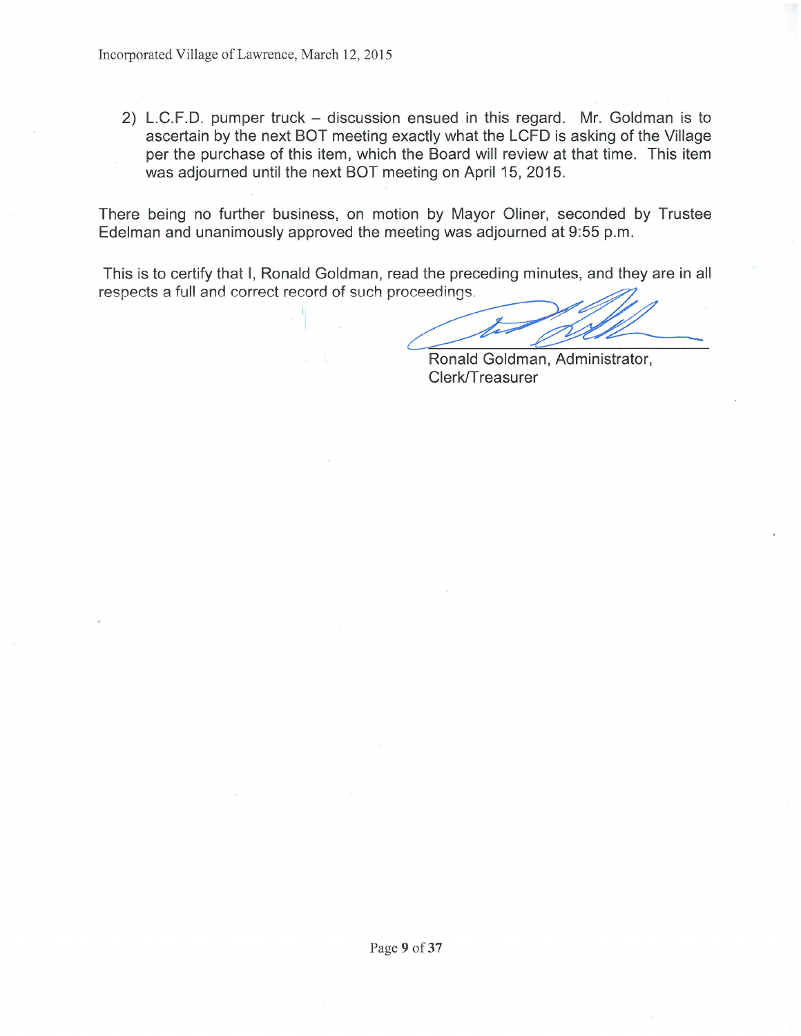2) L.C.F.D. pumper truck – discussion ensued in this regard. Mr. Goldman is to ascertain by the next BOT meeting exactly what the LCFD is asking of the Village per the purchase of this item, which the Board will review at that time. This item was adjourned until the next BOT meeting on April 15, 2015.

There being no further business, on motion by Mayor Oliner, seconded by Trustee Edelman and unanimously approved the meeting was adjourned at 9:55 p.m.

This is to certify that I, Ronald Goldman, read the preceding minutes, and they are in all respects a full and correct record of such proceedings.

Ronald Goldman, Administrator,
Clerk/Treasurer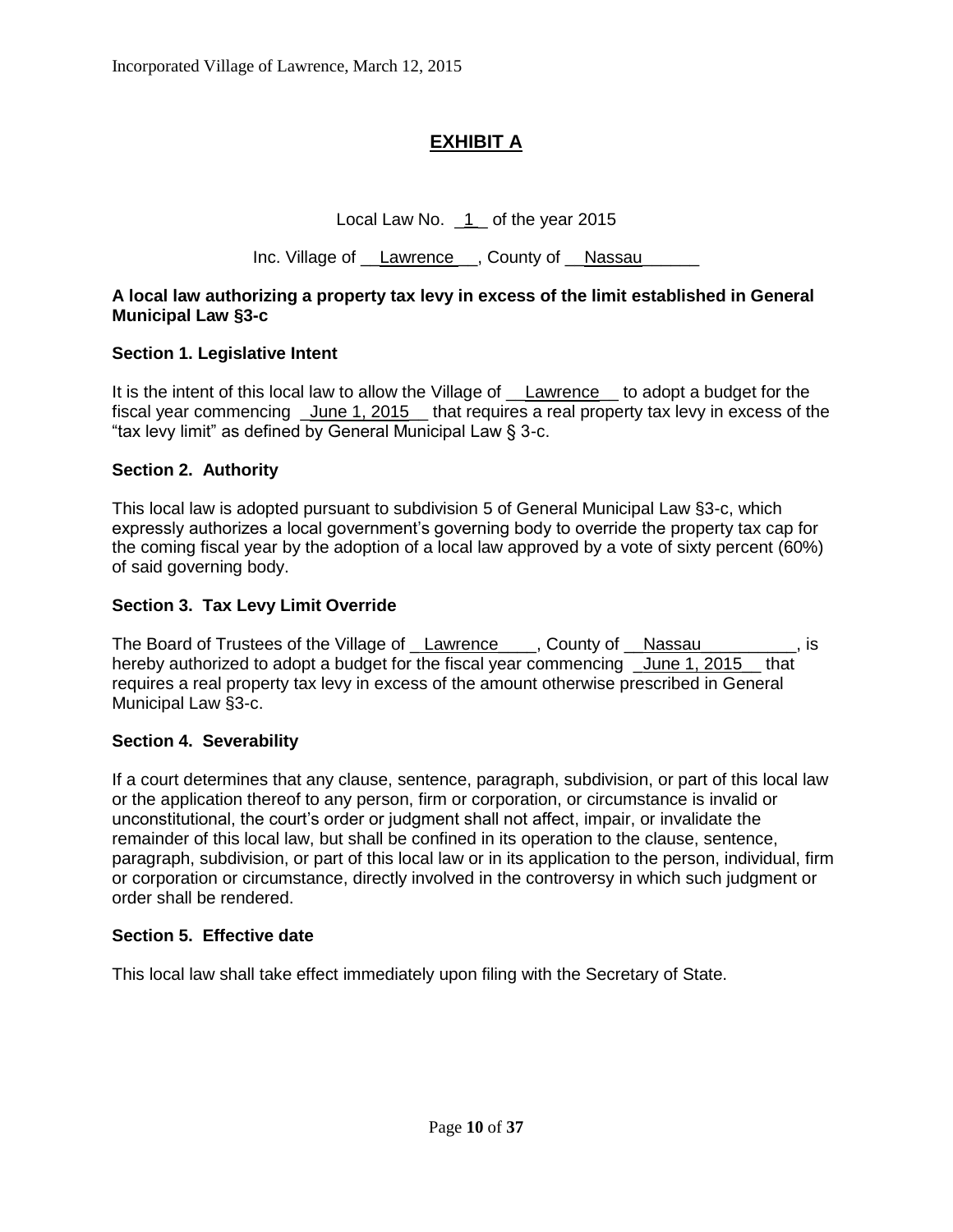# EXHIBIT A

Local Law No. _1_ of the year 2015

Inc. Village of __Lawrence__, County of __Nassau______

**A local law authorizing a property tax levy in excess of the limit established in General Municipal Law §3-c**

**Section 1. Legislative Intent**

It is the intent of this local law to allow the Village of __Lawrence__ to adopt a budget for the fiscal year commencing _June 1, 2015__ that requires a real property tax levy in excess of the "tax levy limit" as defined by General Municipal Law § 3-c.

**Section 2. Authority**

This local law is adopted pursuant to subdivision 5 of General Municipal Law §3-c, which expressly authorizes a local government's governing body to override the property tax cap for the coming fiscal year by the adoption of a local law approved by a vote of sixty percent (60%) of said governing body.

**Section 3. Tax Levy Limit Override**

The Board of Trustees of the Village of _Lawrence____, County of __Nassau__________, is hereby authorized to adopt a budget for the fiscal year commencing _June 1, 2015__ that requires a real property tax levy in excess of the amount otherwise prescribed in General Municipal Law §3-c.

**Section 4. Severability**

If a court determines that any clause, sentence, paragraph, subdivision, or part of this local law or the application thereof to any person, firm or corporation, or circumstance is invalid or unconstitutional, the court's order or judgment shall not affect, impair, or invalidate the remainder of this local law, but shall be confined in its operation to the clause, sentence, paragraph, subdivision, or part of this local law or in its application to the person, individual, firm or corporation or circumstance, directly involved in the controversy in which such judgment or order shall be rendered.

**Section 5. Effective date**

This local law shall take effect immediately upon filing with the Secretary of State.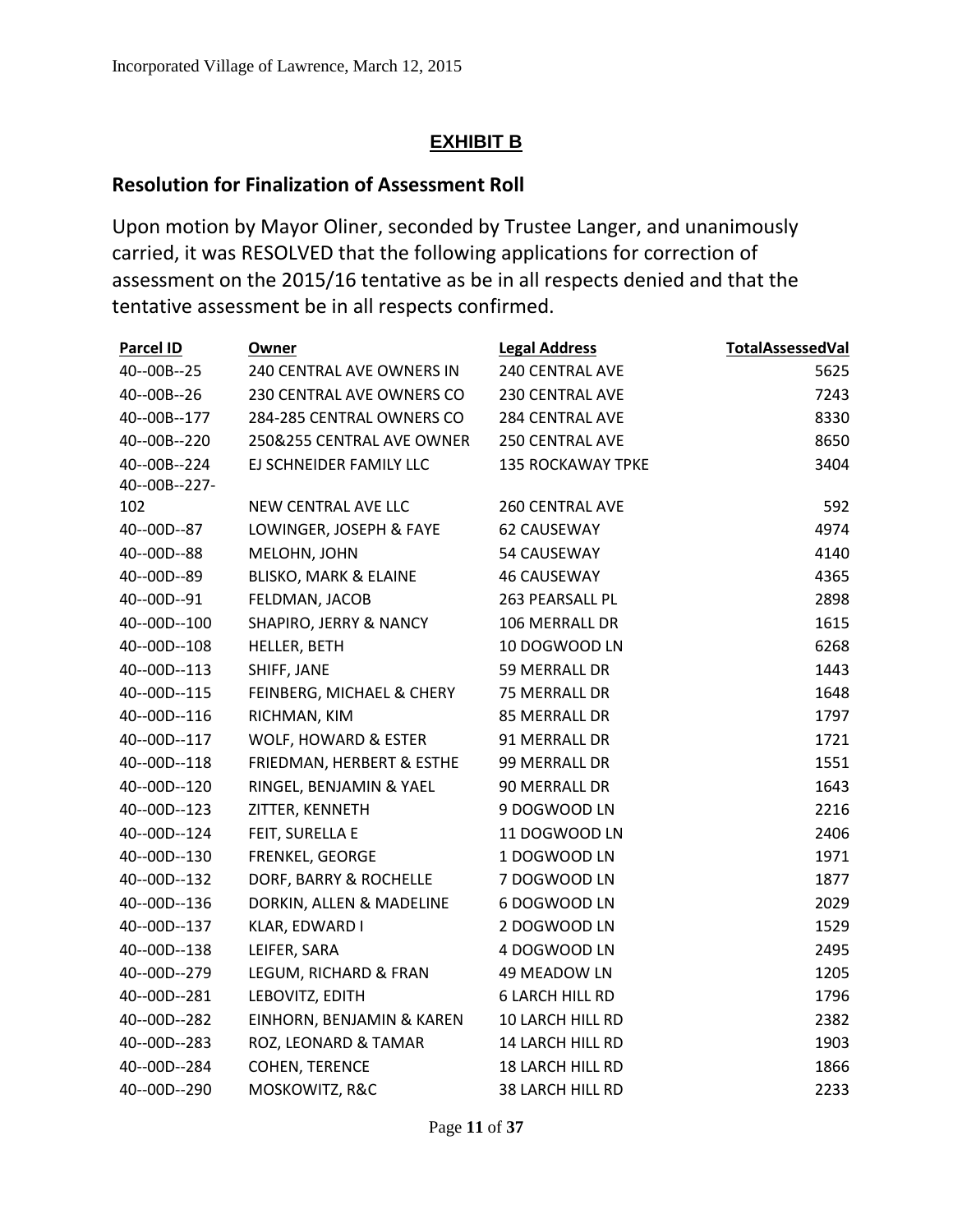## EXHIBIT B

### Resolution for Finalization of Assessment Roll

Upon motion by Mayor Oliner, seconded by Trustee Langer, and unanimously carried, it was RESOLVED that the following applications for correction of assessment on the 2015/16 tentative as be in all respects denied and that the tentative assessment be in all respects confirmed.

| Parcel ID | Owner | Legal Address | TotalAssessedVal |
|---|---|---|---|
| 40--00B--25 | 240 CENTRAL AVE OWNERS IN | 240 CENTRAL AVE | 5625 |
| 40--00B--26 | 230 CENTRAL AVE OWNERS CO | 230 CENTRAL AVE | 7243 |
| 40--00B--177 | 284-285 CENTRAL OWNERS CO | 284 CENTRAL AVE | 8330 |
| 40--00B--220 | 250&255 CENTRAL AVE OWNER | 250 CENTRAL AVE | 8650 |
| 40--00B--224 | EJ SCHNEIDER FAMILY LLC | 135 ROCKAWAY TPKE | 3404 |
| 40--00B--227-102 | NEW CENTRAL AVE LLC | 260 CENTRAL AVE | 592 |
| 40--00D--87 | LOWINGER, JOSEPH & FAYE | 62 CAUSEWAY | 4974 |
| 40--00D--88 | MELOHN, JOHN | 54 CAUSEWAY | 4140 |
| 40--00D--89 | BLISKO, MARK & ELAINE | 46 CAUSEWAY | 4365 |
| 40--00D--91 | FELDMAN, JACOB | 263 PEARSALL PL | 2898 |
| 40--00D--100 | SHAPIRO, JERRY & NANCY | 106 MERRALL DR | 1615 |
| 40--00D--108 | HELLER, BETH | 10 DOGWOOD LN | 6268 |
| 40--00D--113 | SHIFF, JANE | 59 MERRALL DR | 1443 |
| 40--00D--115 | FEINBERG, MICHAEL & CHERY | 75 MERRALL DR | 1648 |
| 40--00D--116 | RICHMAN, KIM | 85 MERRALL DR | 1797 |
| 40--00D--117 | WOLF, HOWARD & ESTER | 91 MERRALL DR | 1721 |
| 40--00D--118 | FRIEDMAN, HERBERT & ESTHE | 99 MERRALL DR | 1551 |
| 40--00D--120 | RINGEL, BENJAMIN & YAEL | 90 MERRALL DR | 1643 |
| 40--00D--123 | ZITTER, KENNETH | 9 DOGWOOD LN | 2216 |
| 40--00D--124 | FEIT, SURELLA E | 11 DOGWOOD LN | 2406 |
| 40--00D--130 | FRENKEL, GEORGE | 1 DOGWOOD LN | 1971 |
| 40--00D--132 | DORF, BARRY & ROCHELLE | 7 DOGWOOD LN | 1877 |
| 40--00D--136 | DORKIN, ALLEN & MADELINE | 6 DOGWOOD LN | 2029 |
| 40--00D--137 | KLAR, EDWARD I | 2 DOGWOOD LN | 1529 |
| 40--00D--138 | LEIFER, SARA | 4 DOGWOOD LN | 2495 |
| 40--00D--279 | LEGUM, RICHARD & FRAN | 49 MEADOW LN | 1205 |
| 40--00D--281 | LEBOVITZ, EDITH | 6 LARCH HILL RD | 1796 |
| 40--00D--282 | EINHORN, BENJAMIN & KAREN | 10 LARCH HILL RD | 2382 |
| 40--00D--283 | ROZ, LEONARD & TAMAR | 14 LARCH HILL RD | 1903 |
| 40--00D--284 | COHEN, TERENCE | 18 LARCH HILL RD | 1866 |
| 40--00D--290 | MOSKOWITZ, R&C | 38 LARCH HILL RD | 2233 |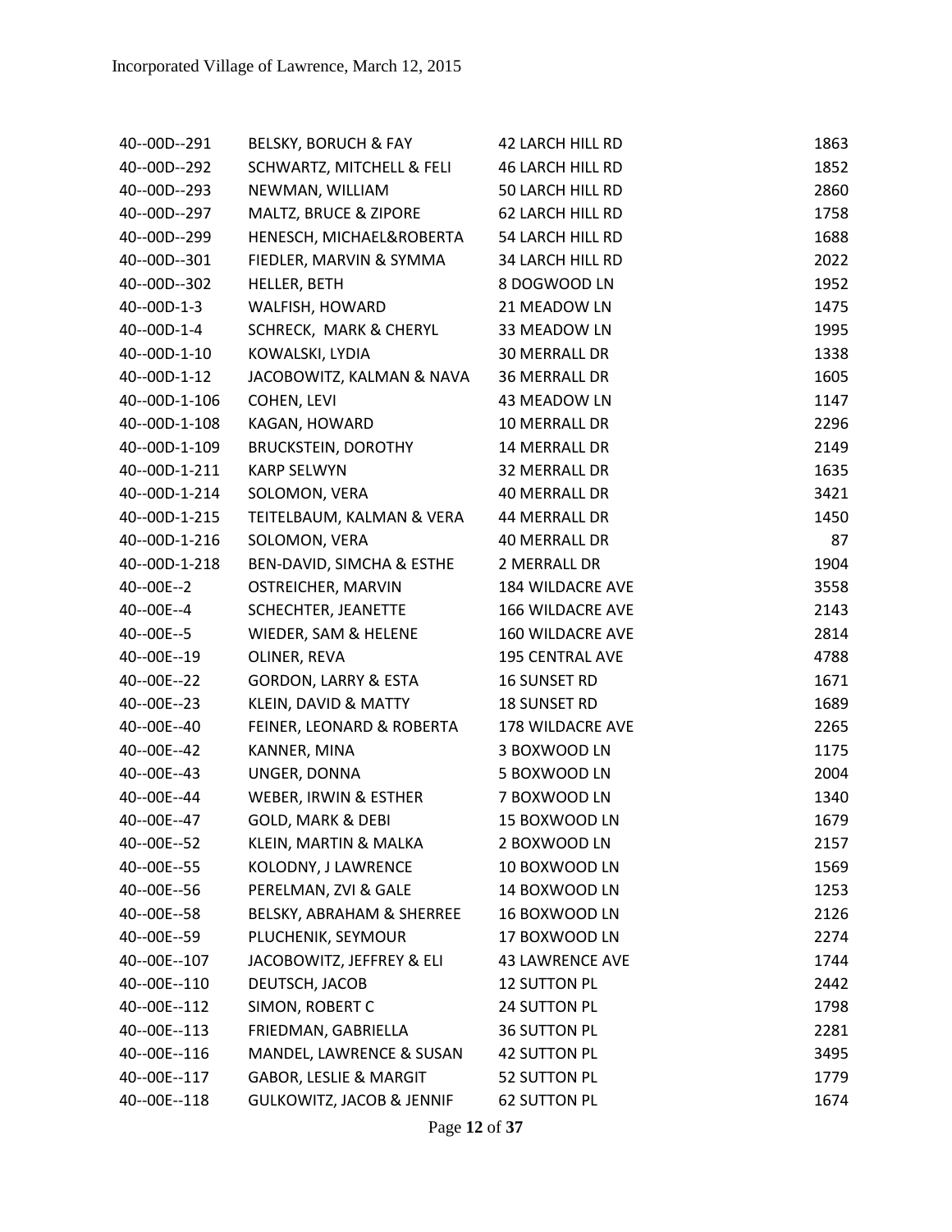| | | | |
|---|---|---|---|
| 40--00D--291 | BELSKY, BORUCH & FAY | 42 LARCH HILL RD | 1863 |
| 40--00D--292 | SCHWARTZ, MITCHELL & FELI | 46 LARCH HILL RD | 1852 |
| 40--00D--293 | NEWMAN, WILLIAM | 50 LARCH HILL RD | 2860 |
| 40--00D--297 | MALTZ, BRUCE & ZIPORE | 62 LARCH HILL RD | 1758 |
| 40--00D--299 | HENESCH, MICHAEL&ROBERTA | 54 LARCH HILL RD | 1688 |
| 40--00D--301 | FIEDLER, MARVIN & SYMMA | 34 LARCH HILL RD | 2022 |
| 40--00D--302 | HELLER, BETH | 8 DOGWOOD LN | 1952 |
| 40--00D-1-3 | WALFISH, HOWARD | 21 MEADOW LN | 1475 |
| 40--00D-1-4 | SCHRECK, MARK & CHERYL | 33 MEADOW LN | 1995 |
| 40--00D-1-10 | KOWALSKI, LYDIA | 30 MERRALL DR | 1338 |
| 40--00D-1-12 | JACOBOWITZ, KALMAN & NAVA | 36 MERRALL DR | 1605 |
| 40--00D-1-106 | COHEN, LEVI | 43 MEADOW LN | 1147 |
| 40--00D-1-108 | KAGAN, HOWARD | 10 MERRALL DR | 2296 |
| 40--00D-1-109 | BRUCKSTEIN, DOROTHY | 14 MERRALL DR | 2149 |
| 40--00D-1-211 | KARP SELWYN | 32 MERRALL DR | 1635 |
| 40--00D-1-214 | SOLOMON, VERA | 40 MERRALL DR | 3421 |
| 40--00D-1-215 | TEITELBAUM, KALMAN & VERA | 44 MERRALL DR | 1450 |
| 40--00D-1-216 | SOLOMON, VERA | 40 MERRALL DR | 87 |
| 40--00D-1-218 | BEN-DAVID, SIMCHA & ESTHE | 2 MERRALL DR | 1904 |
| 40--00E--2 | OSTREICHER, MARVIN | 184 WILDACRE AVE | 3558 |
| 40--00E--4 | SCHECHTER, JEANETTE | 166 WILDACRE AVE | 2143 |
| 40--00E--5 | WIEDER, SAM & HELENE | 160 WILDACRE AVE | 2814 |
| 40--00E--19 | OLINER, REVA | 195 CENTRAL AVE | 4788 |
| 40--00E--22 | GORDON, LARRY & ESTA | 16 SUNSET RD | 1671 |
| 40--00E--23 | KLEIN, DAVID & MATTY | 18 SUNSET RD | 1689 |
| 40--00E--40 | FEINER, LEONARD & ROBERTA | 178 WILDACRE AVE | 2265 |
| 40--00E--42 | KANNER, MINA | 3 BOXWOOD LN | 1175 |
| 40--00E--43 | UNGER, DONNA | 5 BOXWOOD LN | 2004 |
| 40--00E--44 | WEBER, IRWIN & ESTHER | 7 BOXWOOD LN | 1340 |
| 40--00E--47 | GOLD, MARK & DEBI | 15 BOXWOOD LN | 1679 |
| 40--00E--52 | KLEIN, MARTIN & MALKA | 2 BOXWOOD LN | 2157 |
| 40--00E--55 | KOLODNY, J LAWRENCE | 10 BOXWOOD LN | 1569 |
| 40--00E--56 | PERELMAN, ZVI & GALE | 14 BOXWOOD LN | 1253 |
| 40--00E--58 | BELSKY, ABRAHAM & SHERREE | 16 BOXWOOD LN | 2126 |
| 40--00E--59 | PLUCHENIK, SEYMOUR | 17 BOXWOOD LN | 2274 |
| 40--00E--107 | JACOBOWITZ, JEFFREY & ELI | 43 LAWRENCE AVE | 1744 |
| 40--00E--110 | DEUTSCH, JACOB | 12 SUTTON PL | 2442 |
| 40--00E--112 | SIMON, ROBERT C | 24 SUTTON PL | 1798 |
| 40--00E--113 | FRIEDMAN, GABRIELLA | 36 SUTTON PL | 2281 |
| 40--00E--116 | MANDEL, LAWRENCE & SUSAN | 42 SUTTON PL | 3495 |
| 40--00E--117 | GABOR, LESLIE & MARGIT | 52 SUTTON PL | 1779 |
| 40--00E--118 | GULKOWITZ, JACOB & JENNIF | 62 SUTTON PL | 1674 |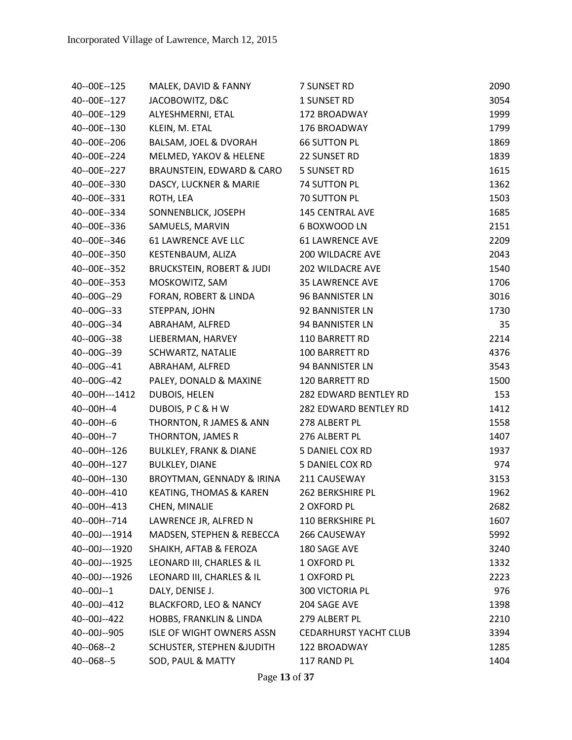| | | | |
|---|---|---|---|
| 40--00E--125 | MALEK, DAVID & FANNY | 7 SUNSET RD | 2090 |
| 40--00E--127 | JACOBOWITZ, D&C | 1 SUNSET RD | 3054 |
| 40--00E--129 | ALYESHMERNI, ETAL | 172 BROADWAY | 1999 |
| 40--00E--130 | KLEIN, M. ETAL | 176 BROADWAY | 1799 |
| 40--00E--206 | BALSAM, JOEL & DVORAH | 66 SUTTON PL | 1869 |
| 40--00E--224 | MELMED, YAKOV & HELENE | 22 SUNSET RD | 1839 |
| 40--00E--227 | BRAUNSTEIN, EDWARD & CARO | 5 SUNSET RD | 1615 |
| 40--00E--330 | DASCY, LUCKNER & MARIE | 74 SUTTON PL | 1362 |
| 40--00E--331 | ROTH, LEA | 70 SUTTON PL | 1503 |
| 40--00E--334 | SONNENBLICK, JOSEPH | 145 CENTRAL AVE | 1685 |
| 40--00E--336 | SAMUELS, MARVIN | 6 BOXWOOD LN | 2151 |
| 40--00E--346 | 61 LAWRENCE AVE LLC | 61 LAWRENCE AVE | 2209 |
| 40--00E--350 | KESTENBAUM, ALIZA | 200 WILDACRE AVE | 2043 |
| 40--00E--352 | BRUCKSTEIN, ROBERT & JUDI | 202 WILDACRE AVE | 1540 |
| 40--00E--353 | MOSKOWITZ, SAM | 35 LAWRENCE AVE | 1706 |
| 40--00G--29 | FORAN, ROBERT & LINDA | 96 BANNISTER LN | 3016 |
| 40--00G--33 | STEPPAN, JOHN | 92 BANNISTER LN | 1730 |
| 40--00G--34 | ABRAHAM, ALFRED | 94 BANNISTER LN | 35 |
| 40--00G--38 | LIEBERMAN, HARVEY | 110 BARRETT RD | 2214 |
| 40--00G--39 | SCHWARTZ, NATALIE | 100 BARRETT RD | 4376 |
| 40--00G--41 | ABRAHAM, ALFRED | 94 BANNISTER LN | 3543 |
| 40--00G--42 | PALEY, DONALD & MAXINE | 120 BARRETT RD | 1500 |
| 40--00H---1412 | DUBOIS, HELEN | 282 EDWARD BENTLEY RD | 153 |
| 40--00H--4 | DUBOIS, P C & H W | 282 EDWARD BENTLEY RD | 1412 |
| 40--00H--6 | THORNTON, R JAMES & ANN | 278 ALBERT PL | 1558 |
| 40--00H--7 | THORNTON, JAMES R | 276 ALBERT PL | 1407 |
| 40--00H--126 | BULKLEY, FRANK & DIANE | 5 DANIEL COX RD | 1937 |
| 40--00H--127 | BULKLEY, DIANE | 5 DANIEL COX RD | 974 |
| 40--00H--130 | BROYTMAN, GENNADY & IRINA | 211 CAUSEWAY | 3153 |
| 40--00H--410 | KEATING, THOMAS & KAREN | 262 BERKSHIRE PL | 1962 |
| 40--00H--413 | CHEN, MINALIE | 2 OXFORD PL | 2682 |
| 40--00H--714 | LAWRENCE JR, ALFRED N | 110 BERKSHIRE PL | 1607 |
| 40--00J---1914 | MADSEN, STEPHEN & REBECCA | 266 CAUSEWAY | 5992 |
| 40--00J---1920 | SHAIKH, AFTAB & FEROZA | 180 SAGE AVE | 3240 |
| 40--00J---1925 | LEONARD III, CHARLES & IL | 1 OXFORD PL | 1332 |
| 40--00J---1926 | LEONARD III, CHARLES & IL | 1 OXFORD PL | 2223 |
| 40--00J--1 | DALY, DENISE J. | 300 VICTORIA PL | 976 |
| 40--00J--412 | BLACKFORD, LEO & NANCY | 204 SAGE AVE | 1398 |
| 40--00J--422 | HOBBS, FRANKLIN & LINDA | 279 ALBERT PL | 2210 |
| 40--00J--905 | ISLE OF WIGHT OWNERS ASSN | CEDARHURST YACHT CLUB | 3394 |
| 40--068--2 | SCHUSTER, STEPHEN &JUDITH | 122 BROADWAY | 1285 |
| 40--068--5 | SOD, PAUL & MATTY | 117 RAND PL | 1404 |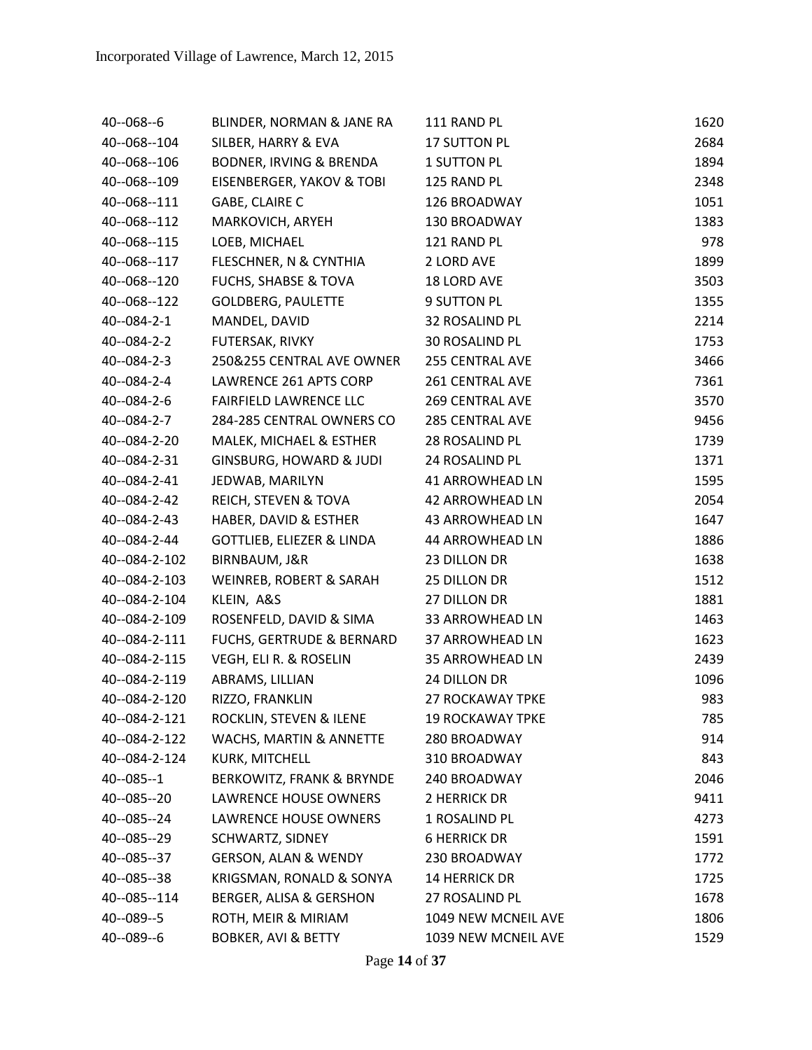| | | | |
|---|---|---|---|
| 40--068--6 | BLINDER, NORMAN & JANE RA | 111 RAND PL | 1620 |
| 40--068--104 | SILBER, HARRY & EVA | 17 SUTTON PL | 2684 |
| 40--068--106 | BODNER, IRVING & BRENDA | 1 SUTTON PL | 1894 |
| 40--068--109 | EISENBERGER, YAKOV & TOBI | 125 RAND PL | 2348 |
| 40--068--111 | GABE, CLAIRE C | 126 BROADWAY | 1051 |
| 40--068--112 | MARKOVICH, ARYEH | 130 BROADWAY | 1383 |
| 40--068--115 | LOEB, MICHAEL | 121 RAND PL | 978 |
| 40--068--117 | FLESCHNER, N & CYNTHIA | 2 LORD AVE | 1899 |
| 40--068--120 | FUCHS, SHABSE & TOVA | 18 LORD AVE | 3503 |
| 40--068--122 | GOLDBERG, PAULETTE | 9 SUTTON PL | 1355 |
| 40--084-2-1 | MANDEL, DAVID | 32 ROSALIND PL | 2214 |
| 40--084-2-2 | FUTERSAK, RIVKY | 30 ROSALIND PL | 1753 |
| 40--084-2-3 | 250&255 CENTRAL AVE OWNER | 255 CENTRAL AVE | 3466 |
| 40--084-2-4 | LAWRENCE 261 APTS CORP | 261 CENTRAL AVE | 7361 |
| 40--084-2-6 | FAIRFIELD LAWRENCE LLC | 269 CENTRAL AVE | 3570 |
| 40--084-2-7 | 284-285 CENTRAL OWNERS CO | 285 CENTRAL AVE | 9456 |
| 40--084-2-20 | MALEK, MICHAEL & ESTHER | 28 ROSALIND PL | 1739 |
| 40--084-2-31 | GINSBURG, HOWARD & JUDI | 24 ROSALIND PL | 1371 |
| 40--084-2-41 | JEDWAB, MARILYN | 41 ARROWHEAD LN | 1595 |
| 40--084-2-42 | REICH, STEVEN & TOVA | 42 ARROWHEAD LN | 2054 |
| 40--084-2-43 | HABER, DAVID & ESTHER | 43 ARROWHEAD LN | 1647 |
| 40--084-2-44 | GOTTLIEB, ELIEZER & LINDA | 44 ARROWHEAD LN | 1886 |
| 40--084-2-102 | BIRNBAUM, J&R | 23 DILLON DR | 1638 |
| 40--084-2-103 | WEINREB, ROBERT & SARAH | 25 DILLON DR | 1512 |
| 40--084-2-104 | KLEIN, A&S | 27 DILLON DR | 1881 |
| 40--084-2-109 | ROSENFELD, DAVID & SIMA | 33 ARROWHEAD LN | 1463 |
| 40--084-2-111 | FUCHS, GERTRUDE & BERNARD | 37 ARROWHEAD LN | 1623 |
| 40--084-2-115 | VEGH, ELI R. & ROSELIN | 35 ARROWHEAD LN | 2439 |
| 40--084-2-119 | ABRAMS, LILLIAN | 24 DILLON DR | 1096 |
| 40--084-2-120 | RIZZO, FRANKLIN | 27 ROCKAWAY TPKE | 983 |
| 40--084-2-121 | ROCKLIN, STEVEN & ILENE | 19 ROCKAWAY TPKE | 785 |
| 40--084-2-122 | WACHS, MARTIN & ANNETTE | 280 BROADWAY | 914 |
| 40--084-2-124 | KURK, MITCHELL | 310 BROADWAY | 843 |
| 40--085--1 | BERKOWITZ, FRANK & BRYNDE | 240 BROADWAY | 2046 |
| 40--085--20 | LAWRENCE HOUSE OWNERS | 2 HERRICK DR | 9411 |
| 40--085--24 | LAWRENCE HOUSE OWNERS | 1 ROSALIND PL | 4273 |
| 40--085--29 | SCHWARTZ, SIDNEY | 6 HERRICK DR | 1591 |
| 40--085--37 | GERSON, ALAN & WENDY | 230 BROADWAY | 1772 |
| 40--085--38 | KRIGSMAN, RONALD & SONYA | 14 HERRICK DR | 1725 |
| 40--085--114 | BERGER, ALISA & GERSHON | 27 ROSALIND PL | 1678 |
| 40--089--5 | ROTH, MEIR & MIRIAM | 1049 NEW MCNEIL AVE | 1806 |
| 40--089--6 | BOBKER, AVI & BETTY | 1039 NEW MCNEIL AVE | 1529 |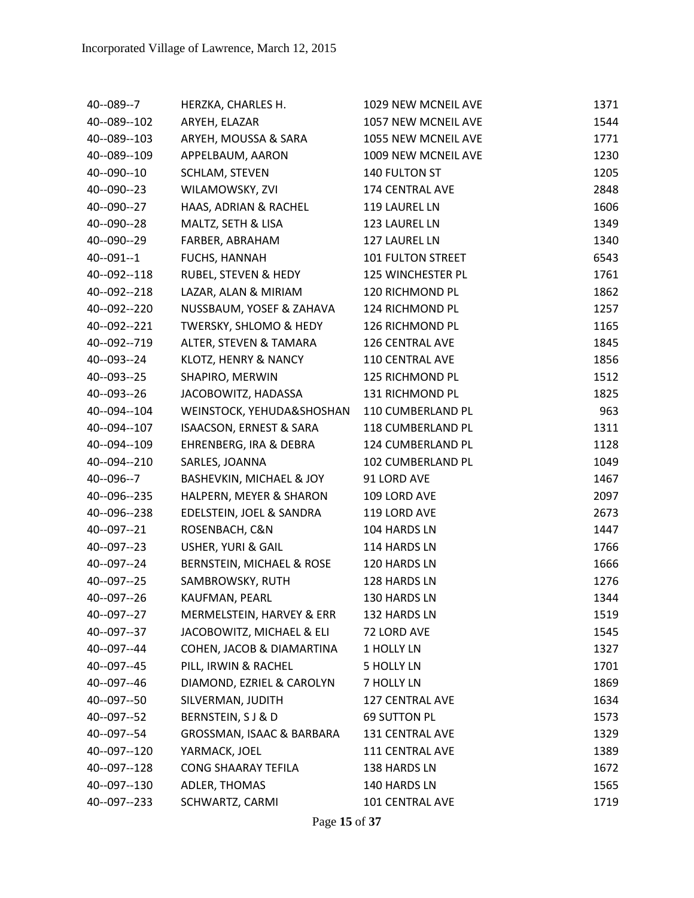| | | | |
|---|---|---|---|
| 40--089--7 | HERZKA, CHARLES H. | 1029 NEW MCNEIL AVE | 1371 |
| 40--089--102 | ARYEH, ELAZAR | 1057 NEW MCNEIL AVE | 1544 |
| 40--089--103 | ARYEH, MOUSSA & SARA | 1055 NEW MCNEIL AVE | 1771 |
| 40--089--109 | APPELBAUM, AARON | 1009 NEW MCNEIL AVE | 1230 |
| 40--090--10 | SCHLAM, STEVEN | 140 FULTON ST | 1205 |
| 40--090--23 | WILAMOWSKY, ZVI | 174 CENTRAL AVE | 2848 |
| 40--090--27 | HAAS, ADRIAN & RACHEL | 119 LAUREL LN | 1606 |
| 40--090--28 | MALTZ, SETH & LISA | 123 LAUREL LN | 1349 |
| 40--090--29 | FARBER, ABRAHAM | 127 LAUREL LN | 1340 |
| 40--091--1 | FUCHS, HANNAH | 101 FULTON STREET | 6543 |
| 40--092--118 | RUBEL, STEVEN & HEDY | 125 WINCHESTER PL | 1761 |
| 40--092--218 | LAZAR, ALAN & MIRIAM | 120 RICHMOND PL | 1862 |
| 40--092--220 | NUSSBAUM, YOSEF & ZAHAVA | 124 RICHMOND PL | 1257 |
| 40--092--221 | TWERSKY, SHLOMO & HEDY | 126 RICHMOND PL | 1165 |
| 40--092--719 | ALTER, STEVEN & TAMARA | 126 CENTRAL AVE | 1845 |
| 40--093--24 | KLOTZ, HENRY & NANCY | 110 CENTRAL AVE | 1856 |
| 40--093--25 | SHAPIRO, MERWIN | 125 RICHMOND PL | 1512 |
| 40--093--26 | JACOBOWITZ, HADASSA | 131 RICHMOND PL | 1825 |
| 40--094--104 | WEINSTOCK, YEHUDA&SHOSHAN | 110 CUMBERLAND PL | 963 |
| 40--094--107 | ISAACSON, ERNEST & SARA | 118 CUMBERLAND PL | 1311 |
| 40--094--109 | EHRENBERG, IRA & DEBRA | 124 CUMBERLAND PL | 1128 |
| 40--094--210 | SARLES, JOANNA | 102 CUMBERLAND PL | 1049 |
| 40--096--7 | BASHEVKIN, MICHAEL & JOY | 91 LORD AVE | 1467 |
| 40--096--235 | HALPERN, MEYER & SHARON | 109 LORD AVE | 2097 |
| 40--096--238 | EDELSTEIN, JOEL & SANDRA | 119 LORD AVE | 2673 |
| 40--097--21 | ROSENBACH, C&N | 104 HARDS LN | 1447 |
| 40--097--23 | USHER, YURI & GAIL | 114 HARDS LN | 1766 |
| 40--097--24 | BERNSTEIN, MICHAEL & ROSE | 120 HARDS LN | 1666 |
| 40--097--25 | SAMBROWSKY, RUTH | 128 HARDS LN | 1276 |
| 40--097--26 | KAUFMAN, PEARL | 130 HARDS LN | 1344 |
| 40--097--27 | MERMELSTEIN, HARVEY & ERR | 132 HARDS LN | 1519 |
| 40--097--37 | JACOBOWITZ, MICHAEL & ELI | 72 LORD AVE | 1545 |
| 40--097--44 | COHEN, JACOB & DIAMARTINA | 1 HOLLY LN | 1327 |
| 40--097--45 | PILL, IRWIN & RACHEL | 5 HOLLY LN | 1701 |
| 40--097--46 | DIAMOND, EZRIEL & CAROLYN | 7 HOLLY LN | 1869 |
| 40--097--50 | SILVERMAN, JUDITH | 127 CENTRAL AVE | 1634 |
| 40--097--52 | BERNSTEIN, S J & D | 69 SUTTON PL | 1573 |
| 40--097--54 | GROSSMAN, ISAAC & BARBARA | 131 CENTRAL AVE | 1329 |
| 40--097--120 | YARMACK, JOEL | 111 CENTRAL AVE | 1389 |
| 40--097--128 | CONG SHAARAY TEFILA | 138 HARDS LN | 1672 |
| 40--097--130 | ADLER, THOMAS | 140 HARDS LN | 1565 |
| 40--097--233 | SCHWARTZ, CARMI | 101 CENTRAL AVE | 1719 |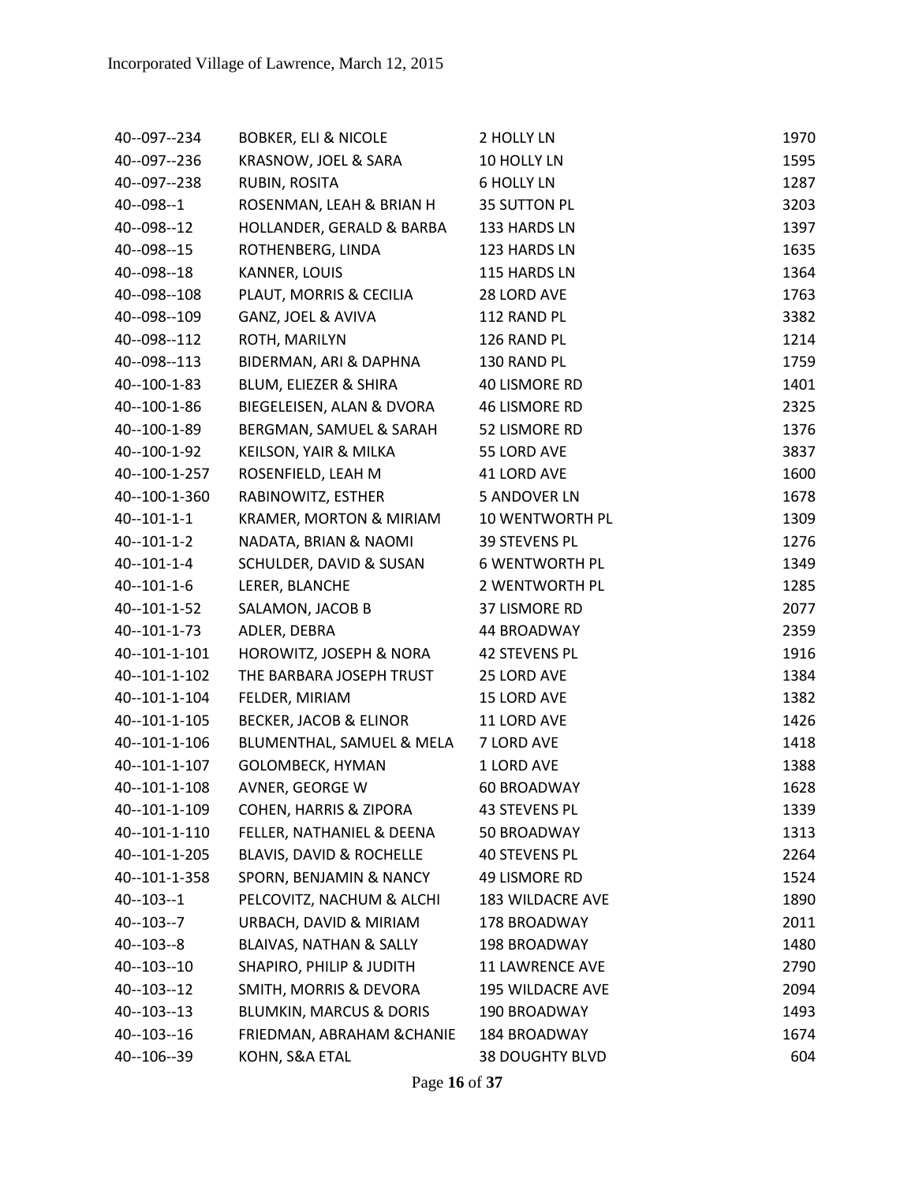| | | | |
|---|---|---|---|
| 40--097--234 | BOBKER, ELI & NICOLE | 2 HOLLY LN | 1970 |
| 40--097--236 | KRASNOW, JOEL & SARA | 10 HOLLY LN | 1595 |
| 40--097--238 | RUBIN, ROSITA | 6 HOLLY LN | 1287 |
| 40--098--1 | ROSENMAN, LEAH & BRIAN H | 35 SUTTON PL | 3203 |
| 40--098--12 | HOLLANDER, GERALD & BARBA | 133 HARDS LN | 1397 |
| 40--098--15 | ROTHENBERG, LINDA | 123 HARDS LN | 1635 |
| 40--098--18 | KANNER, LOUIS | 115 HARDS LN | 1364 |
| 40--098--108 | PLAUT, MORRIS & CECILIA | 28 LORD AVE | 1763 |
| 40--098--109 | GANZ, JOEL & AVIVA | 112 RAND PL | 3382 |
| 40--098--112 | ROTH, MARILYN | 126 RAND PL | 1214 |
| 40--098--113 | BIDERMAN, ARI & DAPHNA | 130 RAND PL | 1759 |
| 40--100-1-83 | BLUM, ELIEZER & SHIRA | 40 LISMORE RD | 1401 |
| 40--100-1-86 | BIEGELEISEN, ALAN & DVORA | 46 LISMORE RD | 2325 |
| 40--100-1-89 | BERGMAN, SAMUEL & SARAH | 52 LISMORE RD | 1376 |
| 40--100-1-92 | KEILSON, YAIR & MILKA | 55 LORD AVE | 3837 |
| 40--100-1-257 | ROSENFIELD, LEAH M | 41 LORD AVE | 1600 |
| 40--100-1-360 | RABINOWITZ, ESTHER | 5 ANDOVER LN | 1678 |
| 40--101-1-1 | KRAMER, MORTON & MIRIAM | 10 WENTWORTH PL | 1309 |
| 40--101-1-2 | NADATA, BRIAN & NAOMI | 39 STEVENS PL | 1276 |
| 40--101-1-4 | SCHULDER, DAVID & SUSAN | 6 WENTWORTH PL | 1349 |
| 40--101-1-6 | LERER, BLANCHE | 2 WENTWORTH PL | 1285 |
| 40--101-1-52 | SALAMON, JACOB B | 37 LISMORE RD | 2077 |
| 40--101-1-73 | ADLER, DEBRA | 44 BROADWAY | 2359 |
| 40--101-1-101 | HOROWITZ, JOSEPH & NORA | 42 STEVENS PL | 1916 |
| 40--101-1-102 | THE BARBARA JOSEPH TRUST | 25 LORD AVE | 1384 |
| 40--101-1-104 | FELDER, MIRIAM | 15 LORD AVE | 1382 |
| 40--101-1-105 | BECKER, JACOB & ELINOR | 11 LORD AVE | 1426 |
| 40--101-1-106 | BLUMENTHAL, SAMUEL & MELA | 7 LORD AVE | 1418 |
| 40--101-1-107 | GOLOMBECK, HYMAN | 1 LORD AVE | 1388 |
| 40--101-1-108 | AVNER, GEORGE W | 60 BROADWAY | 1628 |
| 40--101-1-109 | COHEN, HARRIS & ZIPORA | 43 STEVENS PL | 1339 |
| 40--101-1-110 | FELLER, NATHANIEL & DEENA | 50 BROADWAY | 1313 |
| 40--101-1-205 | BLAVIS, DAVID & ROCHELLE | 40 STEVENS PL | 2264 |
| 40--101-1-358 | SPORN, BENJAMIN & NANCY | 49 LISMORE RD | 1524 |
| 40--103--1 | PELCOVITZ, NACHUM & ALCHI | 183 WILDACRE AVE | 1890 |
| 40--103--7 | URBACH, DAVID & MIRIAM | 178 BROADWAY | 2011 |
| 40--103--8 | BLAIVAS, NATHAN & SALLY | 198 BROADWAY | 1480 |
| 40--103--10 | SHAPIRO, PHILIP & JUDITH | 11 LAWRENCE AVE | 2790 |
| 40--103--12 | SMITH, MORRIS & DEVORA | 195 WILDACRE AVE | 2094 |
| 40--103--13 | BLUMKIN, MARCUS & DORIS | 190 BROADWAY | 1493 |
| 40--103--16 | FRIEDMAN, ABRAHAM &CHANIE | 184 BROADWAY | 1674 |
| 40--106--39 | KOHN, S&A ETAL | 38 DOUGHTY BLVD | 604 |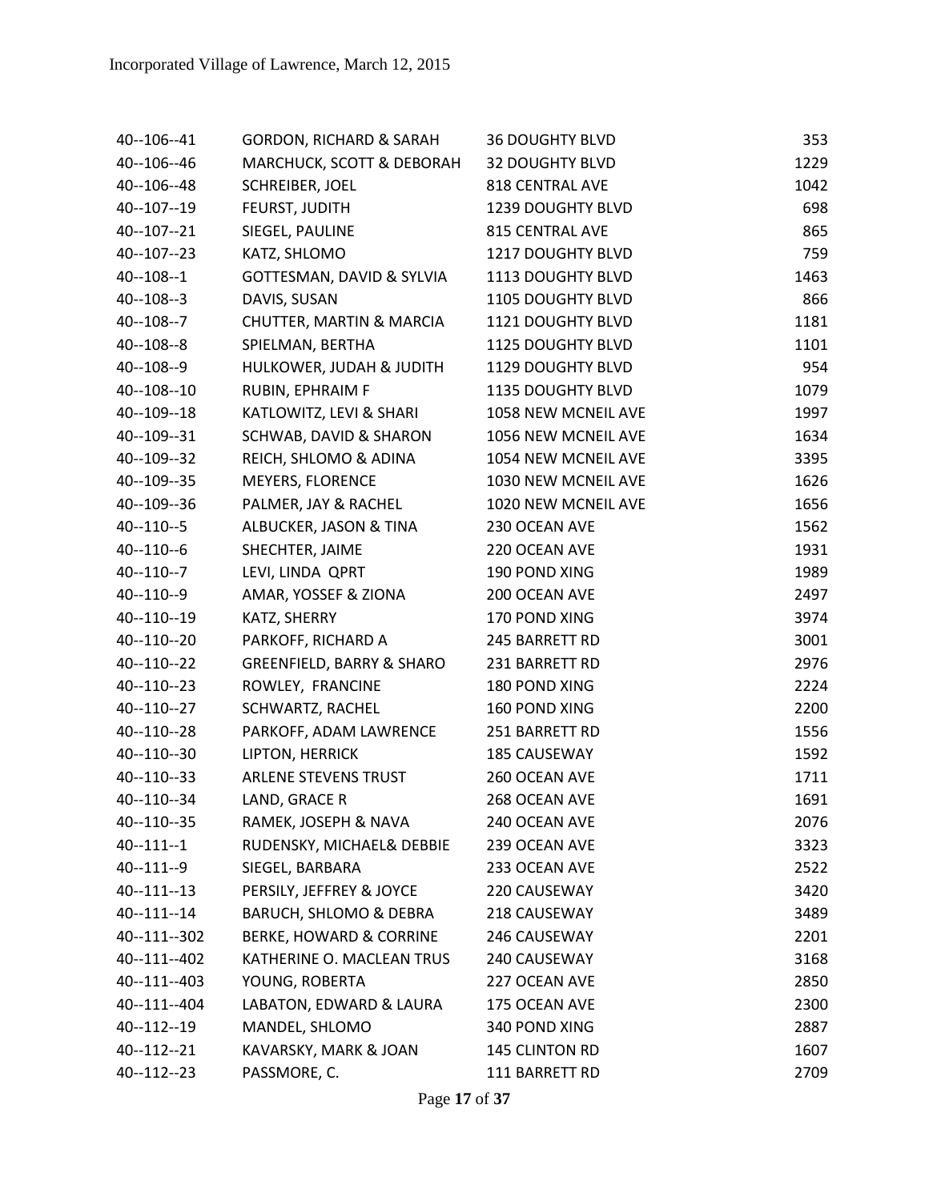| | | | |
|---|---|---|---|
| 40--106--41 | GORDON, RICHARD & SARAH | 36 DOUGHTY BLVD | 353 |
| 40--106--46 | MARCHUCK, SCOTT & DEBORAH | 32 DOUGHTY BLVD | 1229 |
| 40--106--48 | SCHREIBER, JOEL | 818 CENTRAL AVE | 1042 |
| 40--107--19 | FEURST, JUDITH | 1239 DOUGHTY BLVD | 698 |
| 40--107--21 | SIEGEL, PAULINE | 815 CENTRAL AVE | 865 |
| 40--107--23 | KATZ, SHLOMO | 1217 DOUGHTY BLVD | 759 |
| 40--108--1 | GOTTESMAN, DAVID & SYLVIA | 1113 DOUGHTY BLVD | 1463 |
| 40--108--3 | DAVIS, SUSAN | 1105 DOUGHTY BLVD | 866 |
| 40--108--7 | CHUTTER, MARTIN & MARCIA | 1121 DOUGHTY BLVD | 1181 |
| 40--108--8 | SPIELMAN, BERTHA | 1125 DOUGHTY BLVD | 1101 |
| 40--108--9 | HULKOWER, JUDAH & JUDITH | 1129 DOUGHTY BLVD | 954 |
| 40--108--10 | RUBIN, EPHRAIM F | 1135 DOUGHTY BLVD | 1079 |
| 40--109--18 | KATLOWITZ, LEVI & SHARI | 1058 NEW MCNEIL AVE | 1997 |
| 40--109--31 | SCHWAB, DAVID & SHARON | 1056 NEW MCNEIL AVE | 1634 |
| 40--109--32 | REICH, SHLOMO & ADINA | 1054 NEW MCNEIL AVE | 3395 |
| 40--109--35 | MEYERS, FLORENCE | 1030 NEW MCNEIL AVE | 1626 |
| 40--109--36 | PALMER, JAY & RACHEL | 1020 NEW MCNEIL AVE | 1656 |
| 40--110--5 | ALBUCKER, JASON & TINA | 230 OCEAN AVE | 1562 |
| 40--110--6 | SHECHTER, JAIME | 220 OCEAN AVE | 1931 |
| 40--110--7 | LEVI, LINDA QPRT | 190 POND XING | 1989 |
| 40--110--9 | AMAR, YOSSEF & ZIONA | 200 OCEAN AVE | 2497 |
| 40--110--19 | KATZ, SHERRY | 170 POND XING | 3974 |
| 40--110--20 | PARKOFF, RICHARD A | 245 BARRETT RD | 3001 |
| 40--110--22 | GREENFIELD, BARRY & SHARO | 231 BARRETT RD | 2976 |
| 40--110--23 | ROWLEY, FRANCINE | 180 POND XING | 2224 |
| 40--110--27 | SCHWARTZ, RACHEL | 160 POND XING | 2200 |
| 40--110--28 | PARKOFF, ADAM LAWRENCE | 251 BARRETT RD | 1556 |
| 40--110--30 | LIPTON, HERRICK | 185 CAUSEWAY | 1592 |
| 40--110--33 | ARLENE STEVENS TRUST | 260 OCEAN AVE | 1711 |
| 40--110--34 | LAND, GRACE R | 268 OCEAN AVE | 1691 |
| 40--110--35 | RAMEK, JOSEPH & NAVA | 240 OCEAN AVE | 2076 |
| 40--111--1 | RUDENSKY, MICHAEL& DEBBIE | 239 OCEAN AVE | 3323 |
| 40--111--9 | SIEGEL, BARBARA | 233 OCEAN AVE | 2522 |
| 40--111--13 | PERSILY, JEFFREY & JOYCE | 220 CAUSEWAY | 3420 |
| 40--111--14 | BARUCH, SHLOMO & DEBRA | 218 CAUSEWAY | 3489 |
| 40--111--302 | BERKE, HOWARD & CORRINE | 246 CAUSEWAY | 2201 |
| 40--111--402 | KATHERINE O. MACLEAN TRUS | 240 CAUSEWAY | 3168 |
| 40--111--403 | YOUNG, ROBERTA | 227 OCEAN AVE | 2850 |
| 40--111--404 | LABATON, EDWARD & LAURA | 175 OCEAN AVE | 2300 |
| 40--112--19 | MANDEL, SHLOMO | 340 POND XING | 2887 |
| 40--112--21 | KAVARSKY, MARK & JOAN | 145 CLINTON RD | 1607 |
| 40--112--23 | PASSMORE, C. | 111 BARRETT RD | 2709 |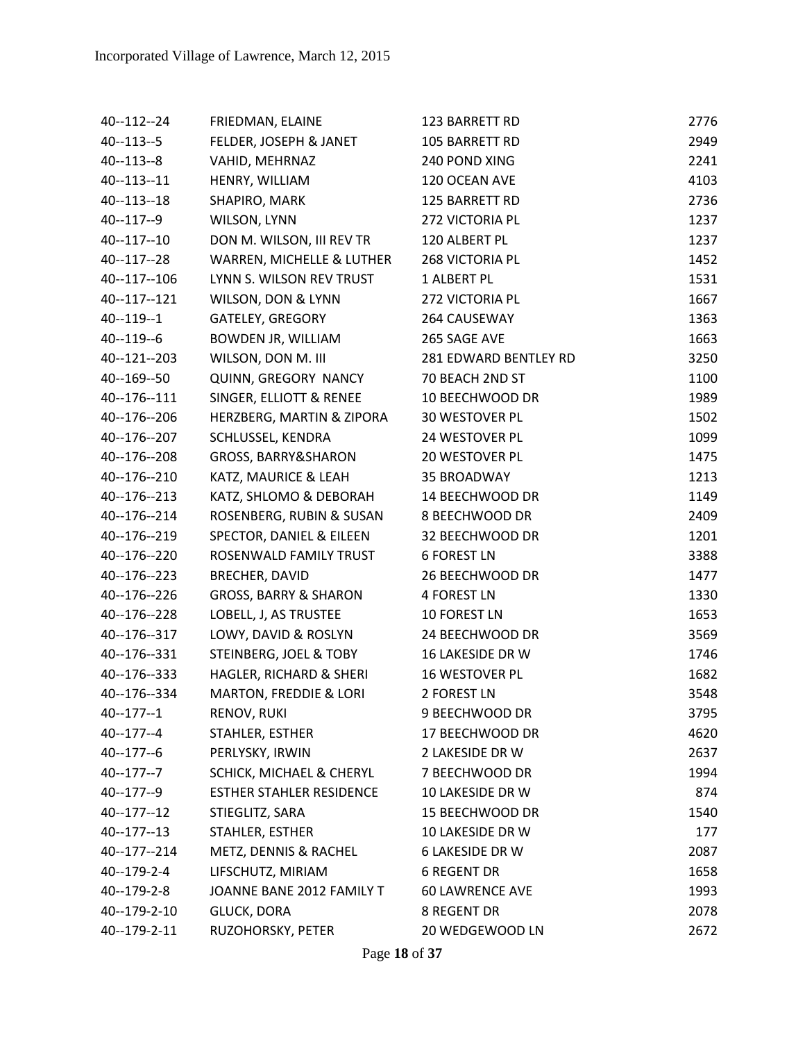| | | | |
|---|---|---|---|
| 40--112--24 | FRIEDMAN, ELAINE | 123 BARRETT RD | 2776 |
| 40--113--5 | FELDER, JOSEPH & JANET | 105 BARRETT RD | 2949 |
| 40--113--8 | VAHID, MEHRNAZ | 240 POND XING | 2241 |
| 40--113--11 | HENRY, WILLIAM | 120 OCEAN AVE | 4103 |
| 40--113--18 | SHAPIRO, MARK | 125 BARRETT RD | 2736 |
| 40--117--9 | WILSON, LYNN | 272 VICTORIA PL | 1237 |
| 40--117--10 | DON M. WILSON, III REV TR | 120 ALBERT PL | 1237 |
| 40--117--28 | WARREN, MICHELLE & LUTHER | 268 VICTORIA PL | 1452 |
| 40--117--106 | LYNN S. WILSON REV TRUST | 1 ALBERT PL | 1531 |
| 40--117--121 | WILSON, DON & LYNN | 272 VICTORIA PL | 1667 |
| 40--119--1 | GATELEY, GREGORY | 264 CAUSEWAY | 1363 |
| 40--119--6 | BOWDEN JR, WILLIAM | 265 SAGE AVE | 1663 |
| 40--121--203 | WILSON, DON M. III | 281 EDWARD BENTLEY RD | 3250 |
| 40--169--50 | QUINN, GREGORY NANCY | 70 BEACH 2ND ST | 1100 |
| 40--176--111 | SINGER, ELLIOTT & RENEE | 10 BEECHWOOD DR | 1989 |
| 40--176--206 | HERZBERG, MARTIN & ZIPORA | 30 WESTOVER PL | 1502 |
| 40--176--207 | SCHLUSSEL, KENDRA | 24 WESTOVER PL | 1099 |
| 40--176--208 | GROSS, BARRY&SHARON | 20 WESTOVER PL | 1475 |
| 40--176--210 | KATZ, MAURICE & LEAH | 35 BROADWAY | 1213 |
| 40--176--213 | KATZ, SHLOMO & DEBORAH | 14 BEECHWOOD DR | 1149 |
| 40--176--214 | ROSENBERG, RUBIN & SUSAN | 8 BEECHWOOD DR | 2409 |
| 40--176--219 | SPECTOR, DANIEL & EILEEN | 32 BEECHWOOD DR | 1201 |
| 40--176--220 | ROSENWALD FAMILY TRUST | 6 FOREST LN | 3388 |
| 40--176--223 | BRECHER, DAVID | 26 BEECHWOOD DR | 1477 |
| 40--176--226 | GROSS, BARRY & SHARON | 4 FOREST LN | 1330 |
| 40--176--228 | LOBELL, J, AS TRUSTEE | 10 FOREST LN | 1653 |
| 40--176--317 | LOWY, DAVID & ROSLYN | 24 BEECHWOOD DR | 3569 |
| 40--176--331 | STEINBERG, JOEL & TOBY | 16 LAKESIDE DR W | 1746 |
| 40--176--333 | HAGLER, RICHARD & SHERI | 16 WESTOVER PL | 1682 |
| 40--176--334 | MARTON, FREDDIE & LORI | 2 FOREST LN | 3548 |
| 40--177--1 | RENOV, RUKI | 9 BEECHWOOD DR | 3795 |
| 40--177--4 | STAHLER, ESTHER | 17 BEECHWOOD DR | 4620 |
| 40--177--6 | PERLYSKY, IRWIN | 2 LAKESIDE DR W | 2637 |
| 40--177--7 | SCHICK, MICHAEL & CHERYL | 7 BEECHWOOD DR | 1994 |
| 40--177--9 | ESTHER STAHLER RESIDENCE | 10 LAKESIDE DR W | 874 |
| 40--177--12 | STIEGLITZ, SARA | 15 BEECHWOOD DR | 1540 |
| 40--177--13 | STAHLER, ESTHER | 10 LAKESIDE DR W | 177 |
| 40--177--214 | METZ, DENNIS & RACHEL | 6 LAKESIDE DR W | 2087 |
| 40--179-2-4 | LIFSCHUTZ, MIRIAM | 6 REGENT DR | 1658 |
| 40--179-2-8 | JOANNE BANE 2012 FAMILY T | 60 LAWRENCE AVE | 1993 |
| 40--179-2-10 | GLUCK, DORA | 8 REGENT DR | 2078 |
| 40--179-2-11 | RUZOHORSKY, PETER | 20 WEDGEWOOD LN | 2672 |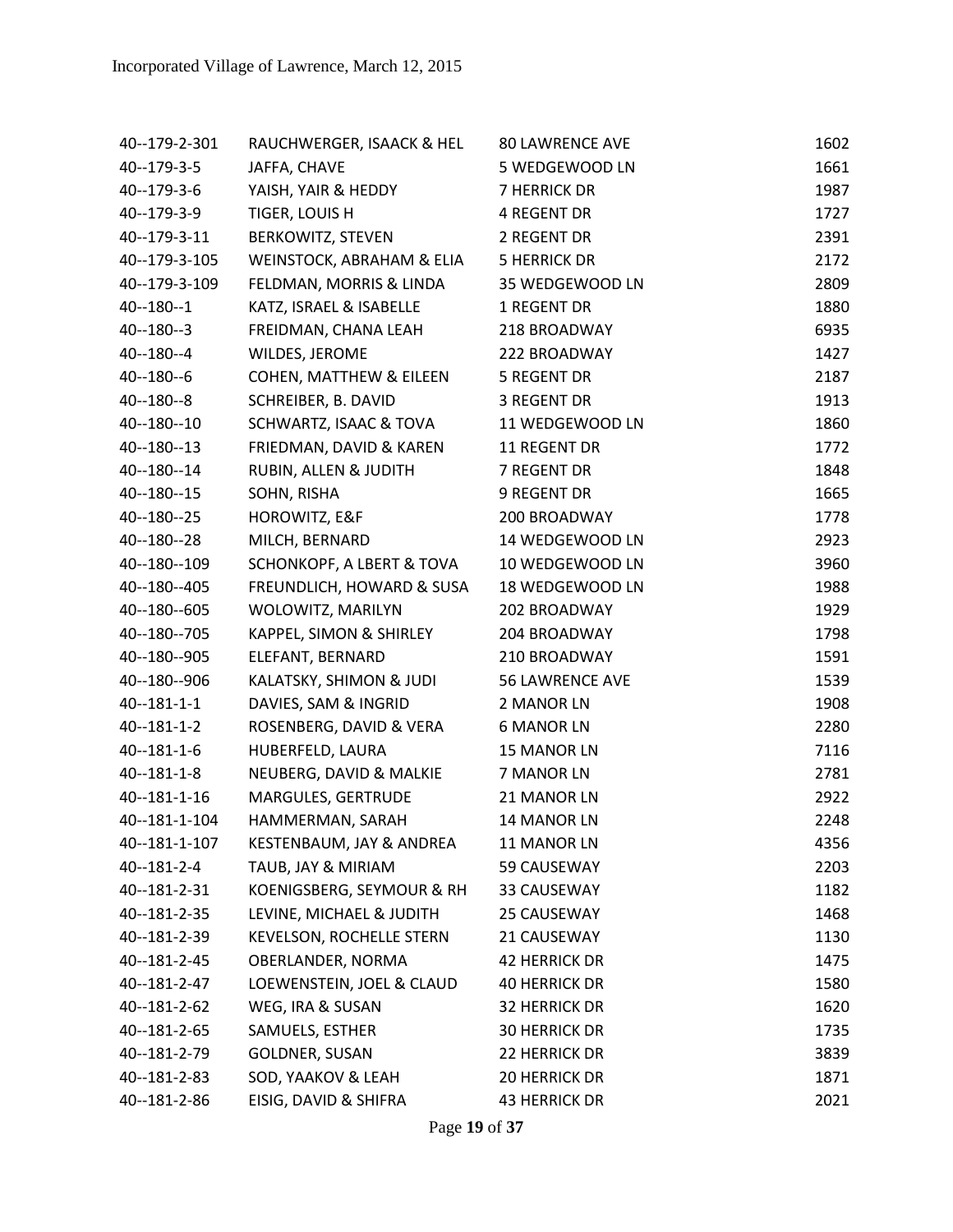| | | | |
|---|---|---|---|
| 40--179-2-301 | RAUCHWERGER, ISAACK & HEL | 80 LAWRENCE AVE | 1602 |
| 40--179-3-5 | JAFFA, CHAVE | 5 WEDGEWOOD LN | 1661 |
| 40--179-3-6 | YAISH, YAIR & HEDDY | 7 HERRICK DR | 1987 |
| 40--179-3-9 | TIGER, LOUIS H | 4 REGENT DR | 1727 |
| 40--179-3-11 | BERKOWITZ, STEVEN | 2 REGENT DR | 2391 |
| 40--179-3-105 | WEINSTOCK, ABRAHAM & ELIA | 5 HERRICK DR | 2172 |
| 40--179-3-109 | FELDMAN, MORRIS & LINDA | 35 WEDGEWOOD LN | 2809 |
| 40--180--1 | KATZ, ISRAEL & ISABELLE | 1 REGENT DR | 1880 |
| 40--180--3 | FREIDMAN, CHANA LEAH | 218 BROADWAY | 6935 |
| 40--180--4 | WILDES, JEROME | 222 BROADWAY | 1427 |
| 40--180--6 | COHEN, MATTHEW & EILEEN | 5 REGENT DR | 2187 |
| 40--180--8 | SCHREIBER, B. DAVID | 3 REGENT DR | 1913 |
| 40--180--10 | SCHWARTZ, ISAAC & TOVA | 11 WEDGEWOOD LN | 1860 |
| 40--180--13 | FRIEDMAN, DAVID & KAREN | 11 REGENT DR | 1772 |
| 40--180--14 | RUBIN, ALLEN & JUDITH | 7 REGENT DR | 1848 |
| 40--180--15 | SOHN, RISHA | 9 REGENT DR | 1665 |
| 40--180--25 | HOROWITZ, E&F | 200 BROADWAY | 1778 |
| 40--180--28 | MILCH, BERNARD | 14 WEDGEWOOD LN | 2923 |
| 40--180--109 | SCHONKOPF, A LBERT & TOVA | 10 WEDGEWOOD LN | 3960 |
| 40--180--405 | FREUNDLICH, HOWARD & SUSA | 18 WEDGEWOOD LN | 1988 |
| 40--180--605 | WOLOWITZ, MARILYN | 202 BROADWAY | 1929 |
| 40--180--705 | KAPPEL, SIMON & SHIRLEY | 204 BROADWAY | 1798 |
| 40--180--905 | ELEFANT, BERNARD | 210 BROADWAY | 1591 |
| 40--180--906 | KALATSKY, SHIMON & JUDI | 56 LAWRENCE AVE | 1539 |
| 40--181-1-1 | DAVIES, SAM & INGRID | 2 MANOR LN | 1908 |
| 40--181-1-2 | ROSENBERG, DAVID & VERA | 6 MANOR LN | 2280 |
| 40--181-1-6 | HUBERFELD, LAURA | 15 MANOR LN | 7116 |
| 40--181-1-8 | NEUBERG, DAVID & MALKIE | 7 MANOR LN | 2781 |
| 40--181-1-16 | MARGULES, GERTRUDE | 21 MANOR LN | 2922 |
| 40--181-1-104 | HAMMERMAN, SARAH | 14 MANOR LN | 2248 |
| 40--181-1-107 | KESTENBAUM, JAY & ANDREA | 11 MANOR LN | 4356 |
| 40--181-2-4 | TAUB, JAY & MIRIAM | 59 CAUSEWAY | 2203 |
| 40--181-2-31 | KOENIGSBERG, SEYMOUR & RH | 33 CAUSEWAY | 1182 |
| 40--181-2-35 | LEVINE, MICHAEL & JUDITH | 25 CAUSEWAY | 1468 |
| 40--181-2-39 | KEVELSON, ROCHELLE STERN | 21 CAUSEWAY | 1130 |
| 40--181-2-45 | OBERLANDER, NORMA | 42 HERRICK DR | 1475 |
| 40--181-2-47 | LOEWENSTEIN, JOEL & CLAUD | 40 HERRICK DR | 1580 |
| 40--181-2-62 | WEG, IRA & SUSAN | 32 HERRICK DR | 1620 |
| 40--181-2-65 | SAMUELS, ESTHER | 30 HERRICK DR | 1735 |
| 40--181-2-79 | GOLDNER, SUSAN | 22 HERRICK DR | 3839 |
| 40--181-2-83 | SOD, YAAKOV & LEAH | 20 HERRICK DR | 1871 |
| 40--181-2-86 | EISIG, DAVID & SHIFRA | 43 HERRICK DR | 2021 |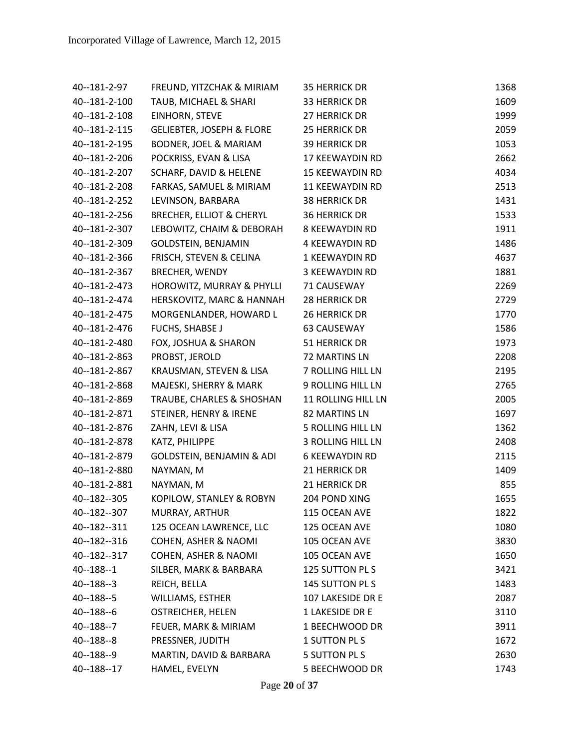| | | | |
|---|---|---|---|
| 40--181-2-97 | FREUND, YITZCHAK & MIRIAM | 35 HERRICK DR | 1368 |
| 40--181-2-100 | TAUB, MICHAEL & SHARI | 33 HERRICK DR | 1609 |
| 40--181-2-108 | EINHORN, STEVE | 27 HERRICK DR | 1999 |
| 40--181-2-115 | GELIEBTER, JOSEPH & FLORE | 25 HERRICK DR | 2059 |
| 40--181-2-195 | BODNER, JOEL & MARIAM | 39 HERRICK DR | 1053 |
| 40--181-2-206 | POCKRISS, EVAN & LISA | 17 KEEWAYDIN RD | 2662 |
| 40--181-2-207 | SCHARF, DAVID & HELENE | 15 KEEWAYDIN RD | 4034 |
| 40--181-2-208 | FARKAS, SAMUEL & MIRIAM | 11 KEEWAYDIN RD | 2513 |
| 40--181-2-252 | LEVINSON, BARBARA | 38 HERRICK DR | 1431 |
| 40--181-2-256 | BRECHER, ELLIOT & CHERYL | 36 HERRICK DR | 1533 |
| 40--181-2-307 | LEBOWITZ, CHAIM & DEBORAH | 8 KEEWAYDIN RD | 1911 |
| 40--181-2-309 | GOLDSTEIN, BENJAMIN | 4 KEEWAYDIN RD | 1486 |
| 40--181-2-366 | FRISCH, STEVEN & CELINA | 1 KEEWAYDIN RD | 4637 |
| 40--181-2-367 | BRECHER, WENDY | 3 KEEWAYDIN RD | 1881 |
| 40--181-2-473 | HOROWITZ, MURRAY & PHYLLI | 71 CAUSEWAY | 2269 |
| 40--181-2-474 | HERSKOVITZ, MARC & HANNAH | 28 HERRICK DR | 2729 |
| 40--181-2-475 | MORGENLANDER, HOWARD L | 26 HERRICK DR | 1770 |
| 40--181-2-476 | FUCHS, SHABSE J | 63 CAUSEWAY | 1586 |
| 40--181-2-480 | FOX, JOSHUA & SHARON | 51 HERRICK DR | 1973 |
| 40--181-2-863 | PROBST, JEROLD | 72 MARTINS LN | 2208 |
| 40--181-2-867 | KRAUSMAN, STEVEN & LISA | 7 ROLLING HILL LN | 2195 |
| 40--181-2-868 | MAJESKI, SHERRY & MARK | 9 ROLLING HILL LN | 2765 |
| 40--181-2-869 | TRAUBE, CHARLES & SHOSHAN | 11 ROLLING HILL LN | 2005 |
| 40--181-2-871 | STEINER, HENRY & IRENE | 82 MARTINS LN | 1697 |
| 40--181-2-876 | ZAHN, LEVI & LISA | 5 ROLLING HILL LN | 1362 |
| 40--181-2-878 | KATZ, PHILIPPE | 3 ROLLING HILL LN | 2408 |
| 40--181-2-879 | GOLDSTEIN, BENJAMIN & ADI | 6 KEEWAYDIN RD | 2115 |
| 40--181-2-880 | NAYMAN, M | 21 HERRICK DR | 1409 |
| 40--181-2-881 | NAYMAN, M | 21 HERRICK DR | 855 |
| 40--182--305 | KOPILOW, STANLEY & ROBYN | 204 POND XING | 1655 |
| 40--182--307 | MURRAY, ARTHUR | 115 OCEAN AVE | 1822 |
| 40--182--311 | 125 OCEAN LAWRENCE, LLC | 125 OCEAN AVE | 1080 |
| 40--182--316 | COHEN, ASHER & NAOMI | 105 OCEAN AVE | 3830 |
| 40--182--317 | COHEN, ASHER & NAOMI | 105 OCEAN AVE | 1650 |
| 40--188--1 | SILBER, MARK & BARBARA | 125 SUTTON PL S | 3421 |
| 40--188--3 | REICH, BELLA | 145 SUTTON PL S | 1483 |
| 40--188--5 | WILLIAMS, ESTHER | 107 LAKESIDE DR E | 2087 |
| 40--188--6 | OSTREICHER, HELEN | 1 LAKESIDE DR E | 3110 |
| 40--188--7 | FEUER, MARK & MIRIAM | 1 BEECHWOOD DR | 3911 |
| 40--188--8 | PRESSNER, JUDITH | 1 SUTTON PL S | 1672 |
| 40--188--9 | MARTIN, DAVID & BARBARA | 5 SUTTON PL S | 2630 |
| 40--188--17 | HAMEL, EVELYN | 5 BEECHWOOD DR | 1743 |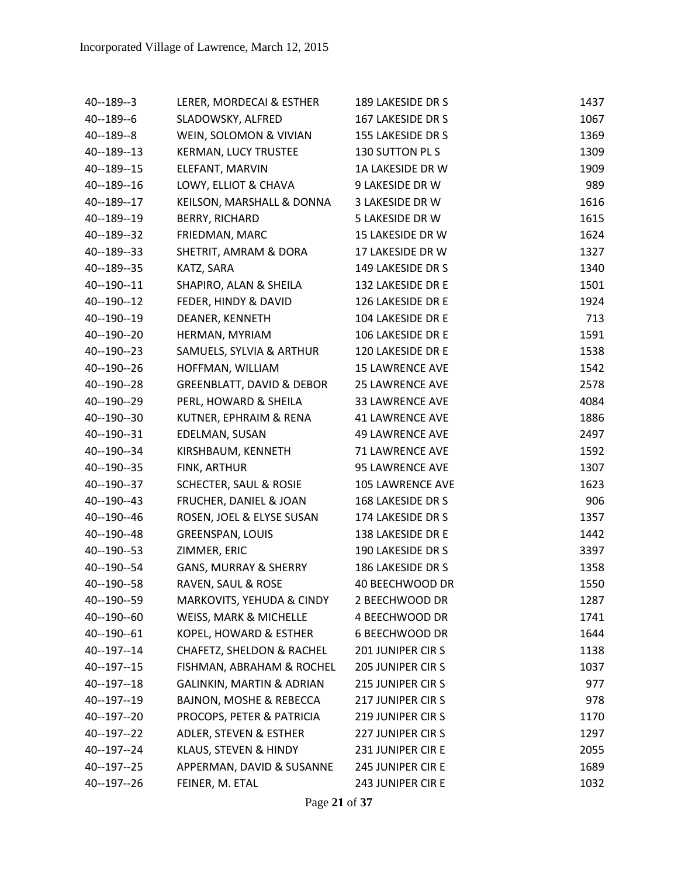| | | | |
|---|---|---|---|
| 40--189--3 | LERER, MORDECAI & ESTHER | 189 LAKESIDE DR S | 1437 |
| 40--189--6 | SLADOWSKY, ALFRED | 167 LAKESIDE DR S | 1067 |
| 40--189--8 | WEIN, SOLOMON & VIVIAN | 155 LAKESIDE DR S | 1369 |
| 40--189--13 | KERMAN, LUCY TRUSTEE | 130 SUTTON PL S | 1309 |
| 40--189--15 | ELEFANT, MARVIN | 1A LAKESIDE DR W | 1909 |
| 40--189--16 | LOWY, ELLIOT & CHAVA | 9 LAKESIDE DR W | 989 |
| 40--189--17 | KEILSON, MARSHALL & DONNA | 3 LAKESIDE DR W | 1616 |
| 40--189--19 | BERRY, RICHARD | 5 LAKESIDE DR W | 1615 |
| 40--189--32 | FRIEDMAN, MARC | 15 LAKESIDE DR W | 1624 |
| 40--189--33 | SHETRIT, AMRAM & DORA | 17 LAKESIDE DR W | 1327 |
| 40--189--35 | KATZ, SARA | 149 LAKESIDE DR S | 1340 |
| 40--190--11 | SHAPIRO, ALAN & SHEILA | 132 LAKESIDE DR E | 1501 |
| 40--190--12 | FEDER, HINDY & DAVID | 126 LAKESIDE DR E | 1924 |
| 40--190--19 | DEANER, KENNETH | 104 LAKESIDE DR E | 713 |
| 40--190--20 | HERMAN, MYRIAM | 106 LAKESIDE DR E | 1591 |
| 40--190--23 | SAMUELS, SYLVIA & ARTHUR | 120 LAKESIDE DR E | 1538 |
| 40--190--26 | HOFFMAN, WILLIAM | 15 LAWRENCE AVE | 1542 |
| 40--190--28 | GREENBLATT, DAVID & DEBOR | 25 LAWRENCE AVE | 2578 |
| 40--190--29 | PERL, HOWARD & SHEILA | 33 LAWRENCE AVE | 4084 |
| 40--190--30 | KUTNER, EPHRAIM & RENA | 41 LAWRENCE AVE | 1886 |
| 40--190--31 | EDELMAN, SUSAN | 49 LAWRENCE AVE | 2497 |
| 40--190--34 | KIRSHBAUM, KENNETH | 71 LAWRENCE AVE | 1592 |
| 40--190--35 | FINK, ARTHUR | 95 LAWRENCE AVE | 1307 |
| 40--190--37 | SCHECTER, SAUL & ROSIE | 105 LAWRENCE AVE | 1623 |
| 40--190--43 | FRUCHER, DANIEL & JOAN | 168 LAKESIDE DR S | 906 |
| 40--190--46 | ROSEN, JOEL & ELYSE SUSAN | 174 LAKESIDE DR S | 1357 |
| 40--190--48 | GREENSPAN, LOUIS | 138 LAKESIDE DR E | 1442 |
| 40--190--53 | ZIMMER, ERIC | 190 LAKESIDE DR S | 3397 |
| 40--190--54 | GANS, MURRAY & SHERRY | 186 LAKESIDE DR S | 1358 |
| 40--190--58 | RAVEN, SAUL & ROSE | 40 BEECHWOOD DR | 1550 |
| 40--190--59 | MARKOVITS, YEHUDA & CINDY | 2 BEECHWOOD DR | 1287 |
| 40--190--60 | WEISS, MARK & MICHELLE | 4 BEECHWOOD DR | 1741 |
| 40--190--61 | KOPEL, HOWARD & ESTHER | 6 BEECHWOOD DR | 1644 |
| 40--197--14 | CHAFETZ, SHELDON & RACHEL | 201 JUNIPER CIR S | 1138 |
| 40--197--15 | FISHMAN, ABRAHAM & ROCHEL | 205 JUNIPER CIR S | 1037 |
| 40--197--18 | GALINKIN, MARTIN & ADRIAN | 215 JUNIPER CIR S | 977 |
| 40--197--19 | BAJNON, MOSHE & REBECCA | 217 JUNIPER CIR S | 978 |
| 40--197--20 | PROCOPS, PETER & PATRICIA | 219 JUNIPER CIR S | 1170 |
| 40--197--22 | ADLER, STEVEN & ESTHER | 227 JUNIPER CIR S | 1297 |
| 40--197--24 | KLAUS, STEVEN & HINDY | 231 JUNIPER CIR E | 2055 |
| 40--197--25 | APPERMAN, DAVID & SUSANNE | 245 JUNIPER CIR E | 1689 |
| 40--197--26 | FEINER, M. ETAL | 243 JUNIPER CIR E | 1032 |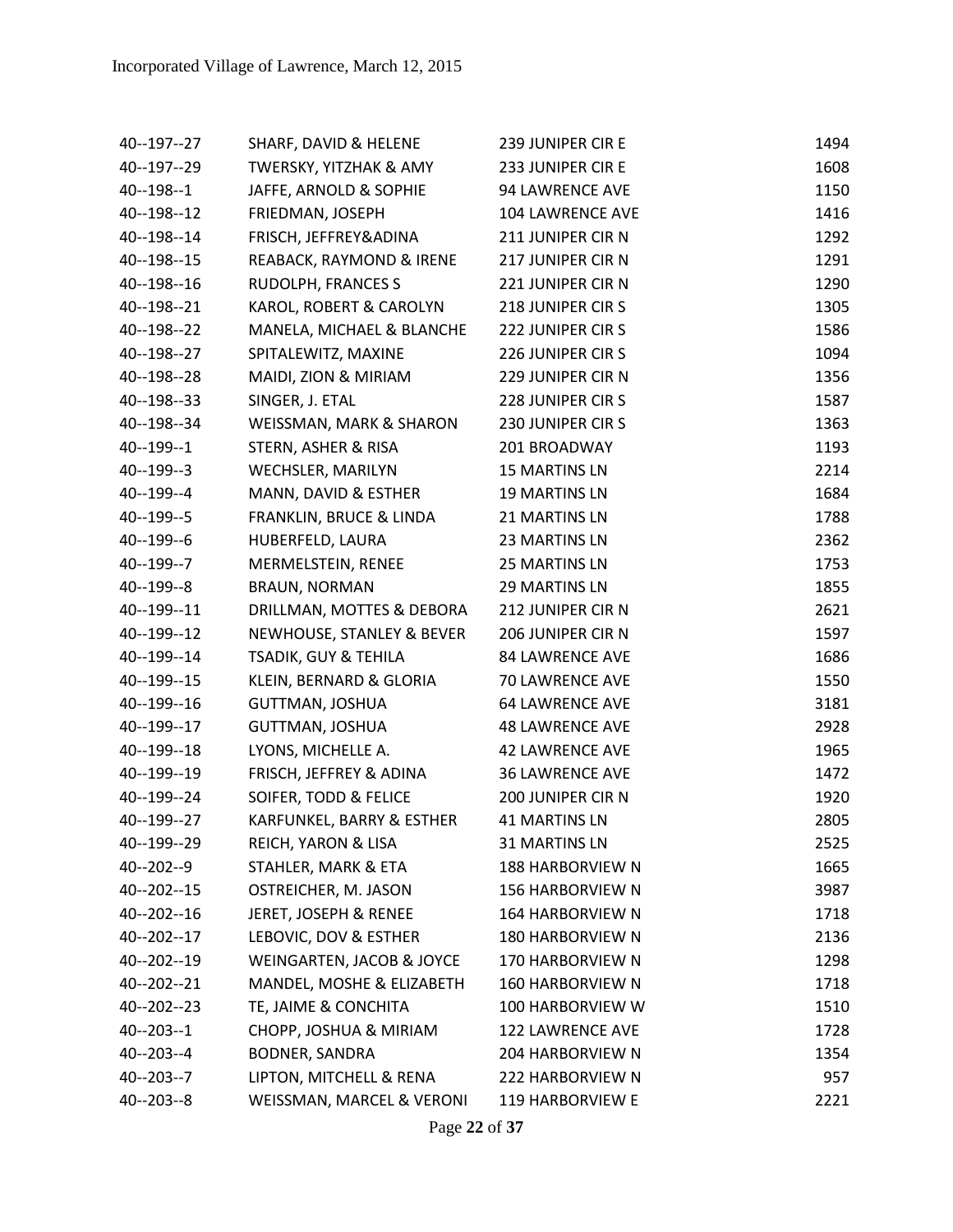| | | | |
|---|---|---|---|
| 40--197--27 | SHARF, DAVID & HELENE | 239 JUNIPER CIR E | 1494 |
| 40--197--29 | TWERSKY, YITZHAK & AMY | 233 JUNIPER CIR E | 1608 |
| 40--198--1 | JAFFE, ARNOLD & SOPHIE | 94 LAWRENCE AVE | 1150 |
| 40--198--12 | FRIEDMAN, JOSEPH | 104 LAWRENCE AVE | 1416 |
| 40--198--14 | FRISCH, JEFFREY&ADINA | 211 JUNIPER CIR N | 1292 |
| 40--198--15 | REABACK, RAYMOND & IRENE | 217 JUNIPER CIR N | 1291 |
| 40--198--16 | RUDOLPH, FRANCES S | 221 JUNIPER CIR N | 1290 |
| 40--198--21 | KAROL, ROBERT & CAROLYN | 218 JUNIPER CIR S | 1305 |
| 40--198--22 | MANELA, MICHAEL & BLANCHE | 222 JUNIPER CIR S | 1586 |
| 40--198--27 | SPITALEWITZ, MAXINE | 226 JUNIPER CIR S | 1094 |
| 40--198--28 | MAIDI, ZION & MIRIAM | 229 JUNIPER CIR N | 1356 |
| 40--198--33 | SINGER, J. ETAL | 228 JUNIPER CIR S | 1587 |
| 40--198--34 | WEISSMAN, MARK & SHARON | 230 JUNIPER CIR S | 1363 |
| 40--199--1 | STERN, ASHER & RISA | 201 BROADWAY | 1193 |
| 40--199--3 | WECHSLER, MARILYN | 15 MARTINS LN | 2214 |
| 40--199--4 | MANN, DAVID & ESTHER | 19 MARTINS LN | 1684 |
| 40--199--5 | FRANKLIN, BRUCE & LINDA | 21 MARTINS LN | 1788 |
| 40--199--6 | HUBERFELD, LAURA | 23 MARTINS LN | 2362 |
| 40--199--7 | MERMELSTEIN, RENEE | 25 MARTINS LN | 1753 |
| 40--199--8 | BRAUN, NORMAN | 29 MARTINS LN | 1855 |
| 40--199--11 | DRILLMAN, MOTTES & DEBORA | 212 JUNIPER CIR N | 2621 |
| 40--199--12 | NEWHOUSE, STANLEY & BEVER | 206 JUNIPER CIR N | 1597 |
| 40--199--14 | TSADIK, GUY & TEHILA | 84 LAWRENCE AVE | 1686 |
| 40--199--15 | KLEIN, BERNARD & GLORIA | 70 LAWRENCE AVE | 1550 |
| 40--199--16 | GUTTMAN, JOSHUA | 64 LAWRENCE AVE | 3181 |
| 40--199--17 | GUTTMAN, JOSHUA | 48 LAWRENCE AVE | 2928 |
| 40--199--18 | LYONS, MICHELLE A. | 42 LAWRENCE AVE | 1965 |
| 40--199--19 | FRISCH, JEFFREY & ADINA | 36 LAWRENCE AVE | 1472 |
| 40--199--24 | SOIFER, TODD & FELICE | 200 JUNIPER CIR N | 1920 |
| 40--199--27 | KARFUNKEL, BARRY & ESTHER | 41 MARTINS LN | 2805 |
| 40--199--29 | REICH, YARON & LISA | 31 MARTINS LN | 2525 |
| 40--202--9 | STAHLER, MARK & ETA | 188 HARBORVIEW N | 1665 |
| 40--202--15 | OSTREICHER, M. JASON | 156 HARBORVIEW N | 3987 |
| 40--202--16 | JERET, JOSEPH & RENEE | 164 HARBORVIEW N | 1718 |
| 40--202--17 | LEBOVIC, DOV & ESTHER | 180 HARBORVIEW N | 2136 |
| 40--202--19 | WEINGARTEN, JACOB & JOYCE | 170 HARBORVIEW N | 1298 |
| 40--202--21 | MANDEL, MOSHE & ELIZABETH | 160 HARBORVIEW N | 1718 |
| 40--202--23 | TE, JAIME & CONCHITA | 100 HARBORVIEW W | 1510 |
| 40--203--1 | CHOPP, JOSHUA & MIRIAM | 122 LAWRENCE AVE | 1728 |
| 40--203--4 | BODNER, SANDRA | 204 HARBORVIEW N | 1354 |
| 40--203--7 | LIPTON, MITCHELL & RENA | 222 HARBORVIEW N | 957 |
| 40--203--8 | WEISSMAN, MARCEL & VERONI | 119 HARBORVIEW E | 2221 |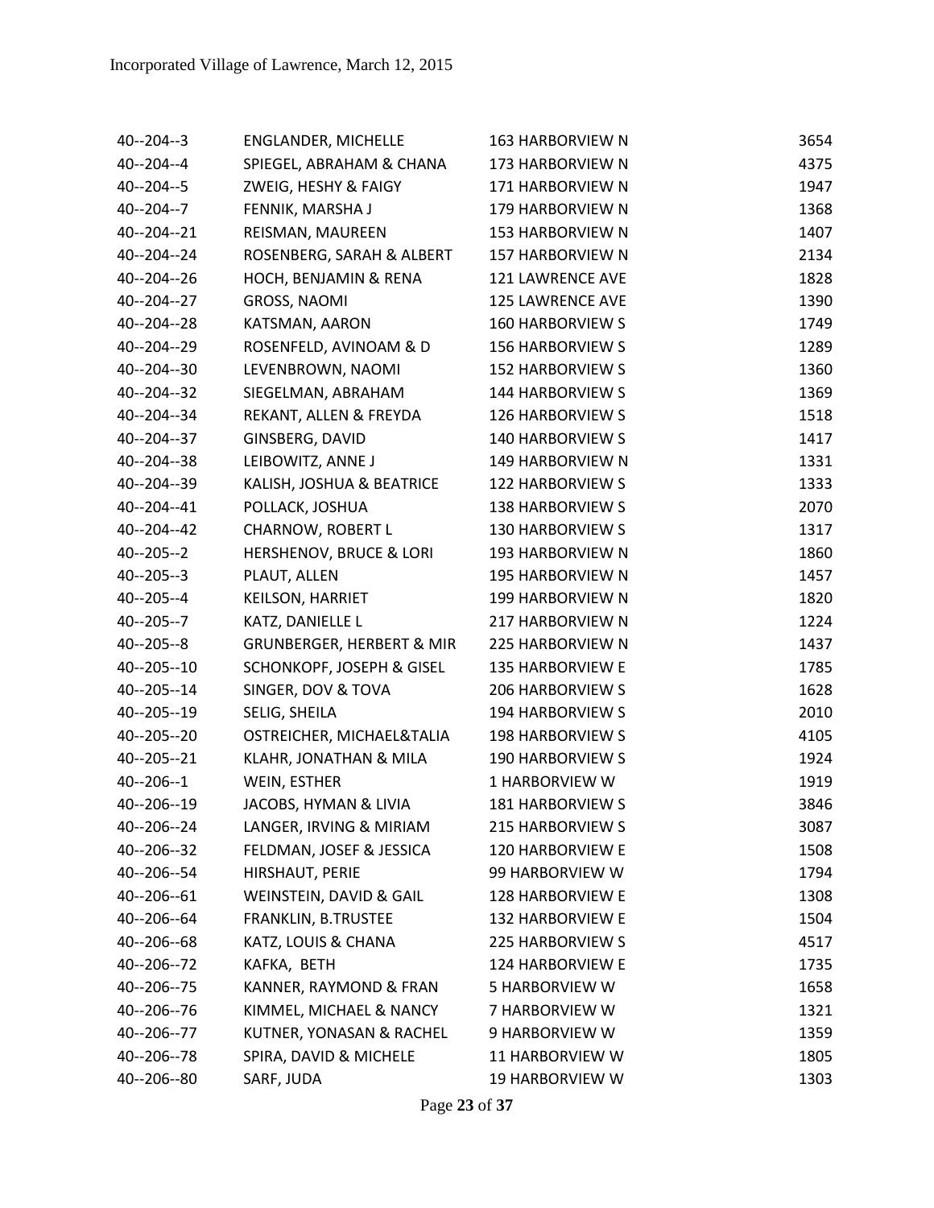| | | | |
|---|---|---|---|
| 40--204--3 | ENGLANDER, MICHELLE | 163 HARBORVIEW N | 3654 |
| 40--204--4 | SPIEGEL, ABRAHAM & CHANA | 173 HARBORVIEW N | 4375 |
| 40--204--5 | ZWEIG, HESHY & FAIGY | 171 HARBORVIEW N | 1947 |
| 40--204--7 | FENNIK, MARSHA J | 179 HARBORVIEW N | 1368 |
| 40--204--21 | REISMAN, MAUREEN | 153 HARBORVIEW N | 1407 |
| 40--204--24 | ROSENBERG, SARAH & ALBERT | 157 HARBORVIEW N | 2134 |
| 40--204--26 | HOCH, BENJAMIN & RENA | 121 LAWRENCE AVE | 1828 |
| 40--204--27 | GROSS, NAOMI | 125 LAWRENCE AVE | 1390 |
| 40--204--28 | KATSMAN, AARON | 160 HARBORVIEW S | 1749 |
| 40--204--29 | ROSENFELD, AVINOAM & D | 156 HARBORVIEW S | 1289 |
| 40--204--30 | LEVENBROWN, NAOMI | 152 HARBORVIEW S | 1360 |
| 40--204--32 | SIEGELMAN, ABRAHAM | 144 HARBORVIEW S | 1369 |
| 40--204--34 | REKANT, ALLEN & FREYDA | 126 HARBORVIEW S | 1518 |
| 40--204--37 | GINSBERG, DAVID | 140 HARBORVIEW S | 1417 |
| 40--204--38 | LEIBOWITZ, ANNE J | 149 HARBORVIEW N | 1331 |
| 40--204--39 | KALISH, JOSHUA & BEATRICE | 122 HARBORVIEW S | 1333 |
| 40--204--41 | POLLACK, JOSHUA | 138 HARBORVIEW S | 2070 |
| 40--204--42 | CHARNOW, ROBERT L | 130 HARBORVIEW S | 1317 |
| 40--205--2 | HERSHENOV, BRUCE & LORI | 193 HARBORVIEW N | 1860 |
| 40--205--3 | PLAUT, ALLEN | 195 HARBORVIEW N | 1457 |
| 40--205--4 | KEILSON, HARRIET | 199 HARBORVIEW N | 1820 |
| 40--205--7 | KATZ, DANIELLE L | 217 HARBORVIEW N | 1224 |
| 40--205--8 | GRUNBERGER, HERBERT & MIR | 225 HARBORVIEW N | 1437 |
| 40--205--10 | SCHONKOPF, JOSEPH & GISEL | 135 HARBORVIEW E | 1785 |
| 40--205--14 | SINGER, DOV & TOVA | 206 HARBORVIEW S | 1628 |
| 40--205--19 | SELIG, SHEILA | 194 HARBORVIEW S | 2010 |
| 40--205--20 | OSTREICHER, MICHAEL&TALIA | 198 HARBORVIEW S | 4105 |
| 40--205--21 | KLAHR, JONATHAN & MILA | 190 HARBORVIEW S | 1924 |
| 40--206--1 | WEIN, ESTHER | 1 HARBORVIEW W | 1919 |
| 40--206--19 | JACOBS, HYMAN & LIVIA | 181 HARBORVIEW S | 3846 |
| 40--206--24 | LANGER, IRVING & MIRIAM | 215 HARBORVIEW S | 3087 |
| 40--206--32 | FELDMAN, JOSEF & JESSICA | 120 HARBORVIEW E | 1508 |
| 40--206--54 | HIRSHAUT, PERIE | 99 HARBORVIEW W | 1794 |
| 40--206--61 | WEINSTEIN, DAVID & GAIL | 128 HARBORVIEW E | 1308 |
| 40--206--64 | FRANKLIN, B.TRUSTEE | 132 HARBORVIEW E | 1504 |
| 40--206--68 | KATZ, LOUIS & CHANA | 225 HARBORVIEW S | 4517 |
| 40--206--72 | KAFKA, BETH | 124 HARBORVIEW E | 1735 |
| 40--206--75 | KANNER, RAYMOND & FRAN | 5 HARBORVIEW W | 1658 |
| 40--206--76 | KIMMEL, MICHAEL & NANCY | 7 HARBORVIEW W | 1321 |
| 40--206--77 | KUTNER, YONASAN & RACHEL | 9 HARBORVIEW W | 1359 |
| 40--206--78 | SPIRA, DAVID & MICHELE | 11 HARBORVIEW W | 1805 |
| 40--206--80 | SARF, JUDA | 19 HARBORVIEW W | 1303 |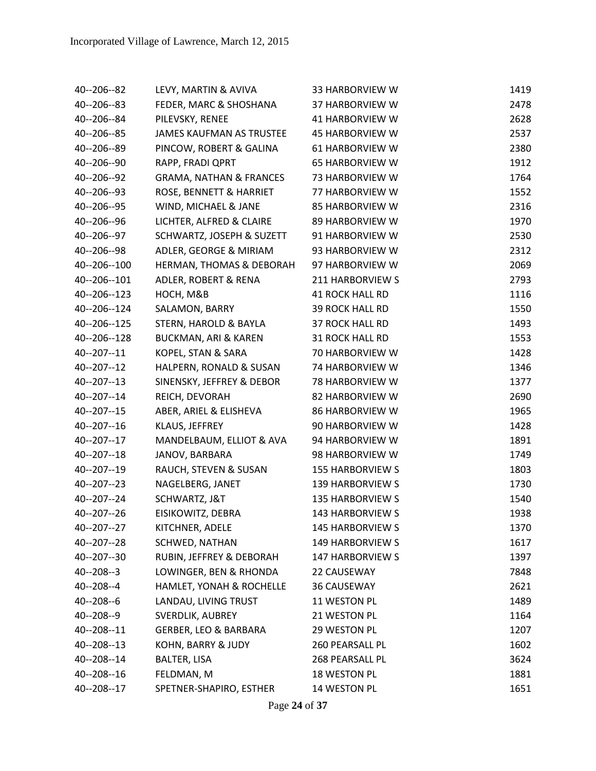| | | | |
|---|---|---|---|
| 40--206--82 | LEVY, MARTIN & AVIVA | 33 HARBORVIEW W | 1419 |
| 40--206--83 | FEDER, MARC & SHOSHANA | 37 HARBORVIEW W | 2478 |
| 40--206--84 | PILEVSKY, RENEE | 41 HARBORVIEW W | 2628 |
| 40--206--85 | JAMES KAUFMAN AS TRUSTEE | 45 HARBORVIEW W | 2537 |
| 40--206--89 | PINCOW, ROBERT & GALINA | 61 HARBORVIEW W | 2380 |
| 40--206--90 | RAPP, FRADI QPRT | 65 HARBORVIEW W | 1912 |
| 40--206--92 | GRAMA, NATHAN & FRANCES | 73 HARBORVIEW W | 1764 |
| 40--206--93 | ROSE, BENNETT & HARRIET | 77 HARBORVIEW W | 1552 |
| 40--206--95 | WIND, MICHAEL & JANE | 85 HARBORVIEW W | 2316 |
| 40--206--96 | LICHTER, ALFRED & CLAIRE | 89 HARBORVIEW W | 1970 |
| 40--206--97 | SCHWARTZ, JOSEPH & SUZETT | 91 HARBORVIEW W | 2530 |
| 40--206--98 | ADLER, GEORGE & MIRIAM | 93 HARBORVIEW W | 2312 |
| 40--206--100 | HERMAN, THOMAS & DEBORAH | 97 HARBORVIEW W | 2069 |
| 40--206--101 | ADLER, ROBERT & RENA | 211 HARBORVIEW S | 2793 |
| 40--206--123 | HOCH, M&B | 41 ROCK HALL RD | 1116 |
| 40--206--124 | SALAMON, BARRY | 39 ROCK HALL RD | 1550 |
| 40--206--125 | STERN, HAROLD & BAYLA | 37 ROCK HALL RD | 1493 |
| 40--206--128 | BUCKMAN, ARI & KAREN | 31 ROCK HALL RD | 1553 |
| 40--207--11 | KOPEL, STAN & SARA | 70 HARBORVIEW W | 1428 |
| 40--207--12 | HALPERN, RONALD & SUSAN | 74 HARBORVIEW W | 1346 |
| 40--207--13 | SINENSKY, JEFFREY & DEBOR | 78 HARBORVIEW W | 1377 |
| 40--207--14 | REICH, DEVORAH | 82 HARBORVIEW W | 2690 |
| 40--207--15 | ABER, ARIEL & ELISHEVA | 86 HARBORVIEW W | 1965 |
| 40--207--16 | KLAUS, JEFFREY | 90 HARBORVIEW W | 1428 |
| 40--207--17 | MANDELBAUM, ELLIOT & AVA | 94 HARBORVIEW W | 1891 |
| 40--207--18 | JANOV, BARBARA | 98 HARBORVIEW W | 1749 |
| 40--207--19 | RAUCH, STEVEN & SUSAN | 155 HARBORVIEW S | 1803 |
| 40--207--23 | NAGELBERG, JANET | 139 HARBORVIEW S | 1730 |
| 40--207--24 | SCHWARTZ, J&T | 135 HARBORVIEW S | 1540 |
| 40--207--26 | EISIKOWITZ, DEBRA | 143 HARBORVIEW S | 1938 |
| 40--207--27 | KITCHNER, ADELE | 145 HARBORVIEW S | 1370 |
| 40--207--28 | SCHWED, NATHAN | 149 HARBORVIEW S | 1617 |
| 40--207--30 | RUBIN, JEFFREY & DEBORAH | 147 HARBORVIEW S | 1397 |
| 40--208--3 | LOWINGER, BEN & RHONDA | 22 CAUSEWAY | 7848 |
| 40--208--4 | HAMLET, YONAH & ROCHELLE | 36 CAUSEWAY | 2621 |
| 40--208--6 | LANDAU, LIVING TRUST | 11 WESTON PL | 1489 |
| 40--208--9 | SVERDLIK, AUBREY | 21 WESTON PL | 1164 |
| 40--208--11 | GERBER, LEO & BARBARA | 29 WESTON PL | 1207 |
| 40--208--13 | KOHN, BARRY & JUDY | 260 PEARSALL PL | 1602 |
| 40--208--14 | BALTER, LISA | 268 PEARSALL PL | 3624 |
| 40--208--16 | FELDMAN, M | 18 WESTON PL | 1881 |
| 40--208--17 | SPETNER-SHAPIRO, ESTHER | 14 WESTON PL | 1651 |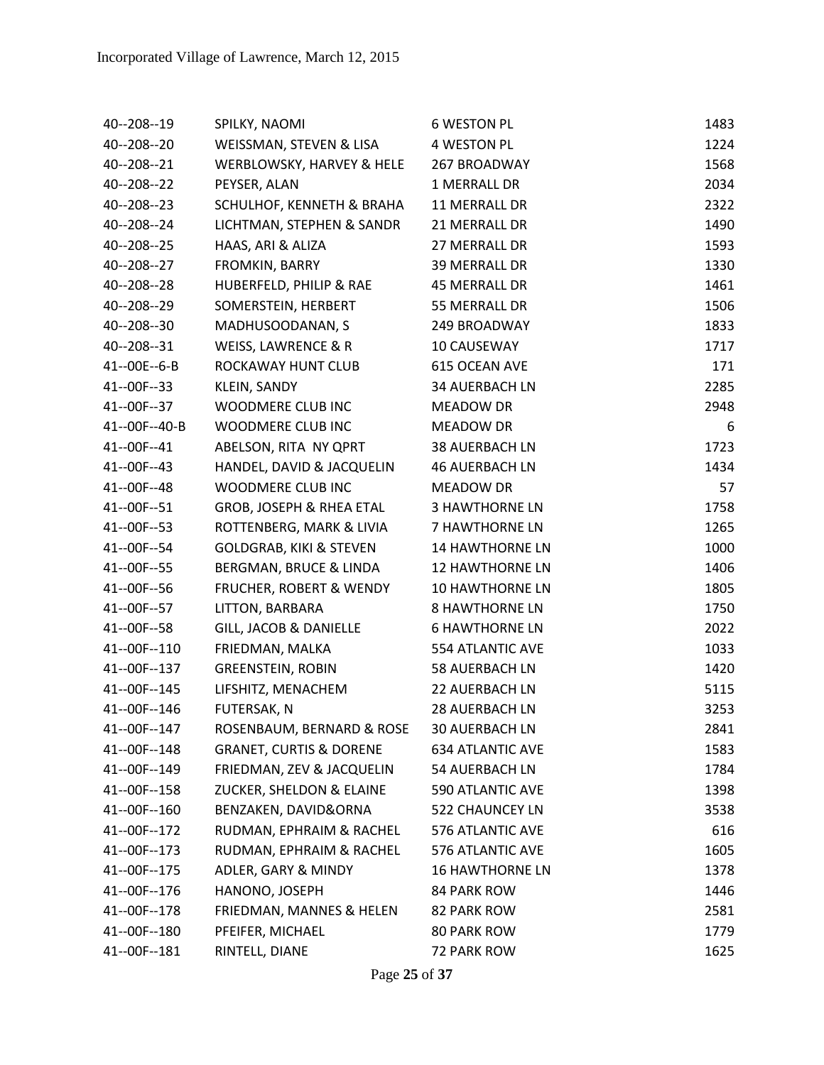| | | | |
|---|---|---|---|
| 40--208--19 | SPILKY, NAOMI | 6 WESTON PL | 1483 |
| 40--208--20 | WEISSMAN, STEVEN & LISA | 4 WESTON PL | 1224 |
| 40--208--21 | WERBLOWSKY, HARVEY & HELE | 267 BROADWAY | 1568 |
| 40--208--22 | PEYSER, ALAN | 1 MERRALL DR | 2034 |
| 40--208--23 | SCHULHOF, KENNETH & BRAHA | 11 MERRALL DR | 2322 |
| 40--208--24 | LICHTMAN, STEPHEN & SANDR | 21 MERRALL DR | 1490 |
| 40--208--25 | HAAS, ARI & ALIZA | 27 MERRALL DR | 1593 |
| 40--208--27 | FROMKIN, BARRY | 39 MERRALL DR | 1330 |
| 40--208--28 | HUBERFELD, PHILIP & RAE | 45 MERRALL DR | 1461 |
| 40--208--29 | SOMERSTEIN, HERBERT | 55 MERRALL DR | 1506 |
| 40--208--30 | MADHUSOODANAN, S | 249 BROADWAY | 1833 |
| 40--208--31 | WEISS, LAWRENCE & R | 10 CAUSEWAY | 1717 |
| 41--00E--6-B | ROCKAWAY HUNT CLUB | 615 OCEAN AVE | 171 |
| 41--00F--33 | KLEIN, SANDY | 34 AUERBACH LN | 2285 |
| 41--00F--37 | WOODMERE CLUB INC | MEADOW DR | 2948 |
| 41--00F--40-B | WOODMERE CLUB INC | MEADOW DR | 6 |
| 41--00F--41 | ABELSON, RITA NY QPRT | 38 AUERBACH LN | 1723 |
| 41--00F--43 | HANDEL, DAVID & JACQUELIN | 46 AUERBACH LN | 1434 |
| 41--00F--48 | WOODMERE CLUB INC | MEADOW DR | 57 |
| 41--00F--51 | GROB, JOSEPH & RHEA ETAL | 3 HAWTHORNE LN | 1758 |
| 41--00F--53 | ROTTENBERG, MARK & LIVIA | 7 HAWTHORNE LN | 1265 |
| 41--00F--54 | GOLDGRAB, KIKI & STEVEN | 14 HAWTHORNE LN | 1000 |
| 41--00F--55 | BERGMAN, BRUCE & LINDA | 12 HAWTHORNE LN | 1406 |
| 41--00F--56 | FRUCHER, ROBERT & WENDY | 10 HAWTHORNE LN | 1805 |
| 41--00F--57 | LITTON, BARBARA | 8 HAWTHORNE LN | 1750 |
| 41--00F--58 | GILL, JACOB & DANIELLE | 6 HAWTHORNE LN | 2022 |
| 41--00F--110 | FRIEDMAN, MALKA | 554 ATLANTIC AVE | 1033 |
| 41--00F--137 | GREENSTEIN, ROBIN | 58 AUERBACH LN | 1420 |
| 41--00F--145 | LIFSHITZ, MENACHEM | 22 AUERBACH LN | 5115 |
| 41--00F--146 | FUTERSAK, N | 28 AUERBACH LN | 3253 |
| 41--00F--147 | ROSENBAUM, BERNARD & ROSE | 30 AUERBACH LN | 2841 |
| 41--00F--148 | GRANET, CURTIS & DORENE | 634 ATLANTIC AVE | 1583 |
| 41--00F--149 | FRIEDMAN, ZEV & JACQUELIN | 54 AUERBACH LN | 1784 |
| 41--00F--158 | ZUCKER, SHELDON & ELAINE | 590 ATLANTIC AVE | 1398 |
| 41--00F--160 | BENZAKEN, DAVID&ORNA | 522 CHAUNCEY LN | 3538 |
| 41--00F--172 | RUDMAN, EPHRAIM & RACHEL | 576 ATLANTIC AVE | 616 |
| 41--00F--173 | RUDMAN, EPHRAIM & RACHEL | 576 ATLANTIC AVE | 1605 |
| 41--00F--175 | ADLER, GARY & MINDY | 16 HAWTHORNE LN | 1378 |
| 41--00F--176 | HANONO, JOSEPH | 84 PARK ROW | 1446 |
| 41--00F--178 | FRIEDMAN, MANNES & HELEN | 82 PARK ROW | 2581 |
| 41--00F--180 | PFEIFER, MICHAEL | 80 PARK ROW | 1779 |
| 41--00F--181 | RINTELL, DIANE | 72 PARK ROW | 1625 |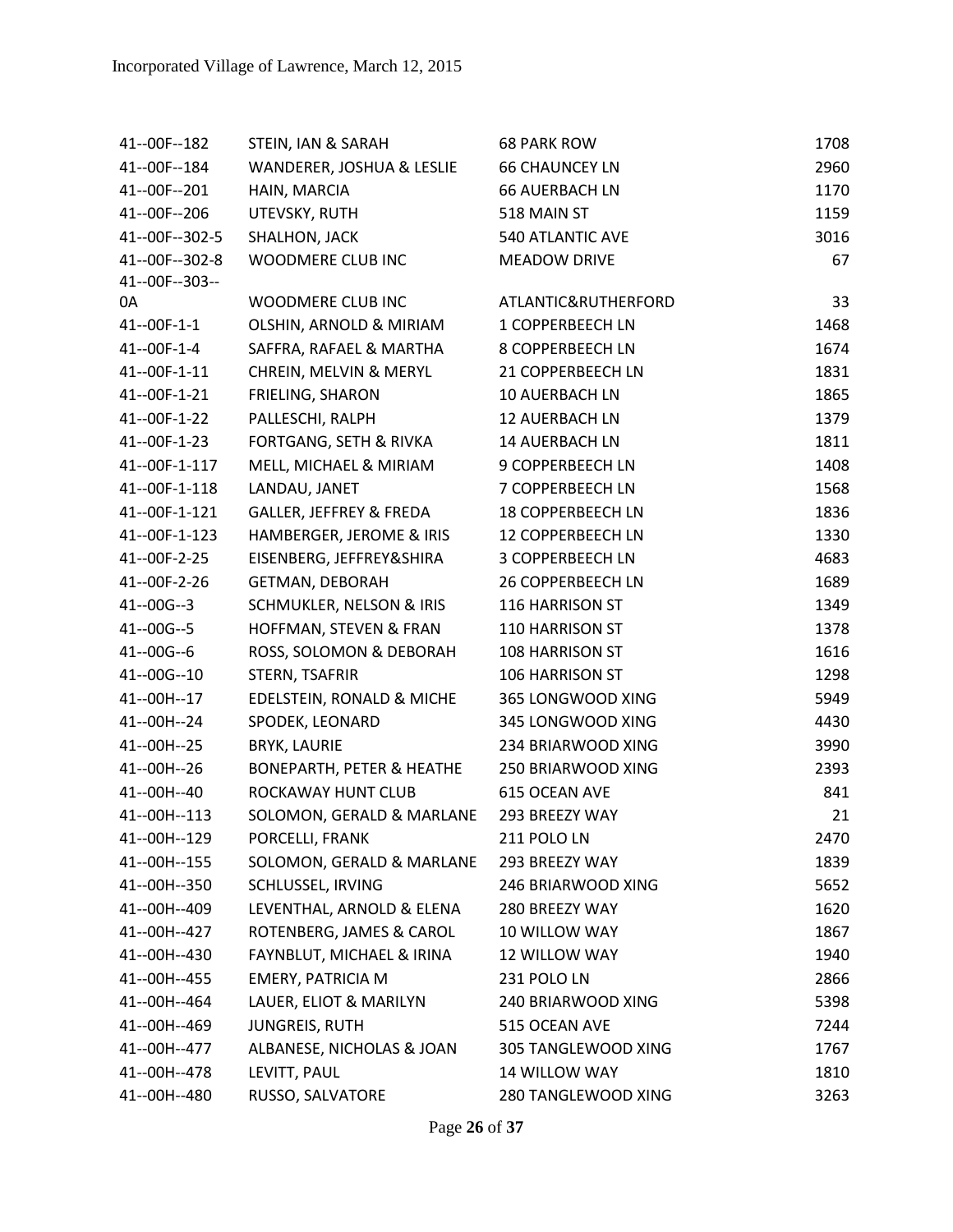| | | | |
|---|---|---|---|
| 41--00F--182 | STEIN, IAN & SARAH | 68 PARK ROW | 1708 |
| 41--00F--184 | WANDERER, JOSHUA & LESLIE | 66 CHAUNCEY LN | 2960 |
| 41--00F--201 | HAIN, MARCIA | 66 AUERBACH LN | 1170 |
| 41--00F--206 | UTEVSKY, RUTH | 518 MAIN ST | 1159 |
| 41--00F--302-5 | SHALHON, JACK | 540 ATLANTIC AVE | 3016 |
| 41--00F--302-8 | WOODMERE CLUB INC | MEADOW DRIVE | 67 |
| 41--00F--303--0A | WOODMERE CLUB INC | ATLANTIC&RUTHERFORD | 33 |
| 41--00F-1-1 | OLSHIN, ARNOLD & MIRIAM | 1 COPPERBEECH LN | 1468 |
| 41--00F-1-4 | SAFFRA, RAFAEL & MARTHA | 8 COPPERBEECH LN | 1674 |
| 41--00F-1-11 | CHREIN, MELVIN & MERYL | 21 COPPERBEECH LN | 1831 |
| 41--00F-1-21 | FRIELING, SHARON | 10 AUERBACH LN | 1865 |
| 41--00F-1-22 | PALLESCHI, RALPH | 12 AUERBACH LN | 1379 |
| 41--00F-1-23 | FORTGANG, SETH & RIVKA | 14 AUERBACH LN | 1811 |
| 41--00F-1-117 | MELL, MICHAEL & MIRIAM | 9 COPPERBEECH LN | 1408 |
| 41--00F-1-118 | LANDAU, JANET | 7 COPPERBEECH LN | 1568 |
| 41--00F-1-121 | GALLER, JEFFREY & FREDA | 18 COPPERBEECH LN | 1836 |
| 41--00F-1-123 | HAMBERGER, JEROME & IRIS | 12 COPPERBEECH LN | 1330 |
| 41--00F-2-25 | EISENBERG, JEFFREY&SHIRA | 3 COPPERBEECH LN | 4683 |
| 41--00F-2-26 | GETMAN, DEBORAH | 26 COPPERBEECH LN | 1689 |
| 41--00G--3 | SCHMUKLER, NELSON & IRIS | 116 HARRISON ST | 1349 |
| 41--00G--5 | HOFFMAN, STEVEN & FRAN | 110 HARRISON ST | 1378 |
| 41--00G--6 | ROSS, SOLOMON & DEBORAH | 108 HARRISON ST | 1616 |
| 41--00G--10 | STERN, TSAFRIR | 106 HARRISON ST | 1298 |
| 41--00H--17 | EDELSTEIN, RONALD & MICHE | 365 LONGWOOD XING | 5949 |
| 41--00H--24 | SPODEK, LEONARD | 345 LONGWOOD XING | 4430 |
| 41--00H--25 | BRYK, LAURIE | 234 BRIARWOOD XING | 3990 |
| 41--00H--26 | BONEPARTH, PETER & HEATHE | 250 BRIARWOOD XING | 2393 |
| 41--00H--40 | ROCKAWAY HUNT CLUB | 615 OCEAN AVE | 841 |
| 41--00H--113 | SOLOMON, GERALD & MARLANE | 293 BREEZY WAY | 21 |
| 41--00H--129 | PORCELLI, FRANK | 211 POLO LN | 2470 |
| 41--00H--155 | SOLOMON, GERALD & MARLANE | 293 BREEZY WAY | 1839 |
| 41--00H--350 | SCHLUSSEL, IRVING | 246 BRIARWOOD XING | 5652 |
| 41--00H--409 | LEVENTHAL, ARNOLD & ELENA | 280 BREEZY WAY | 1620 |
| 41--00H--427 | ROTENBERG, JAMES & CAROL | 10 WILLOW WAY | 1867 |
| 41--00H--430 | FAYNBLUT, MICHAEL & IRINA | 12 WILLOW WAY | 1940 |
| 41--00H--455 | EMERY, PATRICIA M | 231 POLO LN | 2866 |
| 41--00H--464 | LAUER, ELIOT & MARILYN | 240 BRIARWOOD XING | 5398 |
| 41--00H--469 | JUNGREIS, RUTH | 515 OCEAN AVE | 7244 |
| 41--00H--477 | ALBANESE, NICHOLAS & JOAN | 305 TANGLEWOOD XING | 1767 |
| 41--00H--478 | LEVITT, PAUL | 14 WILLOW WAY | 1810 |
| 41--00H--480 | RUSSO, SALVATORE | 280 TANGLEWOOD XING | 3263 |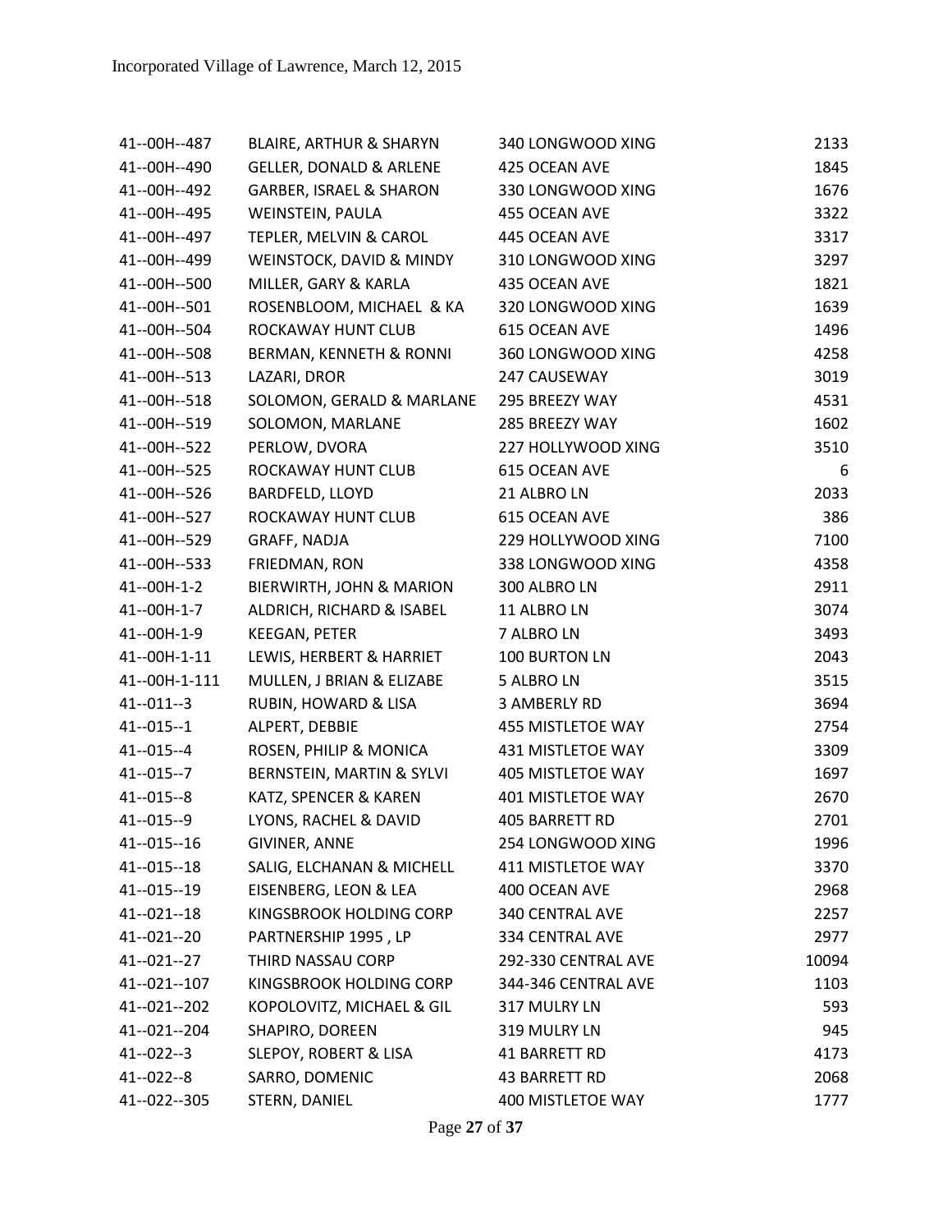| | | | |
|---|---|---|---|
| 41--00H--487 | BLAIRE, ARTHUR & SHARYN | 340 LONGWOOD XING | 2133 |
| 41--00H--490 | GELLER, DONALD & ARLENE | 425 OCEAN AVE | 1845 |
| 41--00H--492 | GARBER, ISRAEL & SHARON | 330 LONGWOOD XING | 1676 |
| 41--00H--495 | WEINSTEIN, PAULA | 455 OCEAN AVE | 3322 |
| 41--00H--497 | TEPLER, MELVIN & CAROL | 445 OCEAN AVE | 3317 |
| 41--00H--499 | WEINSTOCK, DAVID & MINDY | 310 LONGWOOD XING | 3297 |
| 41--00H--500 | MILLER, GARY & KARLA | 435 OCEAN AVE | 1821 |
| 41--00H--501 | ROSENBLOOM, MICHAEL & KA | 320 LONGWOOD XING | 1639 |
| 41--00H--504 | ROCKAWAY HUNT CLUB | 615 OCEAN AVE | 1496 |
| 41--00H--508 | BERMAN, KENNETH & RONNI | 360 LONGWOOD XING | 4258 |
| 41--00H--513 | LAZARI, DROR | 247 CAUSEWAY | 3019 |
| 41--00H--518 | SOLOMON, GERALD & MARLANE | 295 BREEZY WAY | 4531 |
| 41--00H--519 | SOLOMON, MARLANE | 285 BREEZY WAY | 1602 |
| 41--00H--522 | PERLOW, DVORA | 227 HOLLYWOOD XING | 3510 |
| 41--00H--525 | ROCKAWAY HUNT CLUB | 615 OCEAN AVE | 6 |
| 41--00H--526 | BARDFELD, LLOYD | 21 ALBRO LN | 2033 |
| 41--00H--527 | ROCKAWAY HUNT CLUB | 615 OCEAN AVE | 386 |
| 41--00H--529 | GRAFF, NADJA | 229 HOLLYWOOD XING | 7100 |
| 41--00H--533 | FRIEDMAN, RON | 338 LONGWOOD XING | 4358 |
| 41--00H-1-2 | BIERWIRTH, JOHN & MARION | 300 ALBRO LN | 2911 |
| 41--00H-1-7 | ALDRICH, RICHARD & ISABEL | 11 ALBRO LN | 3074 |
| 41--00H-1-9 | KEEGAN, PETER | 7 ALBRO LN | 3493 |
| 41--00H-1-11 | LEWIS, HERBERT & HARRIET | 100 BURTON LN | 2043 |
| 41--00H-1-111 | MULLEN, J BRIAN & ELIZABE | 5 ALBRO LN | 3515 |
| 41--011--3 | RUBIN, HOWARD & LISA | 3 AMBERLY RD | 3694 |
| 41--015--1 | ALPERT, DEBBIE | 455 MISTLETOE WAY | 2754 |
| 41--015--4 | ROSEN, PHILIP & MONICA | 431 MISTLETOE WAY | 3309 |
| 41--015--7 | BERNSTEIN, MARTIN & SYLVI | 405 MISTLETOE WAY | 1697 |
| 41--015--8 | KATZ, SPENCER & KAREN | 401 MISTLETOE WAY | 2670 |
| 41--015--9 | LYONS, RACHEL & DAVID | 405 BARRETT RD | 2701 |
| 41--015--16 | GIVINER, ANNE | 254 LONGWOOD XING | 1996 |
| 41--015--18 | SALIG, ELCHANAN & MICHELL | 411 MISTLETOE WAY | 3370 |
| 41--015--19 | EISENBERG, LEON & LEA | 400 OCEAN AVE | 2968 |
| 41--021--18 | KINGSBROOK HOLDING CORP | 340 CENTRAL AVE | 2257 |
| 41--021--20 | PARTNERSHIP 1995 , LP | 334 CENTRAL AVE | 2977 |
| 41--021--27 | THIRD NASSAU CORP | 292-330 CENTRAL AVE | 10094 |
| 41--021--107 | KINGSBROOK HOLDING CORP | 344-346 CENTRAL AVE | 1103 |
| 41--021--202 | KOPOLOVITZ, MICHAEL & GIL | 317 MULRY LN | 593 |
| 41--021--204 | SHAPIRO, DOREEN | 319 MULRY LN | 945 |
| 41--022--3 | SLEPOY, ROBERT & LISA | 41 BARRETT RD | 4173 |
| 41--022--8 | SARRO, DOMENIC | 43 BARRETT RD | 2068 |
| 41--022--305 | STERN, DANIEL | 400 MISTLETOE WAY | 1777 |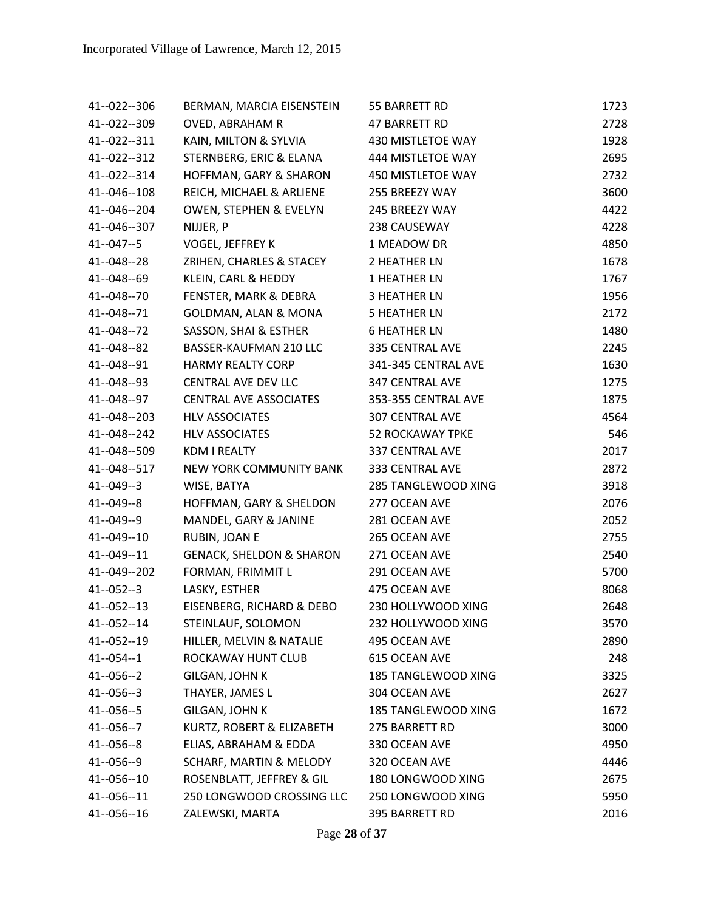| | | | |
|---|---|---|---|
| 41--022--306 | BERMAN, MARCIA EISENSTEIN | 55 BARRETT RD | 1723 |
| 41--022--309 | OVED, ABRAHAM R | 47 BARRETT RD | 2728 |
| 41--022--311 | KAIN, MILTON & SYLVIA | 430 MISTLETOE WAY | 1928 |
| 41--022--312 | STERNBERG, ERIC & ELANA | 444 MISTLETOE WAY | 2695 |
| 41--022--314 | HOFFMAN, GARY & SHARON | 450 MISTLETOE WAY | 2732 |
| 41--046--108 | REICH, MICHAEL & ARLIENE | 255 BREEZY WAY | 3600 |
| 41--046--204 | OWEN, STEPHEN & EVELYN | 245 BREEZY WAY | 4422 |
| 41--046--307 | NIJJER, P | 238 CAUSEWAY | 4228 |
| 41--047--5 | VOGEL, JEFFREY K | 1 MEADOW DR | 4850 |
| 41--048--28 | ZRIHEN, CHARLES & STACEY | 2 HEATHER LN | 1678 |
| 41--048--69 | KLEIN, CARL & HEDDY | 1 HEATHER LN | 1767 |
| 41--048--70 | FENSTER, MARK & DEBRA | 3 HEATHER LN | 1956 |
| 41--048--71 | GOLDMAN, ALAN & MONA | 5 HEATHER LN | 2172 |
| 41--048--72 | SASSON, SHAI & ESTHER | 6 HEATHER LN | 1480 |
| 41--048--82 | BASSER-KAUFMAN 210 LLC | 335 CENTRAL AVE | 2245 |
| 41--048--91 | HARMY REALTY CORP | 341-345 CENTRAL AVE | 1630 |
| 41--048--93 | CENTRAL AVE DEV LLC | 347 CENTRAL AVE | 1275 |
| 41--048--97 | CENTRAL AVE ASSOCIATES | 353-355 CENTRAL AVE | 1875 |
| 41--048--203 | HLV ASSOCIATES | 307 CENTRAL AVE | 4564 |
| 41--048--242 | HLV ASSOCIATES | 52 ROCKAWAY TPKE | 546 |
| 41--048--509 | KDM I REALTY | 337 CENTRAL AVE | 2017 |
| 41--048--517 | NEW YORK COMMUNITY BANK | 333 CENTRAL AVE | 2872 |
| 41--049--3 | WISE, BATYA | 285 TANGLEWOOD XING | 3918 |
| 41--049--8 | HOFFMAN, GARY & SHELDON | 277 OCEAN AVE | 2076 |
| 41--049--9 | MANDEL, GARY & JANINE | 281 OCEAN AVE | 2052 |
| 41--049--10 | RUBIN, JOAN E | 265 OCEAN AVE | 2755 |
| 41--049--11 | GENACK, SHELDON & SHARON | 271 OCEAN AVE | 2540 |
| 41--049--202 | FORMAN, FRIMMIT L | 291 OCEAN AVE | 5700 |
| 41--052--3 | LASKY, ESTHER | 475 OCEAN AVE | 8068 |
| 41--052--13 | EISENBERG, RICHARD & DEBO | 230 HOLLYWOOD XING | 2648 |
| 41--052--14 | STEINLAUF, SOLOMON | 232 HOLLYWOOD XING | 3570 |
| 41--052--19 | HILLER, MELVIN & NATALIE | 495 OCEAN AVE | 2890 |
| 41--054--1 | ROCKAWAY HUNT CLUB | 615 OCEAN AVE | 248 |
| 41--056--2 | GILGAN, JOHN K | 185 TANGLEWOOD XING | 3325 |
| 41--056--3 | THAYER, JAMES L | 304 OCEAN AVE | 2627 |
| 41--056--5 | GILGAN, JOHN K | 185 TANGLEWOOD XING | 1672 |
| 41--056--7 | KURTZ, ROBERT & ELIZABETH | 275 BARRETT RD | 3000 |
| 41--056--8 | ELIAS, ABRAHAM & EDDA | 330 OCEAN AVE | 4950 |
| 41--056--9 | SCHARF, MARTIN & MELODY | 320 OCEAN AVE | 4446 |
| 41--056--10 | ROSENBLATT, JEFFREY & GIL | 180 LONGWOOD XING | 2675 |
| 41--056--11 | 250 LONGWOOD CROSSING LLC | 250 LONGWOOD XING | 5950 |
| 41--056--16 | ZALEWSKI, MARTA | 395 BARRETT RD | 2016 |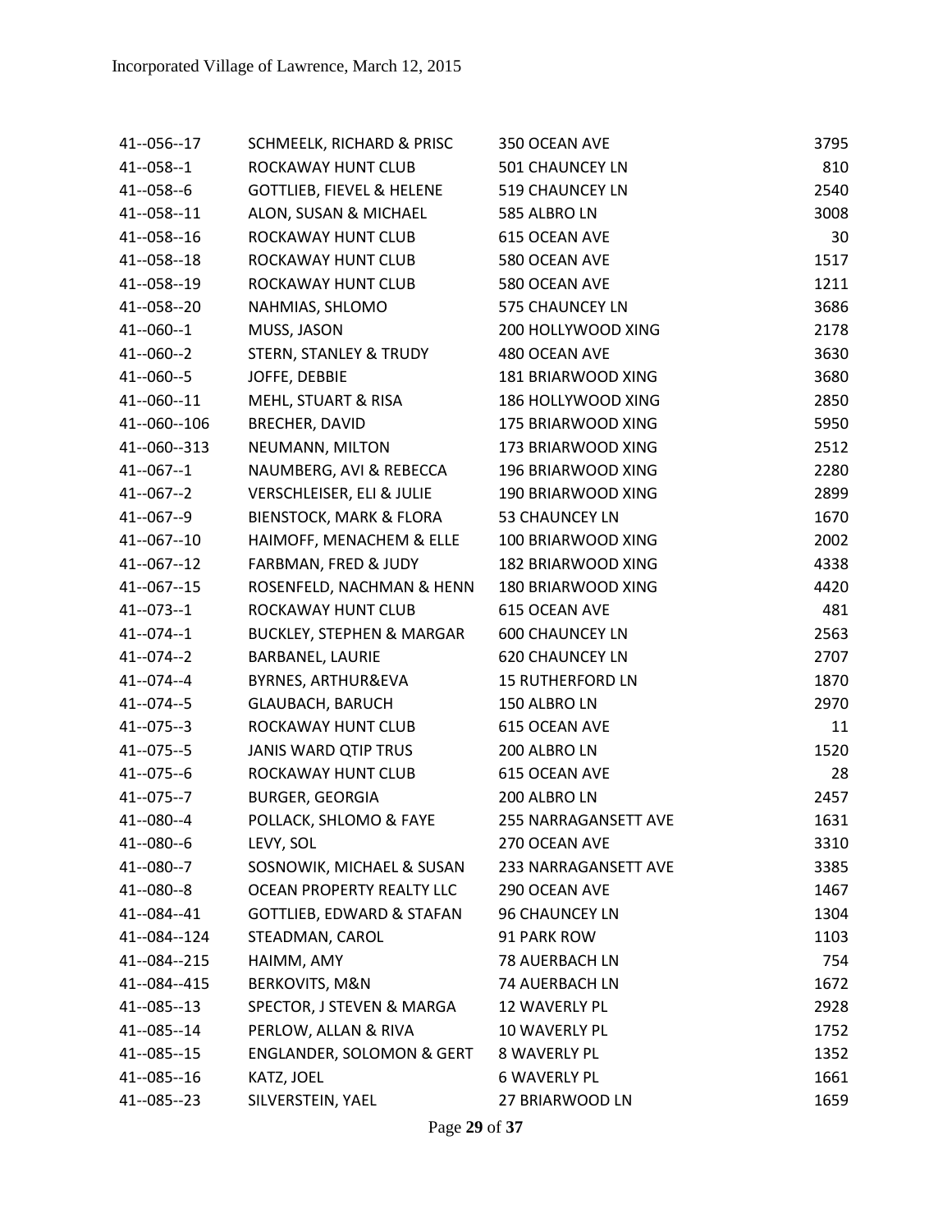| | | | |
|---|---|---|---|
| 41--056--17 | SCHMEELK, RICHARD & PRISC | 350 OCEAN AVE | 3795 |
| 41--058--1 | ROCKAWAY HUNT CLUB | 501 CHAUNCEY LN | 810 |
| 41--058--6 | GOTTLIEB, FIEVEL & HELENE | 519 CHAUNCEY LN | 2540 |
| 41--058--11 | ALON, SUSAN & MICHAEL | 585 ALBRO LN | 3008 |
| 41--058--16 | ROCKAWAY HUNT CLUB | 615 OCEAN AVE | 30 |
| 41--058--18 | ROCKAWAY HUNT CLUB | 580 OCEAN AVE | 1517 |
| 41--058--19 | ROCKAWAY HUNT CLUB | 580 OCEAN AVE | 1211 |
| 41--058--20 | NAHMIAS, SHLOMO | 575 CHAUNCEY LN | 3686 |
| 41--060--1 | MUSS, JASON | 200 HOLLYWOOD XING | 2178 |
| 41--060--2 | STERN, STANLEY & TRUDY | 480 OCEAN AVE | 3630 |
| 41--060--5 | JOFFE, DEBBIE | 181 BRIARWOOD XING | 3680 |
| 41--060--11 | MEHL, STUART & RISA | 186 HOLLYWOOD XING | 2850 |
| 41--060--106 | BRECHER, DAVID | 175 BRIARWOOD XING | 5950 |
| 41--060--313 | NEUMANN, MILTON | 173 BRIARWOOD XING | 2512 |
| 41--067--1 | NAUMBERG, AVI & REBECCA | 196 BRIARWOOD XING | 2280 |
| 41--067--2 | VERSCHLEISER, ELI & JULIE | 190 BRIARWOOD XING | 2899 |
| 41--067--9 | BIENSTOCK, MARK & FLORA | 53 CHAUNCEY LN | 1670 |
| 41--067--10 | HAIMOFF, MENACHEM & ELLE | 100 BRIARWOOD XING | 2002 |
| 41--067--12 | FARBMAN, FRED & JUDY | 182 BRIARWOOD XING | 4338 |
| 41--067--15 | ROSENFELD, NACHMAN & HENN | 180 BRIARWOOD XING | 4420 |
| 41--073--1 | ROCKAWAY HUNT CLUB | 615 OCEAN AVE | 481 |
| 41--074--1 | BUCKLEY, STEPHEN & MARGAR | 600 CHAUNCEY LN | 2563 |
| 41--074--2 | BARBANEL, LAURIE | 620 CHAUNCEY LN | 2707 |
| 41--074--4 | BYRNES, ARTHUR&EVA | 15 RUTHERFORD LN | 1870 |
| 41--074--5 | GLAUBACH, BARUCH | 150 ALBRO LN | 2970 |
| 41--075--3 | ROCKAWAY HUNT CLUB | 615 OCEAN AVE | 11 |
| 41--075--5 | JANIS WARD QTIP TRUS | 200 ALBRO LN | 1520 |
| 41--075--6 | ROCKAWAY HUNT CLUB | 615 OCEAN AVE | 28 |
| 41--075--7 | BURGER, GEORGIA | 200 ALBRO LN | 2457 |
| 41--080--4 | POLLACK, SHLOMO & FAYE | 255 NARRAGANSETT AVE | 1631 |
| 41--080--6 | LEVY, SOL | 270 OCEAN AVE | 3310 |
| 41--080--7 | SOSNOWIK, MICHAEL & SUSAN | 233 NARRAGANSETT AVE | 3385 |
| 41--080--8 | OCEAN PROPERTY REALTY LLC | 290 OCEAN AVE | 1467 |
| 41--084--41 | GOTTLIEB, EDWARD & STAFAN | 96 CHAUNCEY LN | 1304 |
| 41--084--124 | STEADMAN, CAROL | 91 PARK ROW | 1103 |
| 41--084--215 | HAIMM, AMY | 78 AUERBACH LN | 754 |
| 41--084--415 | BERKOVITS, M&N | 74 AUERBACH LN | 1672 |
| 41--085--13 | SPECTOR, J STEVEN & MARGA | 12 WAVERLY PL | 2928 |
| 41--085--14 | PERLOW, ALLAN & RIVA | 10 WAVERLY PL | 1752 |
| 41--085--15 | ENGLANDER, SOLOMON & GERT | 8 WAVERLY PL | 1352 |
| 41--085--16 | KATZ, JOEL | 6 WAVERLY PL | 1661 |
| 41--085--23 | SILVERSTEIN, YAEL | 27 BRIARWOOD LN | 1659 |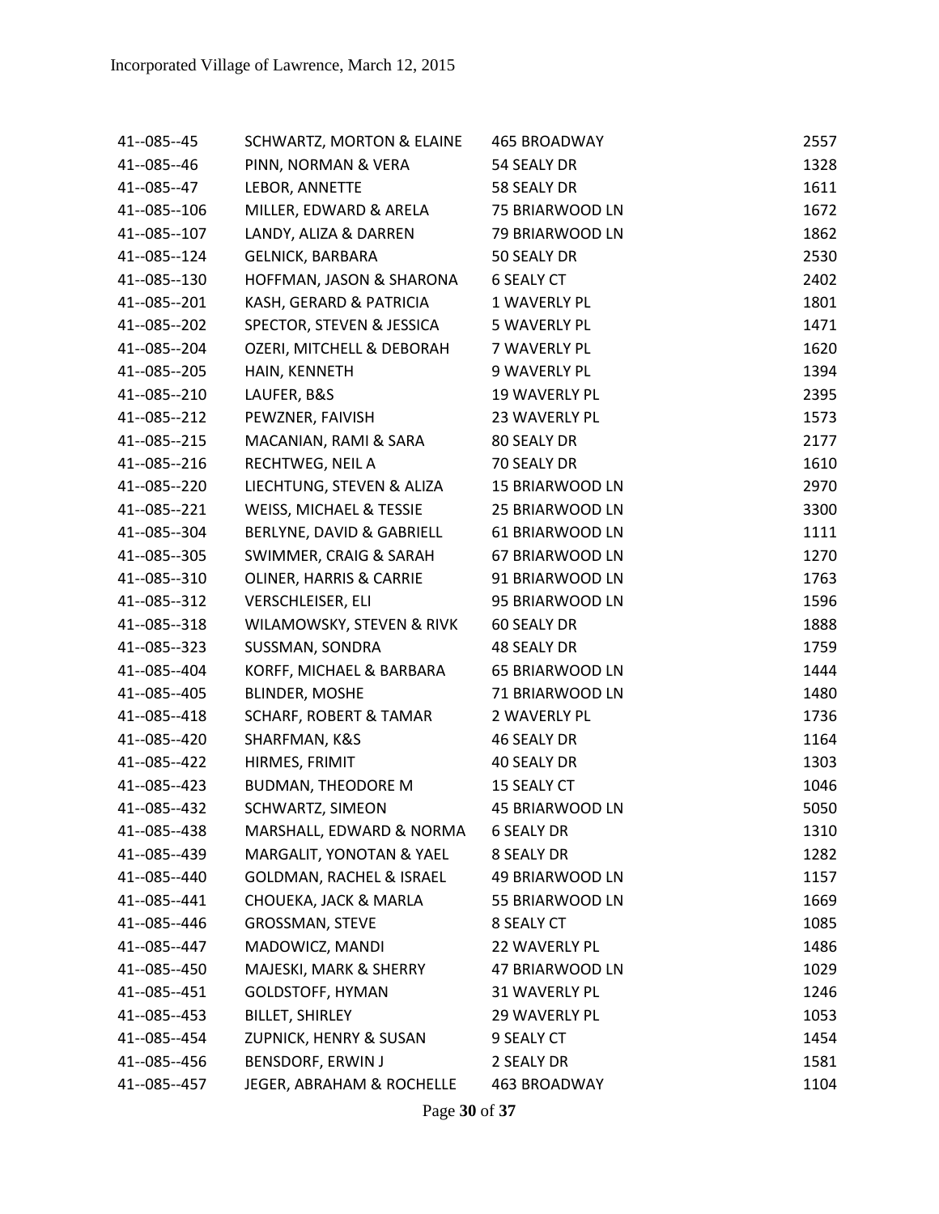| | | | |
|---|---|---|---|
| 41--085--45 | SCHWARTZ, MORTON & ELAINE | 465 BROADWAY | 2557 |
| 41--085--46 | PINN, NORMAN & VERA | 54 SEALY DR | 1328 |
| 41--085--47 | LEBOR, ANNETTE | 58 SEALY DR | 1611 |
| 41--085--106 | MILLER, EDWARD & ARELA | 75 BRIARWOOD LN | 1672 |
| 41--085--107 | LANDY, ALIZA & DARREN | 79 BRIARWOOD LN | 1862 |
| 41--085--124 | GELNICK, BARBARA | 50 SEALY DR | 2530 |
| 41--085--130 | HOFFMAN, JASON & SHARONA | 6 SEALY CT | 2402 |
| 41--085--201 | KASH, GERARD & PATRICIA | 1 WAVERLY PL | 1801 |
| 41--085--202 | SPECTOR, STEVEN & JESSICA | 5 WAVERLY PL | 1471 |
| 41--085--204 | OZERI, MITCHELL & DEBORAH | 7 WAVERLY PL | 1620 |
| 41--085--205 | HAIN, KENNETH | 9 WAVERLY PL | 1394 |
| 41--085--210 | LAUFER, B&S | 19 WAVERLY PL | 2395 |
| 41--085--212 | PEWZNER, FAIVISH | 23 WAVERLY PL | 1573 |
| 41--085--215 | MACANIAN, RAMI & SARA | 80 SEALY DR | 2177 |
| 41--085--216 | RECHTWEG, NEIL A | 70 SEALY DR | 1610 |
| 41--085--220 | LIECHTUNG, STEVEN & ALIZA | 15 BRIARWOOD LN | 2970 |
| 41--085--221 | WEISS, MICHAEL & TESSIE | 25 BRIARWOOD LN | 3300 |
| 41--085--304 | BERLYNE, DAVID & GABRIELL | 61 BRIARWOOD LN | 1111 |
| 41--085--305 | SWIMMER, CRAIG & SARAH | 67 BRIARWOOD LN | 1270 |
| 41--085--310 | OLINER, HARRIS & CARRIE | 91 BRIARWOOD LN | 1763 |
| 41--085--312 | VERSCHLEISER, ELI | 95 BRIARWOOD LN | 1596 |
| 41--085--318 | WILAMOWSKY, STEVEN & RIVK | 60 SEALY DR | 1888 |
| 41--085--323 | SUSSMAN, SONDRA | 48 SEALY DR | 1759 |
| 41--085--404 | KORFF, MICHAEL & BARBARA | 65 BRIARWOOD LN | 1444 |
| 41--085--405 | BLINDER, MOSHE | 71 BRIARWOOD LN | 1480 |
| 41--085--418 | SCHARF, ROBERT & TAMAR | 2 WAVERLY PL | 1736 |
| 41--085--420 | SHARFMAN, K&S | 46 SEALY DR | 1164 |
| 41--085--422 | HIRMES, FRIMIT | 40 SEALY DR | 1303 |
| 41--085--423 | BUDMAN, THEODORE M | 15 SEALY CT | 1046 |
| 41--085--432 | SCHWARTZ, SIMEON | 45 BRIARWOOD LN | 5050 |
| 41--085--438 | MARSHALL, EDWARD & NORMA | 6 SEALY DR | 1310 |
| 41--085--439 | MARGALIT, YONOTAN & YAEL | 8 SEALY DR | 1282 |
| 41--085--440 | GOLDMAN, RACHEL & ISRAEL | 49 BRIARWOOD LN | 1157 |
| 41--085--441 | CHOUEKA, JACK & MARLA | 55 BRIARWOOD LN | 1669 |
| 41--085--446 | GROSSMAN, STEVE | 8 SEALY CT | 1085 |
| 41--085--447 | MADOWICZ, MANDI | 22 WAVERLY PL | 1486 |
| 41--085--450 | MAJESKI, MARK & SHERRY | 47 BRIARWOOD LN | 1029 |
| 41--085--451 | GOLDSTOFF, HYMAN | 31 WAVERLY PL | 1246 |
| 41--085--453 | BILLET, SHIRLEY | 29 WAVERLY PL | 1053 |
| 41--085--454 | ZUPNICK, HENRY & SUSAN | 9 SEALY CT | 1454 |
| 41--085--456 | BENSDORF, ERWIN J | 2 SEALY DR | 1581 |
| 41--085--457 | JEGER, ABRAHAM & ROCHELLE | 463 BROADWAY | 1104 |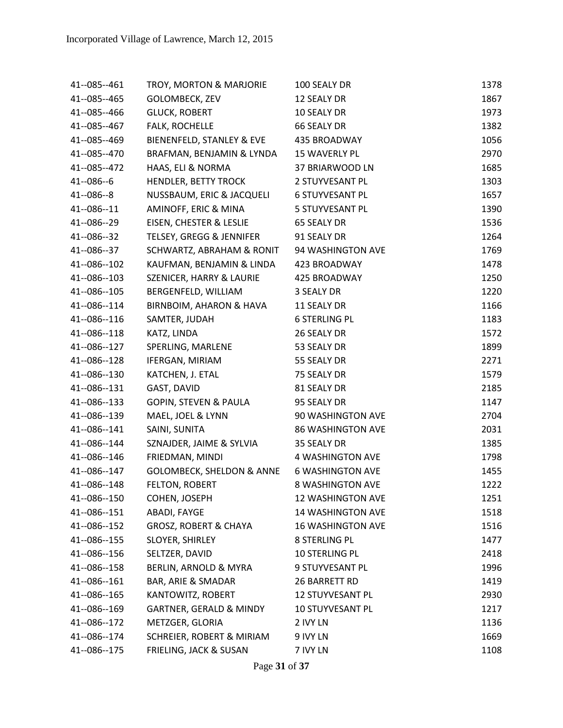| 41--085--461 | TROY, MORTON & MARJORIE | 100 SEALY DR | 1378 |
|---|---|---|---|
| 41--085--465 | GOLOMBECK, ZEV | 12 SEALY DR | 1867 |
| 41--085--466 | GLUCK, ROBERT | 10 SEALY DR | 1973 |
| 41--085--467 | FALK, ROCHELLE | 66 SEALY DR | 1382 |
| 41--085--469 | BIENENFELD, STANLEY & EVE | 435 BROADWAY | 1056 |
| 41--085--470 | BRAFMAN, BENJAMIN & LYNDA | 15 WAVERLY PL | 2970 |
| 41--085--472 | HAAS, ELI & NORMA | 37 BRIARWOOD LN | 1685 |
| 41--086--6 | HENDLER, BETTY TROCK | 2 STUYVESANT PL | 1303 |
| 41--086--8 | NUSSBAUM, ERIC & JACQUELI | 6 STUYVESANT PL | 1657 |
| 41--086--11 | AMINOFF, ERIC & MINA | 5 STUYVESANT PL | 1390 |
| 41--086--29 | EISEN, CHESTER & LESLIE | 65 SEALY DR | 1536 |
| 41--086--32 | TELSEY, GREGG & JENNIFER | 91 SEALY DR | 1264 |
| 41--086--37 | SCHWARTZ, ABRAHAM & RONIT | 94 WASHINGTON AVE | 1769 |
| 41--086--102 | KAUFMAN, BENJAMIN & LINDA | 423 BROADWAY | 1478 |
| 41--086--103 | SZENICER, HARRY & LAURIE | 425 BROADWAY | 1250 |
| 41--086--105 | BERGENFELD, WILLIAM | 3 SEALY DR | 1220 |
| 41--086--114 | BIRNBOIM, AHARON & HAVA | 11 SEALY DR | 1166 |
| 41--086--116 | SAMTER, JUDAH | 6 STERLING PL | 1183 |
| 41--086--118 | KATZ, LINDA | 26 SEALY DR | 1572 |
| 41--086--127 | SPERLING, MARLENE | 53 SEALY DR | 1899 |
| 41--086--128 | IFERGAN, MIRIAM | 55 SEALY DR | 2271 |
| 41--086--130 | KATCHEN, J. ETAL | 75 SEALY DR | 1579 |
| 41--086--131 | GAST, DAVID | 81 SEALY DR | 2185 |
| 41--086--133 | GOPIN, STEVEN & PAULA | 95 SEALY DR | 1147 |
| 41--086--139 | MAEL, JOEL & LYNN | 90 WASHINGTON AVE | 2704 |
| 41--086--141 | SAINI, SUNITA | 86 WASHINGTON AVE | 2031 |
| 41--086--144 | SZNAJDER, JAIME & SYLVIA | 35 SEALY DR | 1385 |
| 41--086--146 | FRIEDMAN, MINDI | 4 WASHINGTON AVE | 1798 |
| 41--086--147 | GOLOMBECK, SHELDON & ANNE | 6 WASHINGTON AVE | 1455 |
| 41--086--148 | FELTON, ROBERT | 8 WASHINGTON AVE | 1222 |
| 41--086--150 | COHEN, JOSEPH | 12 WASHINGTON AVE | 1251 |
| 41--086--151 | ABADI, FAYGE | 14 WASHINGTON AVE | 1518 |
| 41--086--152 | GROSZ, ROBERT & CHAYA | 16 WASHINGTON AVE | 1516 |
| 41--086--155 | SLOYER, SHIRLEY | 8 STERLING PL | 1477 |
| 41--086--156 | SELTZER, DAVID | 10 STERLING PL | 2418 |
| 41--086--158 | BERLIN, ARNOLD & MYRA | 9 STUYVESANT PL | 1996 |
| 41--086--161 | BAR, ARIE & SMADAR | 26 BARRETT RD | 1419 |
| 41--086--165 | KANTOWITZ, ROBERT | 12 STUYVESANT PL | 2930 |
| 41--086--169 | GARTNER, GERALD & MINDY | 10 STUYVESANT PL | 1217 |
| 41--086--172 | METZGER, GLORIA | 2 IVY LN | 1136 |
| 41--086--174 | SCHREIER, ROBERT & MIRIAM | 9 IVY LN | 1669 |
| 41--086--175 | FRIELING, JACK & SUSAN | 7 IVY LN | 1108 |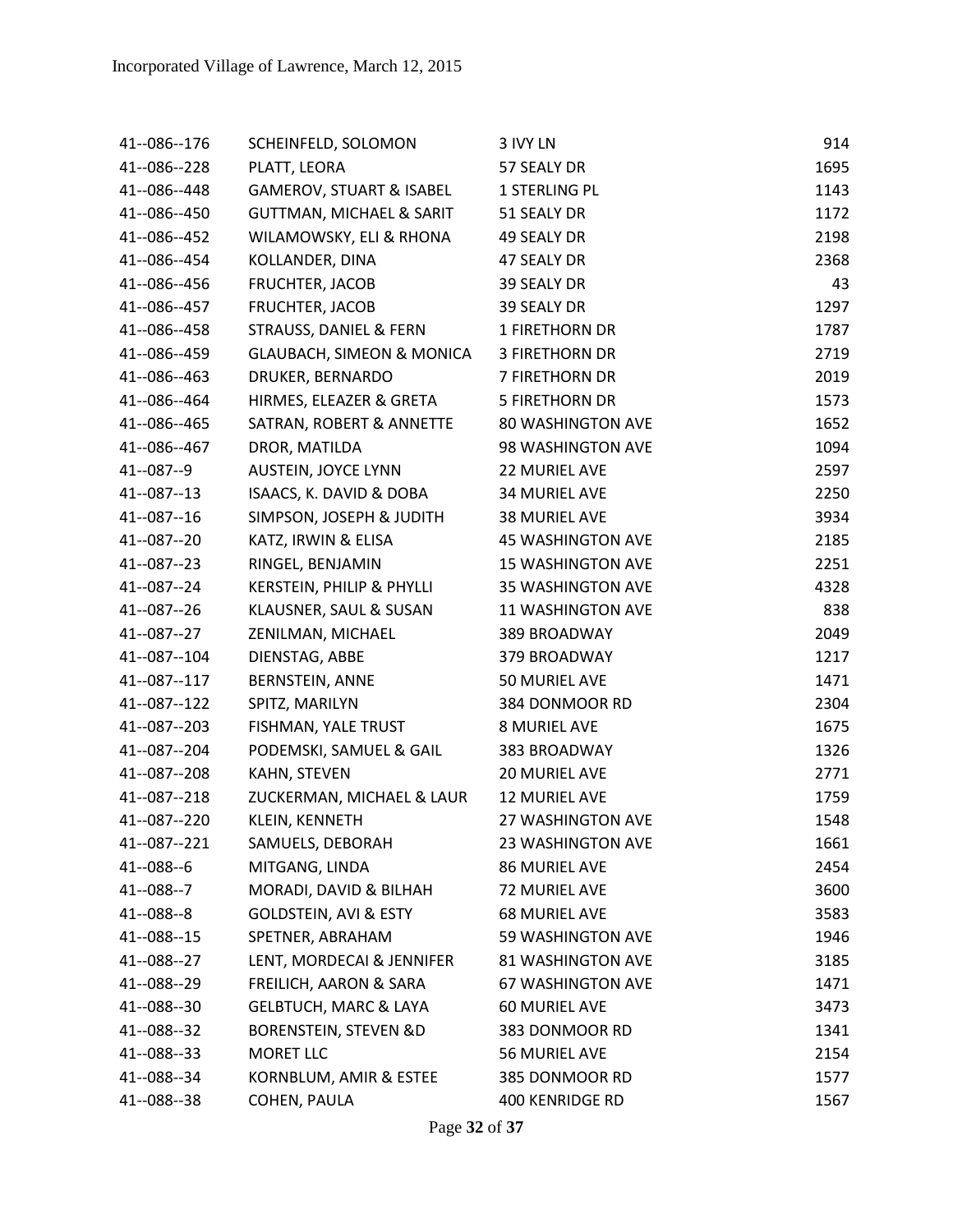| | | | |
|---|---|---|---|
| 41--086--176 | SCHEINFELD, SOLOMON | 3 IVY LN | 914 |
| 41--086--228 | PLATT, LEORA | 57 SEALY DR | 1695 |
| 41--086--448 | GAMEROV, STUART & ISABEL | 1 STERLING PL | 1143 |
| 41--086--450 | GUTTMAN, MICHAEL & SARIT | 51 SEALY DR | 1172 |
| 41--086--452 | WILAMOWSKY, ELI & RHONA | 49 SEALY DR | 2198 |
| 41--086--454 | KOLLANDER, DINA | 47 SEALY DR | 2368 |
| 41--086--456 | FRUCHTER, JACOB | 39 SEALY DR | 43 |
| 41--086--457 | FRUCHTER, JACOB | 39 SEALY DR | 1297 |
| 41--086--458 | STRAUSS, DANIEL & FERN | 1 FIRETHORN DR | 1787 |
| 41--086--459 | GLAUBACH, SIMEON & MONICA | 3 FIRETHORN DR | 2719 |
| 41--086--463 | DRUKER, BERNARDO | 7 FIRETHORN DR | 2019 |
| 41--086--464 | HIRMES, ELEAZER & GRETA | 5 FIRETHORN DR | 1573 |
| 41--086--465 | SATRAN, ROBERT & ANNETTE | 80 WASHINGTON AVE | 1652 |
| 41--086--467 | DROR, MATILDA | 98 WASHINGTON AVE | 1094 |
| 41--087--9 | AUSTEIN, JOYCE LYNN | 22 MURIEL AVE | 2597 |
| 41--087--13 | ISAACS, K. DAVID & DOBA | 34 MURIEL AVE | 2250 |
| 41--087--16 | SIMPSON, JOSEPH & JUDITH | 38 MURIEL AVE | 3934 |
| 41--087--20 | KATZ, IRWIN & ELISA | 45 WASHINGTON AVE | 2185 |
| 41--087--23 | RINGEL, BENJAMIN | 15 WASHINGTON AVE | 2251 |
| 41--087--24 | KERSTEIN, PHILIP & PHYLLI | 35 WASHINGTON AVE | 4328 |
| 41--087--26 | KLAUSNER, SAUL & SUSAN | 11 WASHINGTON AVE | 838 |
| 41--087--27 | ZENILMAN, MICHAEL | 389 BROADWAY | 2049 |
| 41--087--104 | DIENSTAG, ABBE | 379 BROADWAY | 1217 |
| 41--087--117 | BERNSTEIN, ANNE | 50 MURIEL AVE | 1471 |
| 41--087--122 | SPITZ, MARILYN | 384 DONMOOR RD | 2304 |
| 41--087--203 | FISHMAN, YALE TRUST | 8 MURIEL AVE | 1675 |
| 41--087--204 | PODEMSKI, SAMUEL & GAIL | 383 BROADWAY | 1326 |
| 41--087--208 | KAHN, STEVEN | 20 MURIEL AVE | 2771 |
| 41--087--218 | ZUCKERMAN, MICHAEL & LAUR | 12 MURIEL AVE | 1759 |
| 41--087--220 | KLEIN, KENNETH | 27 WASHINGTON AVE | 1548 |
| 41--087--221 | SAMUELS, DEBORAH | 23 WASHINGTON AVE | 1661 |
| 41--088--6 | MITGANG, LINDA | 86 MURIEL AVE | 2454 |
| 41--088--7 | MORADI, DAVID & BILHAH | 72 MURIEL AVE | 3600 |
| 41--088--8 | GOLDSTEIN, AVI & ESTY | 68 MURIEL AVE | 3583 |
| 41--088--15 | SPETNER, ABRAHAM | 59 WASHINGTON AVE | 1946 |
| 41--088--27 | LENT, MORDECAI & JENNIFER | 81 WASHINGTON AVE | 3185 |
| 41--088--29 | FREILICH, AARON & SARA | 67 WASHINGTON AVE | 1471 |
| 41--088--30 | GELBTUCH, MARC & LAYA | 60 MURIEL AVE | 3473 |
| 41--088--32 | BORENSTEIN, STEVEN &D | 383 DONMOOR RD | 1341 |
| 41--088--33 | MORET LLC | 56 MURIEL AVE | 2154 |
| 41--088--34 | KORNBLUM, AMIR & ESTEE | 385 DONMOOR RD | 1577 |
| 41--088--38 | COHEN, PAULA | 400 KENRIDGE RD | 1567 |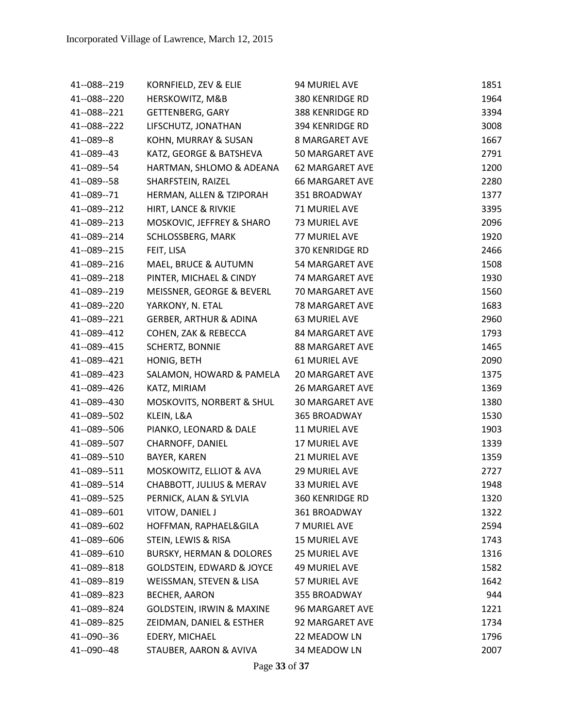| | | | |
|---|---|---|---|
| 41--088--219 | KORNFIELD, ZEV & ELIE | 94 MURIEL AVE | 1851 |
| 41--088--220 | HERSKOWITZ, M&B | 380 KENRIDGE RD | 1964 |
| 41--088--221 | GETTENBERG, GARY | 388 KENRIDGE RD | 3394 |
| 41--088--222 | LIFSCHUTZ, JONATHAN | 394 KENRIDGE RD | 3008 |
| 41--089--8 | KOHN, MURRAY & SUSAN | 8 MARGARET AVE | 1667 |
| 41--089--43 | KATZ, GEORGE & BATSHEVA | 50 MARGARET AVE | 2791 |
| 41--089--54 | HARTMAN, SHLOMO & ADEANA | 62 MARGARET AVE | 1200 |
| 41--089--58 | SHARFSTEIN, RAIZEL | 66 MARGARET AVE | 2280 |
| 41--089--71 | HERMAN, ALLEN & TZIPORAH | 351 BROADWAY | 1377 |
| 41--089--212 | HIRT, LANCE & RIVKIE | 71 MURIEL AVE | 3395 |
| 41--089--213 | MOSKOVIC, JEFFREY & SHARO | 73 MURIEL AVE | 2096 |
| 41--089--214 | SCHLOSSBERG, MARK | 77 MURIEL AVE | 1920 |
| 41--089--215 | FEIT, LISA | 370 KENRIDGE RD | 2466 |
| 41--089--216 | MAEL, BRUCE & AUTUMN | 54 MARGARET AVE | 1508 |
| 41--089--218 | PINTER, MICHAEL & CINDY | 74 MARGARET AVE | 1930 |
| 41--089--219 | MEISSNER, GEORGE & BEVERL | 70 MARGARET AVE | 1560 |
| 41--089--220 | YARKONY, N. ETAL | 78 MARGARET AVE | 1683 |
| 41--089--221 | GERBER, ARTHUR & ADINA | 63 MURIEL AVE | 2960 |
| 41--089--412 | COHEN, ZAK & REBECCA | 84 MARGARET AVE | 1793 |
| 41--089--415 | SCHERTZ, BONNIE | 88 MARGARET AVE | 1465 |
| 41--089--421 | HONIG, BETH | 61 MURIEL AVE | 2090 |
| 41--089--423 | SALAMON, HOWARD & PAMELA | 20 MARGARET AVE | 1375 |
| 41--089--426 | KATZ, MIRIAM | 26 MARGARET AVE | 1369 |
| 41--089--430 | MOSKOVITS, NORBERT & SHUL | 30 MARGARET AVE | 1380 |
| 41--089--502 | KLEIN, L&A | 365 BROADWAY | 1530 |
| 41--089--506 | PIANKO, LEONARD & DALE | 11 MURIEL AVE | 1903 |
| 41--089--507 | CHARNOFF, DANIEL | 17 MURIEL AVE | 1339 |
| 41--089--510 | BAYER, KAREN | 21 MURIEL AVE | 1359 |
| 41--089--511 | MOSKOWITZ, ELLIOT & AVA | 29 MURIEL AVE | 2727 |
| 41--089--514 | CHABBOTT, JULIUS & MERAV | 33 MURIEL AVE | 1948 |
| 41--089--525 | PERNICK, ALAN & SYLVIA | 360 KENRIDGE RD | 1320 |
| 41--089--601 | VITOW, DANIEL J | 361 BROADWAY | 1322 |
| 41--089--602 | HOFFMAN, RAPHAEL&GILA | 7 MURIEL AVE | 2594 |
| 41--089--606 | STEIN, LEWIS & RISA | 15 MURIEL AVE | 1743 |
| 41--089--610 | BURSKY, HERMAN & DOLORES | 25 MURIEL AVE | 1316 |
| 41--089--818 | GOLDSTEIN, EDWARD & JOYCE | 49 MURIEL AVE | 1582 |
| 41--089--819 | WEISSMAN, STEVEN & LISA | 57 MURIEL AVE | 1642 |
| 41--089--823 | BECHER, AARON | 355 BROADWAY | 944 |
| 41--089--824 | GOLDSTEIN, IRWIN & MAXINE | 96 MARGARET AVE | 1221 |
| 41--089--825 | ZEIDMAN, DANIEL & ESTHER | 92 MARGARET AVE | 1734 |
| 41--090--36 | EDERY, MICHAEL | 22 MEADOW LN | 1796 |
| 41--090--48 | STAUBER, AARON & AVIVA | 34 MEADOW LN | 2007 |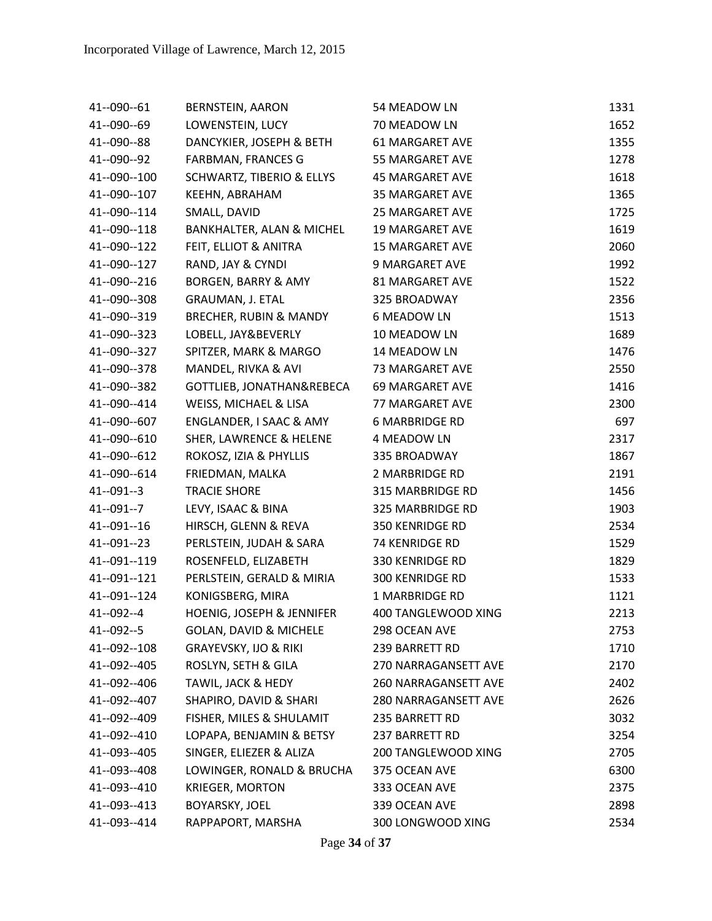| | | | |
|---|---|---|---|
| 41--090--61 | BERNSTEIN, AARON | 54 MEADOW LN | 1331 |
| 41--090--69 | LOWENSTEIN, LUCY | 70 MEADOW LN | 1652 |
| 41--090--88 | DANCYKIER, JOSEPH & BETH | 61 MARGARET AVE | 1355 |
| 41--090--92 | FARBMAN, FRANCES G | 55 MARGARET AVE | 1278 |
| 41--090--100 | SCHWARTZ, TIBERIO & ELLYS | 45 MARGARET AVE | 1618 |
| 41--090--107 | KEEHN, ABRAHAM | 35 MARGARET AVE | 1365 |
| 41--090--114 | SMALL, DAVID | 25 MARGARET AVE | 1725 |
| 41--090--118 | BANKHALTER, ALAN & MICHEL | 19 MARGARET AVE | 1619 |
| 41--090--122 | FEIT, ELLIOT & ANITRA | 15 MARGARET AVE | 2060 |
| 41--090--127 | RAND, JAY & CYNDI | 9 MARGARET AVE | 1992 |
| 41--090--216 | BORGEN, BARRY & AMY | 81 MARGARET AVE | 1522 |
| 41--090--308 | GRAUMAN, J. ETAL | 325 BROADWAY | 2356 |
| 41--090--319 | BRECHER, RUBIN & MANDY | 6 MEADOW LN | 1513 |
| 41--090--323 | LOBELL, JAY&BEVERLY | 10 MEADOW LN | 1689 |
| 41--090--327 | SPITZER, MARK & MARGO | 14 MEADOW LN | 1476 |
| 41--090--378 | MANDEL, RIVKA & AVI | 73 MARGARET AVE | 2550 |
| 41--090--382 | GOTTLIEB, JONATHAN&REBECA | 69 MARGARET AVE | 1416 |
| 41--090--414 | WEISS, MICHAEL & LISA | 77 MARGARET AVE | 2300 |
| 41--090--607 | ENGLANDER, I SAAC & AMY | 6 MARBRIDGE RD | 697 |
| 41--090--610 | SHER, LAWRENCE & HELENE | 4 MEADOW LN | 2317 |
| 41--090--612 | ROKOSZ, IZIA & PHYLLIS | 335 BROADWAY | 1867 |
| 41--090--614 | FRIEDMAN, MALKA | 2 MARBRIDGE RD | 2191 |
| 41--091--3 | TRACIE SHORE | 315 MARBRIDGE RD | 1456 |
| 41--091--7 | LEVY, ISAAC & BINA | 325 MARBRIDGE RD | 1903 |
| 41--091--16 | HIRSCH, GLENN & REVA | 350 KENRIDGE RD | 2534 |
| 41--091--23 | PERLSTEIN, JUDAH & SARA | 74 KENRIDGE RD | 1529 |
| 41--091--119 | ROSENFELD, ELIZABETH | 330 KENRIDGE RD | 1829 |
| 41--091--121 | PERLSTEIN, GERALD & MIRIA | 300 KENRIDGE RD | 1533 |
| 41--091--124 | KONIGSBERG, MIRA | 1 MARBRIDGE RD | 1121 |
| 41--092--4 | HOENIG, JOSEPH & JENNIFER | 400 TANGLEWOOD XING | 2213 |
| 41--092--5 | GOLAN, DAVID & MICHELE | 298 OCEAN AVE | 2753 |
| 41--092--108 | GRAYEVSKY, IJO & RIKI | 239 BARRETT RD | 1710 |
| 41--092--405 | ROSLYN, SETH & GILA | 270 NARRAGANSETT AVE | 2170 |
| 41--092--406 | TAWIL, JACK & HEDY | 260 NARRAGANSETT AVE | 2402 |
| 41--092--407 | SHAPIRO, DAVID & SHARI | 280 NARRAGANSETT AVE | 2626 |
| 41--092--409 | FISHER, MILES & SHULAMIT | 235 BARRETT RD | 3032 |
| 41--092--410 | LOPAPA, BENJAMIN & BETSY | 237 BARRETT RD | 3254 |
| 41--093--405 | SINGER, ELIEZER & ALIZA | 200 TANGLEWOOD XING | 2705 |
| 41--093--408 | LOWINGER, RONALD & BRUCHA | 375 OCEAN AVE | 6300 |
| 41--093--410 | KRIEGER, MORTON | 333 OCEAN AVE | 2375 |
| 41--093--413 | BOYARSKY, JOEL | 339 OCEAN AVE | 2898 |
| 41--093--414 | RAPPAPORT, MARSHA | 300 LONGWOOD XING | 2534 |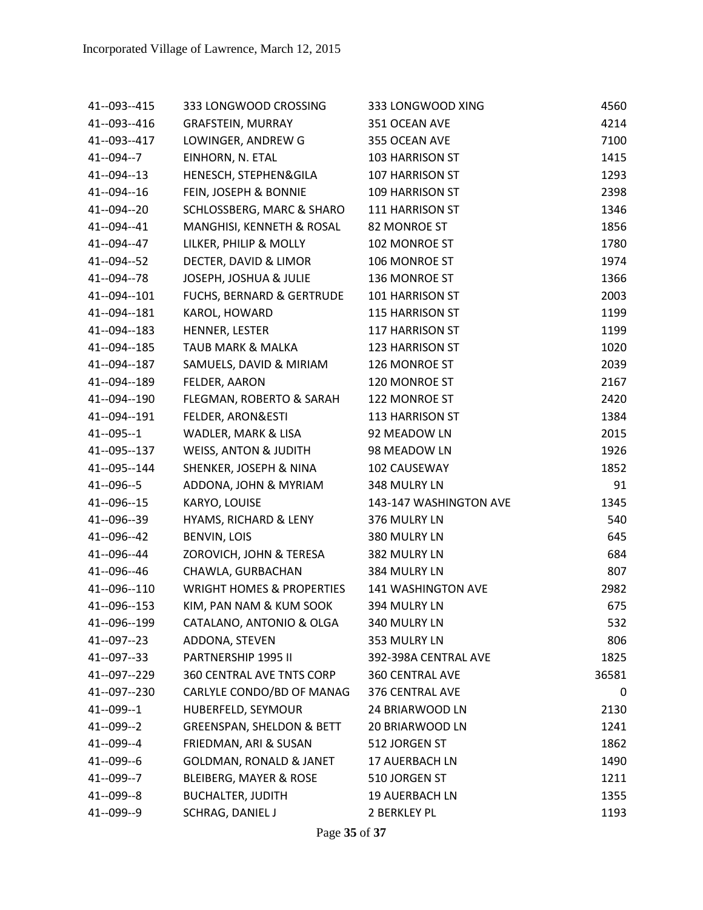| | | | |
|---|---|---|---|
| 41--093--415 | 333 LONGWOOD CROSSING | 333 LONGWOOD XING | 4560 |
| 41--093--416 | GRAFSTEIN, MURRAY | 351 OCEAN AVE | 4214 |
| 41--093--417 | LOWINGER, ANDREW G | 355 OCEAN AVE | 7100 |
| 41--094--7 | EINHORN, N. ETAL | 103 HARRISON ST | 1415 |
| 41--094--13 | HENESCH, STEPHEN&GILA | 107 HARRISON ST | 1293 |
| 41--094--16 | FEIN, JOSEPH & BONNIE | 109 HARRISON ST | 2398 |
| 41--094--20 | SCHLOSSBERG, MARC & SHARO | 111 HARRISON ST | 1346 |
| 41--094--41 | MANGHISI, KENNETH & ROSAL | 82 MONROE ST | 1856 |
| 41--094--47 | LILKER, PHILIP & MOLLY | 102 MONROE ST | 1780 |
| 41--094--52 | DECTER, DAVID & LIMOR | 106 MONROE ST | 1974 |
| 41--094--78 | JOSEPH, JOSHUA & JULIE | 136 MONROE ST | 1366 |
| 41--094--101 | FUCHS, BERNARD & GERTRUDE | 101 HARRISON ST | 2003 |
| 41--094--181 | KAROL, HOWARD | 115 HARRISON ST | 1199 |
| 41--094--183 | HENNER, LESTER | 117 HARRISON ST | 1199 |
| 41--094--185 | TAUB MARK & MALKA | 123 HARRISON ST | 1020 |
| 41--094--187 | SAMUELS, DAVID & MIRIAM | 126 MONROE ST | 2039 |
| 41--094--189 | FELDER, AARON | 120 MONROE ST | 2167 |
| 41--094--190 | FLEGMAN, ROBERTO & SARAH | 122 MONROE ST | 2420 |
| 41--094--191 | FELDER, ARON&ESTI | 113 HARRISON ST | 1384 |
| 41--095--1 | WADLER, MARK & LISA | 92 MEADOW LN | 2015 |
| 41--095--137 | WEISS, ANTON & JUDITH | 98 MEADOW LN | 1926 |
| 41--095--144 | SHENKER, JOSEPH & NINA | 102 CAUSEWAY | 1852 |
| 41--096--5 | ADDONA, JOHN & MYRIAM | 348 MULRY LN | 91 |
| 41--096--15 | KARYO, LOUISE | 143-147 WASHINGTON AVE | 1345 |
| 41--096--39 | HYAMS, RICHARD & LENY | 376 MULRY LN | 540 |
| 41--096--42 | BENVIN, LOIS | 380 MULRY LN | 645 |
| 41--096--44 | ZOROVICH, JOHN & TERESA | 382 MULRY LN | 684 |
| 41--096--46 | CHAWLA, GURBACHAN | 384 MULRY LN | 807 |
| 41--096--110 | WRIGHT HOMES & PROPERTIES | 141 WASHINGTON AVE | 2982 |
| 41--096--153 | KIM, PAN NAM & KUM SOOK | 394 MULRY LN | 675 |
| 41--096--199 | CATALANO, ANTONIO & OLGA | 340 MULRY LN | 532 |
| 41--097--23 | ADDONA, STEVEN | 353 MULRY LN | 806 |
| 41--097--33 | PARTNERSHIP 1995 II | 392-398A CENTRAL AVE | 1825 |
| 41--097--229 | 360 CENTRAL AVE TNTS CORP | 360 CENTRAL AVE | 36581 |
| 41--097--230 | CARLYLE CONDO/BD OF MANAG | 376 CENTRAL AVE | 0 |
| 41--099--1 | HUBERFELD, SEYMOUR | 24 BRIARWOOD LN | 2130 |
| 41--099--2 | GREENSPAN, SHELDON & BETT | 20 BRIARWOOD LN | 1241 |
| 41--099--4 | FRIEDMAN, ARI & SUSAN | 512 JORGEN ST | 1862 |
| 41--099--6 | GOLDMAN, RONALD & JANET | 17 AUERBACH LN | 1490 |
| 41--099--7 | BLEIBERG, MAYER & ROSE | 510 JORGEN ST | 1211 |
| 41--099--8 | BUCHALTER, JUDITH | 19 AUERBACH LN | 1355 |
| 41--099--9 | SCHRAG, DANIEL J | 2 BERKLEY PL | 1193 |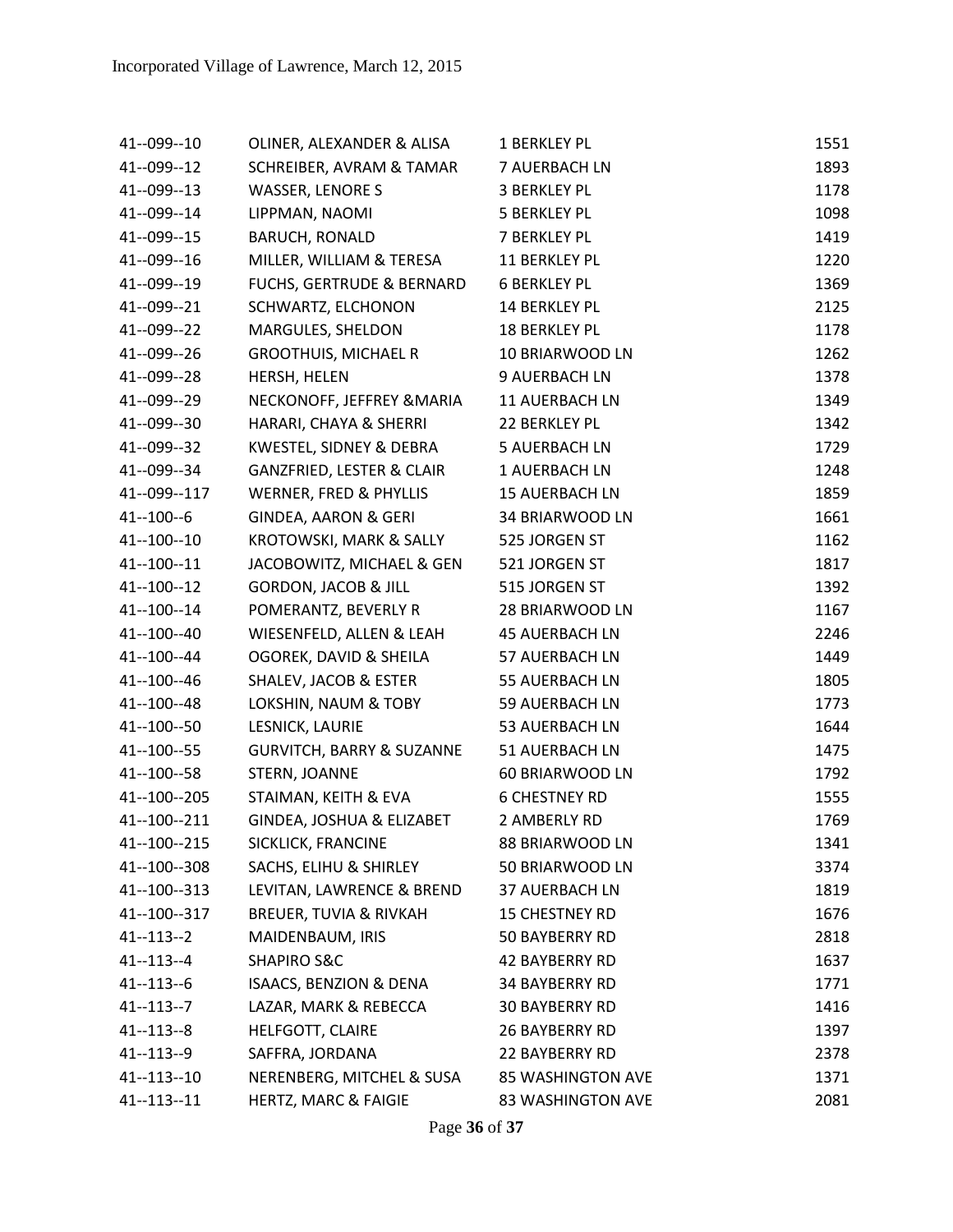| | | | |
|---|---|---|---|
| 41--099--10 | OLINER, ALEXANDER & ALISA | 1 BERKLEY PL | 1551 |
| 41--099--12 | SCHREIBER, AVRAM & TAMAR | 7 AUERBACH LN | 1893 |
| 41--099--13 | WASSER, LENORE S | 3 BERKLEY PL | 1178 |
| 41--099--14 | LIPPMAN, NAOMI | 5 BERKLEY PL | 1098 |
| 41--099--15 | BARUCH, RONALD | 7 BERKLEY PL | 1419 |
| 41--099--16 | MILLER, WILLIAM & TERESA | 11 BERKLEY PL | 1220 |
| 41--099--19 | FUCHS, GERTRUDE & BERNARD | 6 BERKLEY PL | 1369 |
| 41--099--21 | SCHWARTZ, ELCHONON | 14 BERKLEY PL | 2125 |
| 41--099--22 | MARGULES, SHELDON | 18 BERKLEY PL | 1178 |
| 41--099--26 | GROOTHUIS, MICHAEL R | 10 BRIARWOOD LN | 1262 |
| 41--099--28 | HERSH, HELEN | 9 AUERBACH LN | 1378 |
| 41--099--29 | NECKONOFF, JEFFREY &MARIA | 11 AUERBACH LN | 1349 |
| 41--099--30 | HARARI, CHAYA & SHERRI | 22 BERKLEY PL | 1342 |
| 41--099--32 | KWESTEL, SIDNEY & DEBRA | 5 AUERBACH LN | 1729 |
| 41--099--34 | GANZFRIED, LESTER & CLAIR | 1 AUERBACH LN | 1248 |
| 41--099--117 | WERNER, FRED & PHYLLIS | 15 AUERBACH LN | 1859 |
| 41--100--6 | GINDEA, AARON & GERI | 34 BRIARWOOD LN | 1661 |
| 41--100--10 | KROTOWSKI, MARK & SALLY | 525 JORGEN ST | 1162 |
| 41--100--11 | JACOBOWITZ, MICHAEL & GEN | 521 JORGEN ST | 1817 |
| 41--100--12 | GORDON, JACOB & JILL | 515 JORGEN ST | 1392 |
| 41--100--14 | POMERANTZ, BEVERLY R | 28 BRIARWOOD LN | 1167 |
| 41--100--40 | WIESENFELD, ALLEN & LEAH | 45 AUERBACH LN | 2246 |
| 41--100--44 | OGOREK, DAVID & SHEILA | 57 AUERBACH LN | 1449 |
| 41--100--46 | SHALEV, JACOB & ESTER | 55 AUERBACH LN | 1805 |
| 41--100--48 | LOKSHIN, NAUM & TOBY | 59 AUERBACH LN | 1773 |
| 41--100--50 | LESNICK, LAURIE | 53 AUERBACH LN | 1644 |
| 41--100--55 | GURVITCH, BARRY & SUZANNE | 51 AUERBACH LN | 1475 |
| 41--100--58 | STERN, JOANNE | 60 BRIARWOOD LN | 1792 |
| 41--100--205 | STAIMAN, KEITH & EVA | 6 CHESTNEY RD | 1555 |
| 41--100--211 | GINDEA, JOSHUA & ELIZABET | 2 AMBERLY RD | 1769 |
| 41--100--215 | SICKLICK, FRANCINE | 88 BRIARWOOD LN | 1341 |
| 41--100--308 | SACHS, ELIHU & SHIRLEY | 50 BRIARWOOD LN | 3374 |
| 41--100--313 | LEVITAN, LAWRENCE & BREND | 37 AUERBACH LN | 1819 |
| 41--100--317 | BREUER, TUVIA & RIVKAH | 15 CHESTNEY RD | 1676 |
| 41--113--2 | MAIDENBAUM, IRIS | 50 BAYBERRY RD | 2818 |
| 41--113--4 | SHAPIRO S&C | 42 BAYBERRY RD | 1637 |
| 41--113--6 | ISAACS, BENZION & DENA | 34 BAYBERRY RD | 1771 |
| 41--113--7 | LAZAR, MARK & REBECCA | 30 BAYBERRY RD | 1416 |
| 41--113--8 | HELFGOTT, CLAIRE | 26 BAYBERRY RD | 1397 |
| 41--113--9 | SAFFRA, JORDANA | 22 BAYBERRY RD | 2378 |
| 41--113--10 | NERENBERG, MITCHEL & SUSA | 85 WASHINGTON AVE | 1371 |
| 41--113--11 | HERTZ, MARC & FAIGIE | 83 WASHINGTON AVE | 2081 |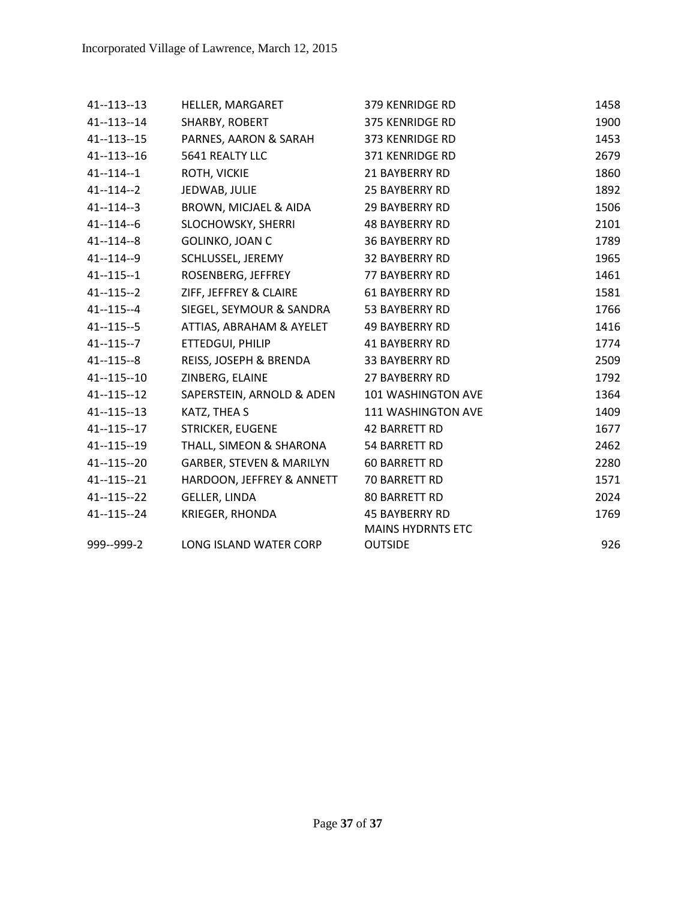| | | | |
|---|---|---|---|
| 41--113--13 | HELLER, MARGARET | 379 KENRIDGE RD | 1458 |
| 41--113--14 | SHARBY, ROBERT | 375 KENRIDGE RD | 1900 |
| 41--113--15 | PARNES, AARON & SARAH | 373 KENRIDGE RD | 1453 |
| 41--113--16 | 5641 REALTY LLC | 371 KENRIDGE RD | 2679 |
| 41--114--1 | ROTH, VICKIE | 21 BAYBERRY RD | 1860 |
| 41--114--2 | JEDWAB, JULIE | 25 BAYBERRY RD | 1892 |
| 41--114--3 | BROWN, MICJAEL & AIDA | 29 BAYBERRY RD | 1506 |
| 41--114--6 | SLOCHOWSKY, SHERRI | 48 BAYBERRY RD | 2101 |
| 41--114--8 | GOLINKO, JOAN C | 36 BAYBERRY RD | 1789 |
| 41--114--9 | SCHLUSSEL, JEREMY | 32 BAYBERRY RD | 1965 |
| 41--115--1 | ROSENBERG, JEFFREY | 77 BAYBERRY RD | 1461 |
| 41--115--2 | ZIFF, JEFFREY & CLAIRE | 61 BAYBERRY RD | 1581 |
| 41--115--4 | SIEGEL, SEYMOUR & SANDRA | 53 BAYBERRY RD | 1766 |
| 41--115--5 | ATTIAS, ABRAHAM & AYELET | 49 BAYBERRY RD | 1416 |
| 41--115--7 | ETTEDGUI, PHILIP | 41 BAYBERRY RD | 1774 |
| 41--115--8 | REISS, JOSEPH & BRENDA | 33 BAYBERRY RD | 2509 |
| 41--115--10 | ZINBERG, ELAINE | 27 BAYBERRY RD | 1792 |
| 41--115--12 | SAPERSTEIN, ARNOLD & ADEN | 101 WASHINGTON AVE | 1364 |
| 41--115--13 | KATZ, THEA S | 111 WASHINGTON AVE | 1409 |
| 41--115--17 | STRICKER, EUGENE | 42 BARRETT RD | 1677 |
| 41--115--19 | THALL, SIMEON & SHARONA | 54 BARRETT RD | 2462 |
| 41--115--20 | GARBER, STEVEN & MARILYN | 60 BARRETT RD | 2280 |
| 41--115--21 | HARDOON, JEFFREY & ANNETT | 70 BARRETT RD | 1571 |
| 41--115--22 | GELLER, LINDA | 80 BARRETT RD | 2024 |
| 41--115--24 | KRIEGER, RHONDA | 45 BAYBERRY RD | 1769 |
| 999--999-2 | LONG ISLAND WATER CORP | MAINS HYDRNTS ETC OUTSIDE | 926 |